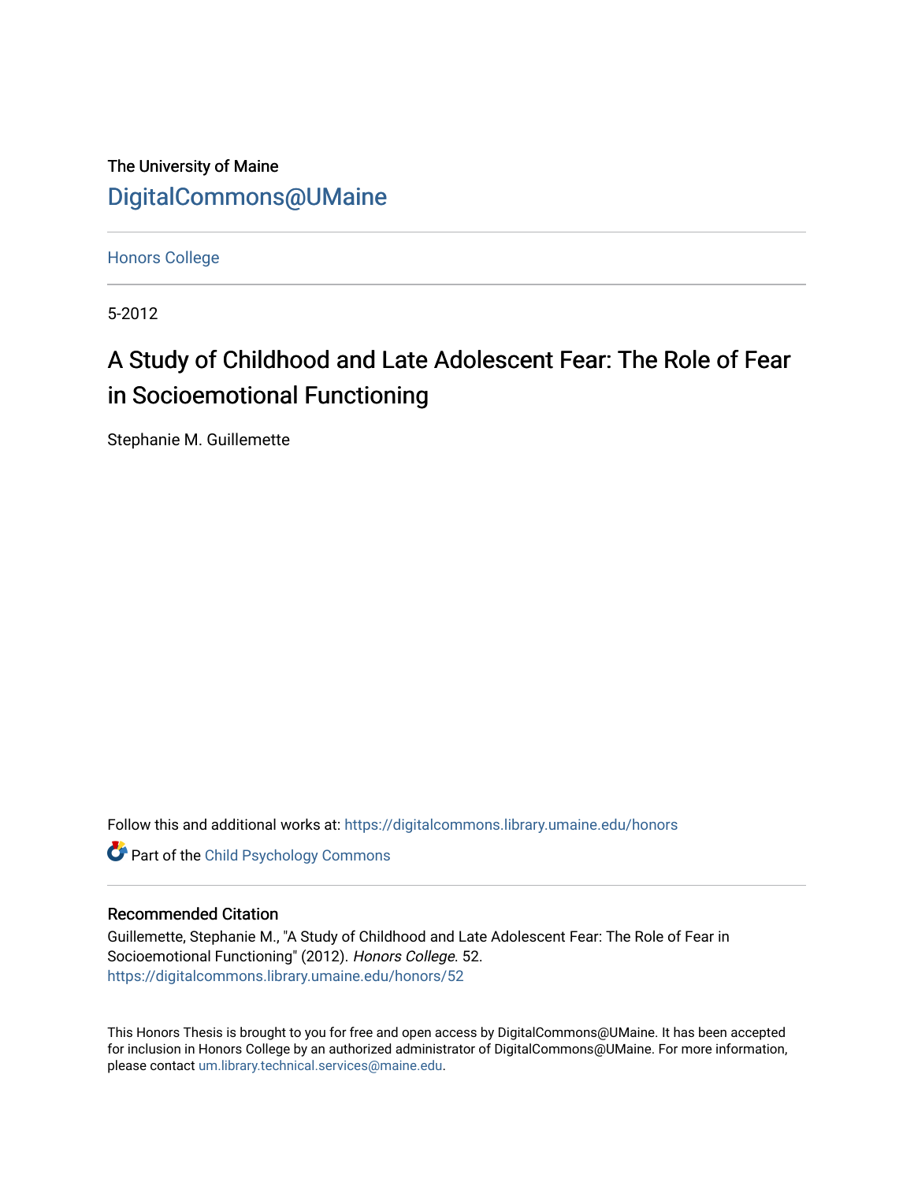The University of Maine

DigitalCommons@UMaine

Honors College

5-2012

# A Study of Childhood and Late Adolescent Fear: The Role of Fear in Socioemotional Functioning

Stephanie M. Guillemette

Follow this and additional works at: https://digitalcommons.library.umaine.edu/honors

Part of the Child Psychology Commons

## Recommended Citation

Guillemette, Stephanie M., "A Study of Childhood and Late Adolescent Fear: The Role of Fear in Socioemotional Functioning" (2012). *Honors College*. 52.
https://digitalcommons.library.umaine.edu/honors/52

This Honors Thesis is brought to you for free and open access by DigitalCommons@UMaine. It has been accepted for inclusion in Honors College by an authorized administrator of DigitalCommons@UMaine. For more information, please contact um.library.technical.services@maine.edu.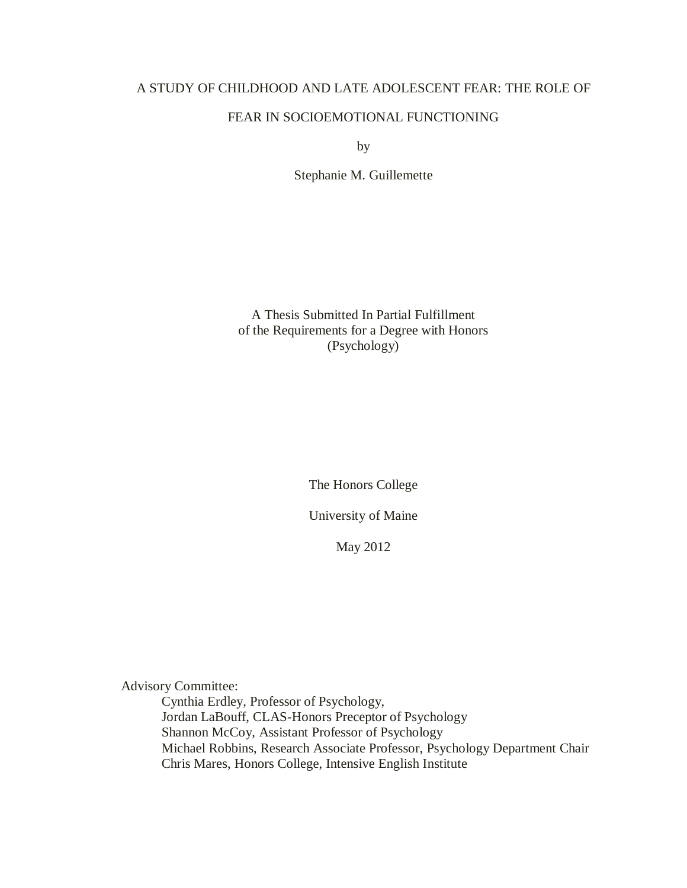# A STUDY OF CHILDHOOD AND LATE ADOLESCENT FEAR: THE ROLE OF FEAR IN SOCIOEMOTIONAL FUNCTIONING

by

Stephanie M. Guillemette

A Thesis Submitted In Partial Fulfillment
of the Requirements for a Degree with Honors
(Psychology)

The Honors College

University of Maine

May 2012

Advisory Committee:

Cynthia Erdley, Professor of Psychology,
Jordan LaBouff, CLAS-Honors Preceptor of Psychology
Shannon McCoy, Assistant Professor of Psychology
Michael Robbins, Research Associate Professor, Psychology Department Chair
Chris Mares, Honors College, Intensive English Institute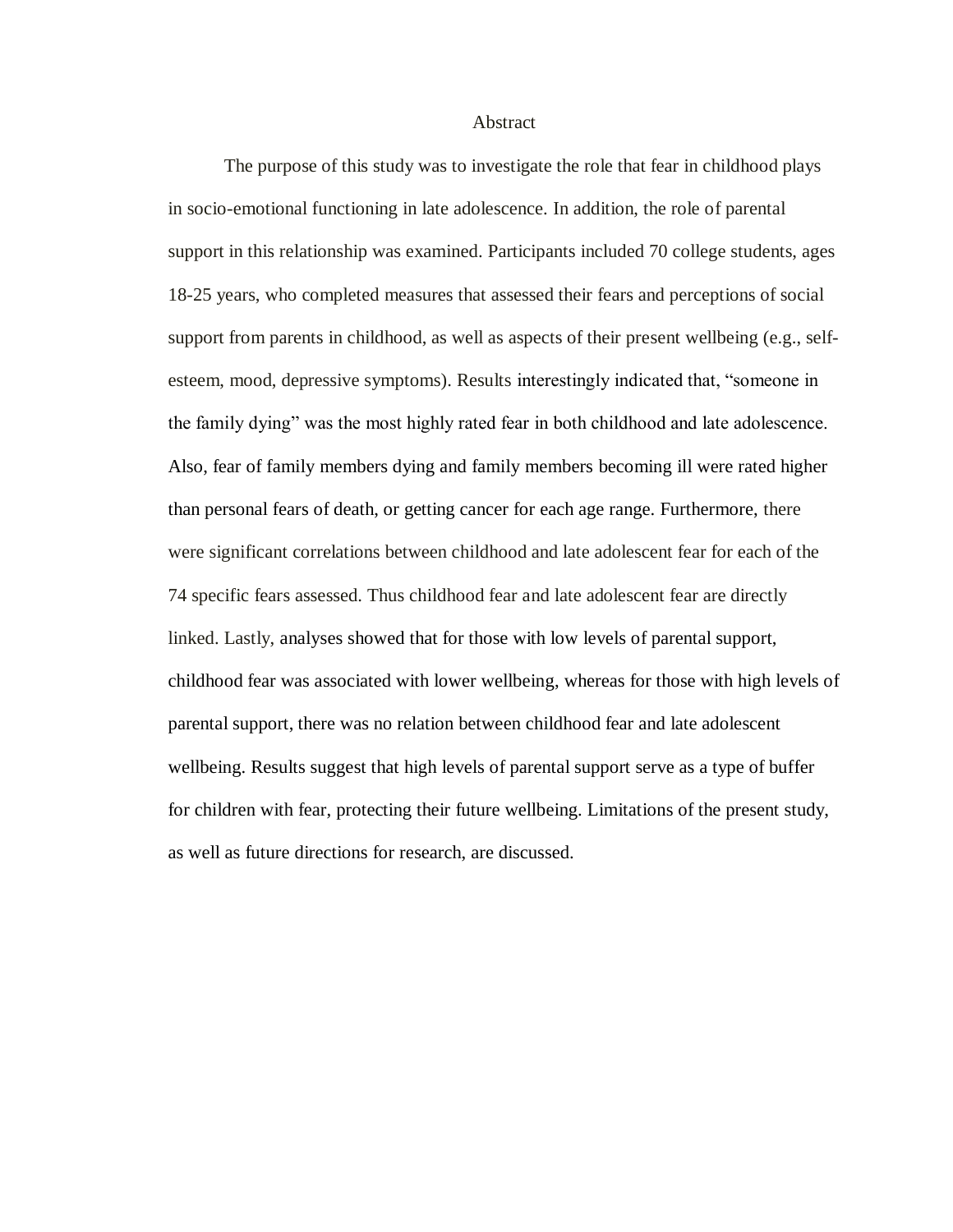# Abstract

The purpose of this study was to investigate the role that fear in childhood plays in socio-emotional functioning in late adolescence. In addition, the role of parental support in this relationship was examined. Participants included 70 college students, ages 18-25 years, who completed measures that assessed their fears and perceptions of social support from parents in childhood, as well as aspects of their present wellbeing (e.g., self-esteem, mood, depressive symptoms). Results interestingly indicated that, "someone in the family dying" was the most highly rated fear in both childhood and late adolescence. Also, fear of family members dying and family members becoming ill were rated higher than personal fears of death, or getting cancer for each age range. Furthermore, there were significant correlations between childhood and late adolescent fear for each of the 74 specific fears assessed. Thus childhood fear and late adolescent fear are directly linked. Lastly, analyses showed that for those with low levels of parental support, childhood fear was associated with lower wellbeing, whereas for those with high levels of parental support, there was no relation between childhood fear and late adolescent wellbeing. Results suggest that high levels of parental support serve as a type of buffer for children with fear, protecting their future wellbeing. Limitations of the present study, as well as future directions for research, are discussed.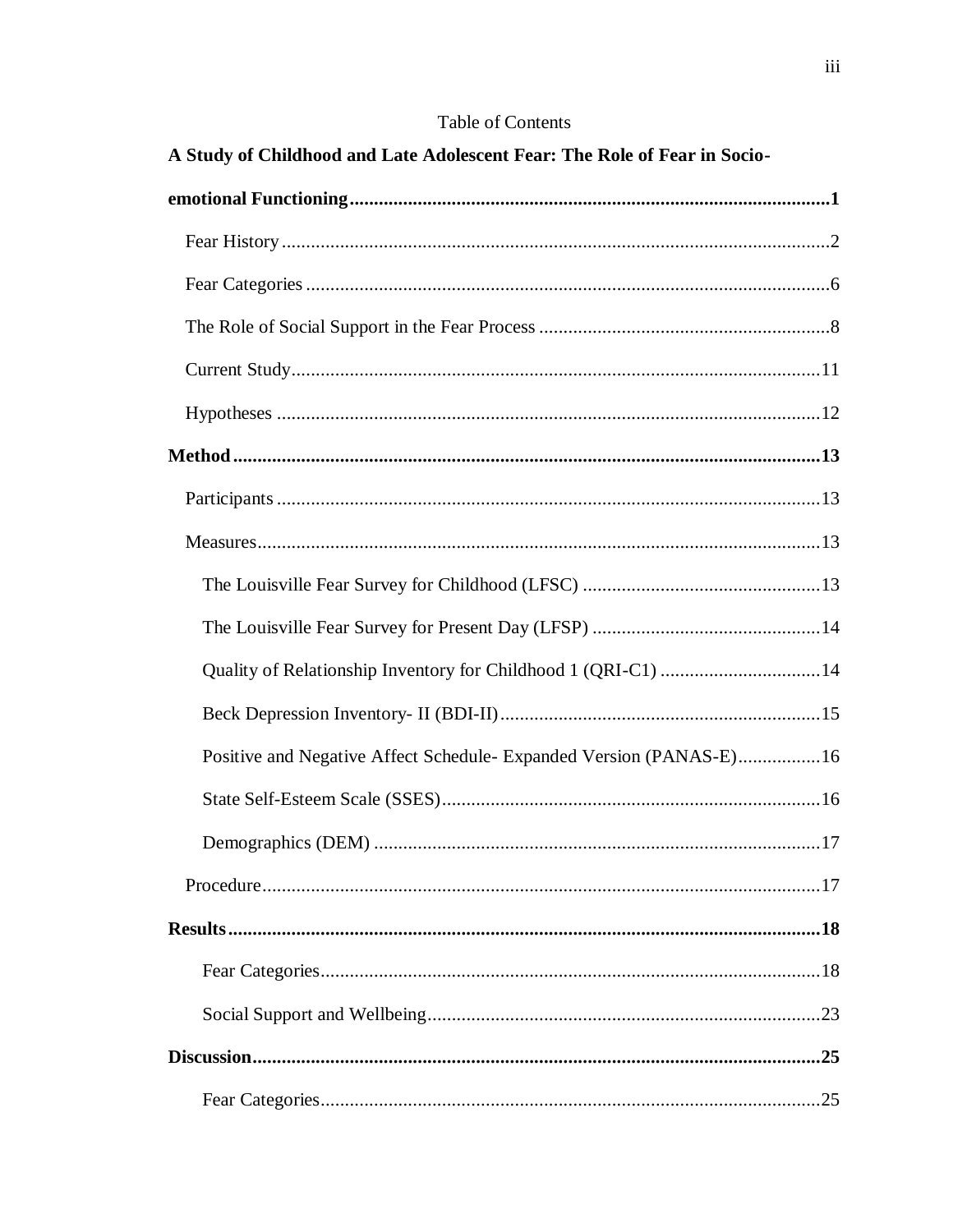Table of Contents

**A Study of Childhood and Late Adolescent Fear: The Role of Fear in Socio-emotional Functioning** .......... **1**

Fear History .......... 2

Fear Categories .......... 6

The Role of Social Support in the Fear Process .......... 8

Current Study .......... 11

Hypotheses .......... 12

**Method** .......... **13**

Participants .......... 13

Measures .......... 13

The Louisville Fear Survey for Childhood (LFSC) .......... 13

The Louisville Fear Survey for Present Day (LFSP) .......... 14

Quality of Relationship Inventory for Childhood 1 (QRI-C1) .......... 14

Beck Depression Inventory- II (BDI-II) .......... 15

Positive and Negative Affect Schedule- Expanded Version (PANAS-E) .......... 16

State Self-Esteem Scale (SSES) .......... 16

Demographics (DEM) .......... 17

Procedure .......... 17

**Results** .......... **18**

Fear Categories .......... 18

Social Support and Wellbeing .......... 23

**Discussion** .......... **25**

Fear Categories .......... 25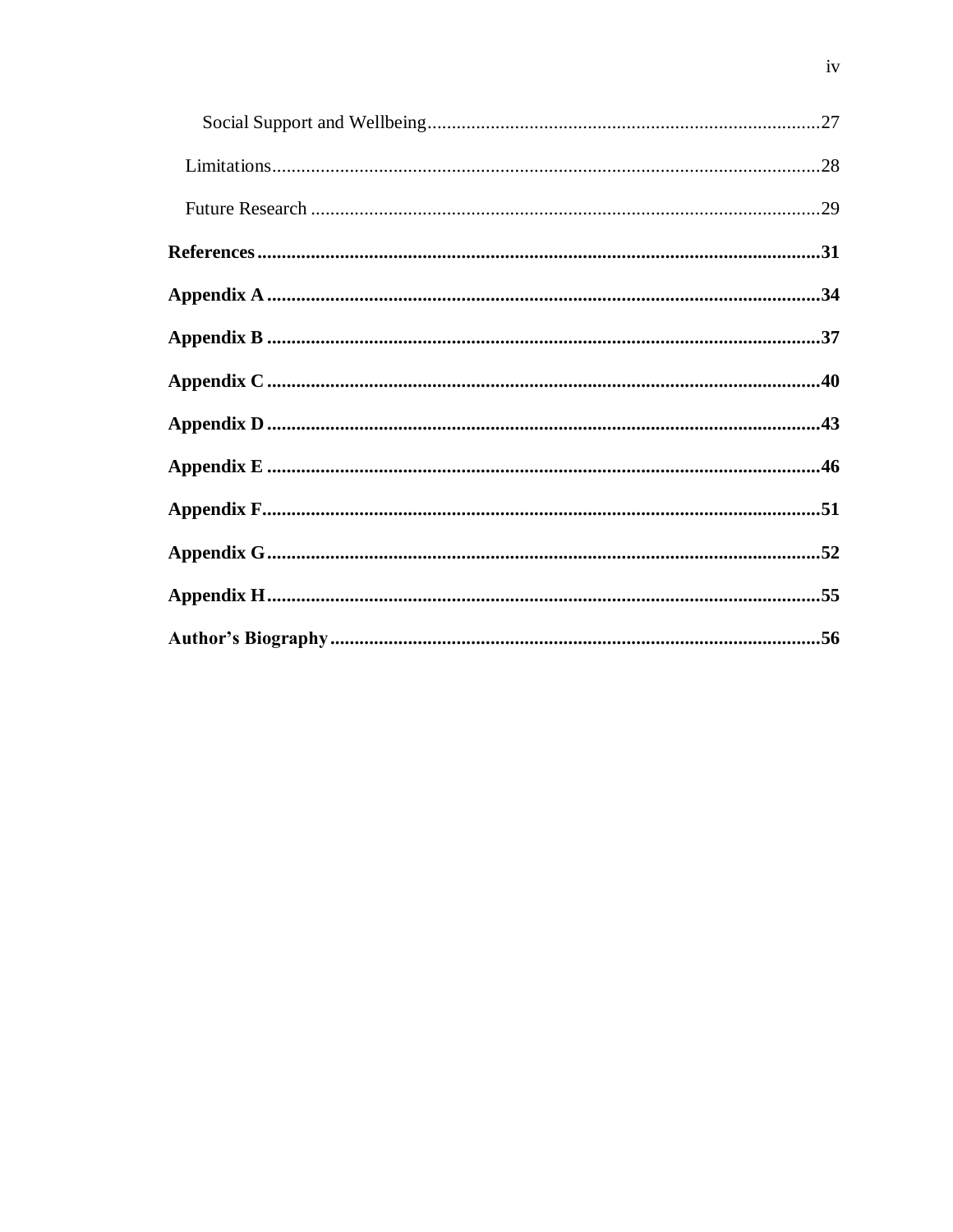Social Support and Wellbeing................................................................................27

Limitations................................................................................................................28

Future Research ........................................................................................................29

**References..................................................................................................................31**

**Appendix A .................................................................................................................34**

**Appendix B .................................................................................................................37**

**Appendix C .................................................................................................................40**

**Appendix D .................................................................................................................43**

**Appendix E .................................................................................................................46**

**Appendix F..................................................................................................................51**

**Appendix G.................................................................................................................52**

**Appendix H.................................................................................................................55**

**Author's Biography ....................................................................................................56**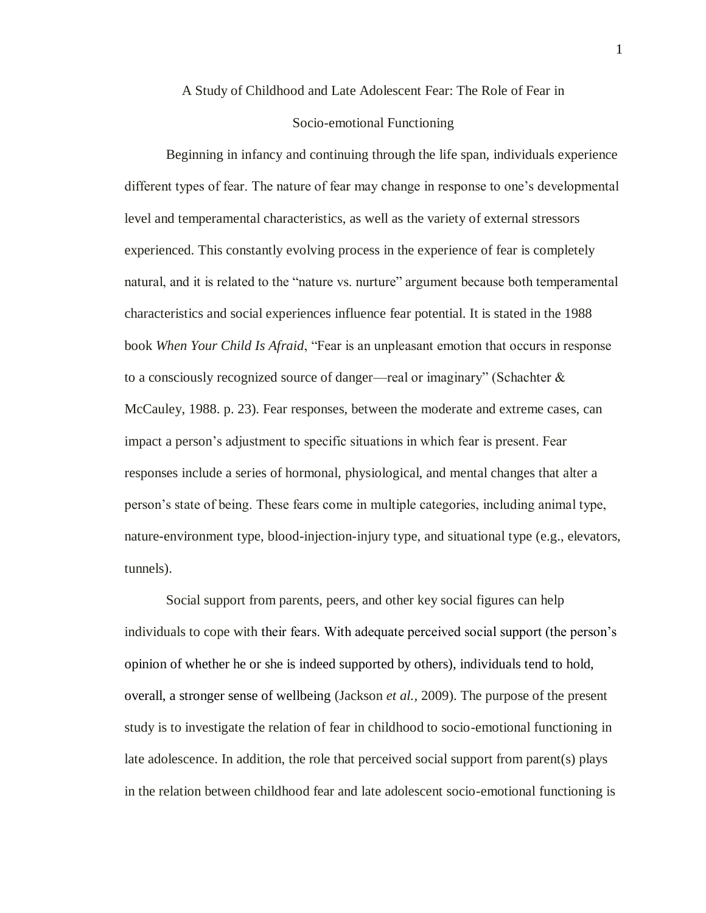# A Study of Childhood and Late Adolescent Fear: The Role of Fear in Socio-emotional Functioning

Beginning in infancy and continuing through the life span, individuals experience different types of fear. The nature of fear may change in response to one's developmental level and temperamental characteristics, as well as the variety of external stressors experienced. This constantly evolving process in the experience of fear is completely natural, and it is related to the "nature vs. nurture" argument because both temperamental characteristics and social experiences influence fear potential. It is stated in the 1988 book *When Your Child Is Afraid*, "Fear is an unpleasant emotion that occurs in response to a consciously recognized source of danger—real or imaginary" (Schachter & McCauley, 1988. p. 23). Fear responses, between the moderate and extreme cases, can impact a person's adjustment to specific situations in which fear is present. Fear responses include a series of hormonal, physiological, and mental changes that alter a person's state of being. These fears come in multiple categories, including animal type, nature-environment type, blood-injection-injury type, and situational type (e.g., elevators, tunnels).

Social support from parents, peers, and other key social figures can help individuals to cope with their fears. With adequate perceived social support (the person's opinion of whether he or she is indeed supported by others), individuals tend to hold, overall, a stronger sense of wellbeing (Jackson *et al.*, 2009). The purpose of the present study is to investigate the relation of fear in childhood to socio-emotional functioning in late adolescence. In addition, the role that perceived social support from parent(s) plays in the relation between childhood fear and late adolescent socio-emotional functioning is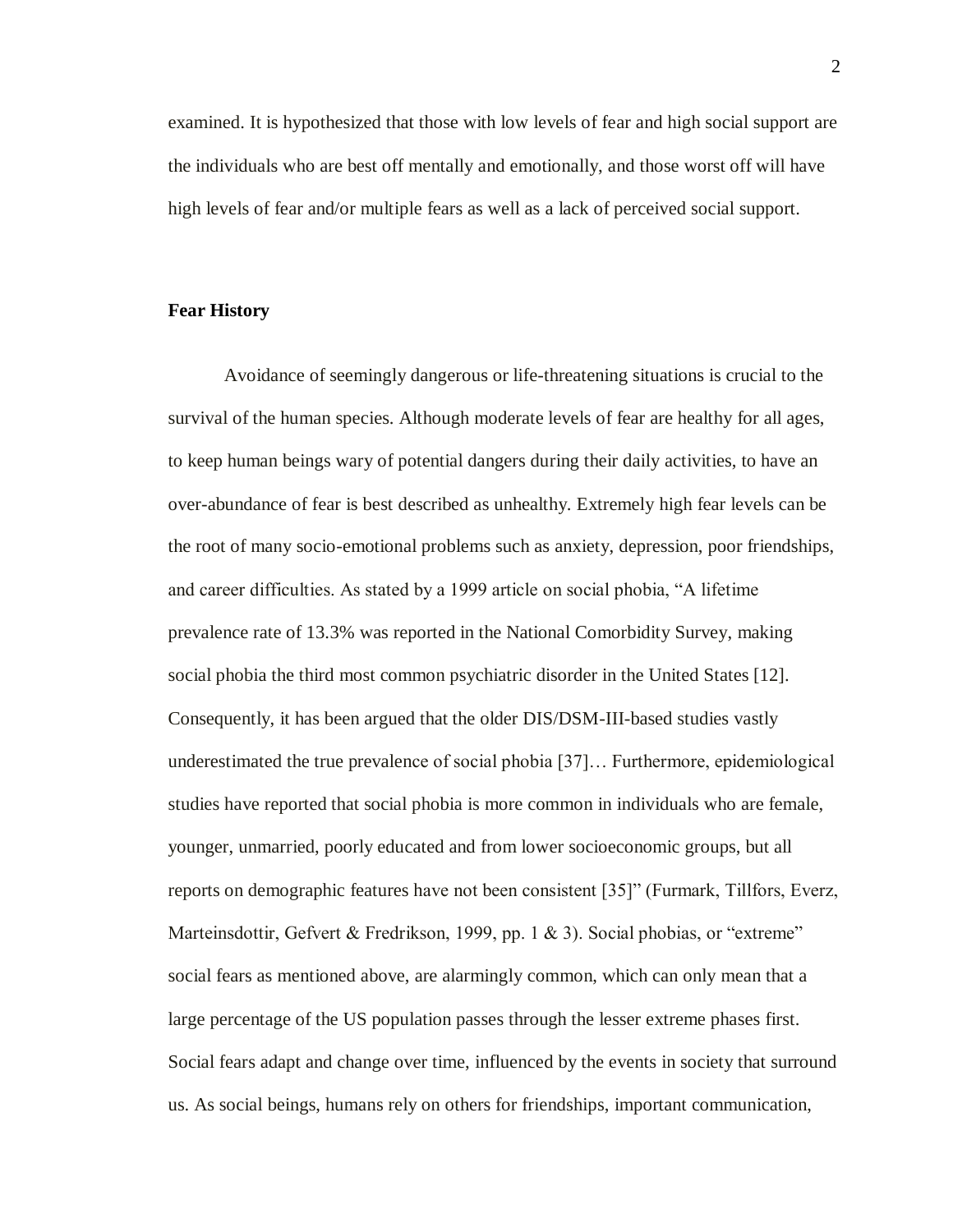examined. It is hypothesized that those with low levels of fear and high social support are the individuals who are best off mentally and emotionally, and those worst off will have high levels of fear and/or multiple fears as well as a lack of perceived social support.

**Fear History**

Avoidance of seemingly dangerous or life-threatening situations is crucial to the survival of the human species. Although moderate levels of fear are healthy for all ages, to keep human beings wary of potential dangers during their daily activities, to have an over-abundance of fear is best described as unhealthy. Extremely high fear levels can be the root of many socio-emotional problems such as anxiety, depression, poor friendships, and career difficulties. As stated by a 1999 article on social phobia, "A lifetime prevalence rate of 13.3% was reported in the National Comorbidity Survey, making social phobia the third most common psychiatric disorder in the United States [12]. Consequently, it has been argued that the older DIS/DSM-III-based studies vastly underestimated the true prevalence of social phobia [37]… Furthermore, epidemiological studies have reported that social phobia is more common in individuals who are female, younger, unmarried, poorly educated and from lower socioeconomic groups, but all reports on demographic features have not been consistent [35]" (Furmark, Tillfors, Everz, Marteinsdottir, Gefvert & Fredrikson, 1999, pp. 1 & 3). Social phobias, or "extreme" social fears as mentioned above, are alarmingly common, which can only mean that a large percentage of the US population passes through the lesser extreme phases first. Social fears adapt and change over time, influenced by the events in society that surround us. As social beings, humans rely on others for friendships, important communication,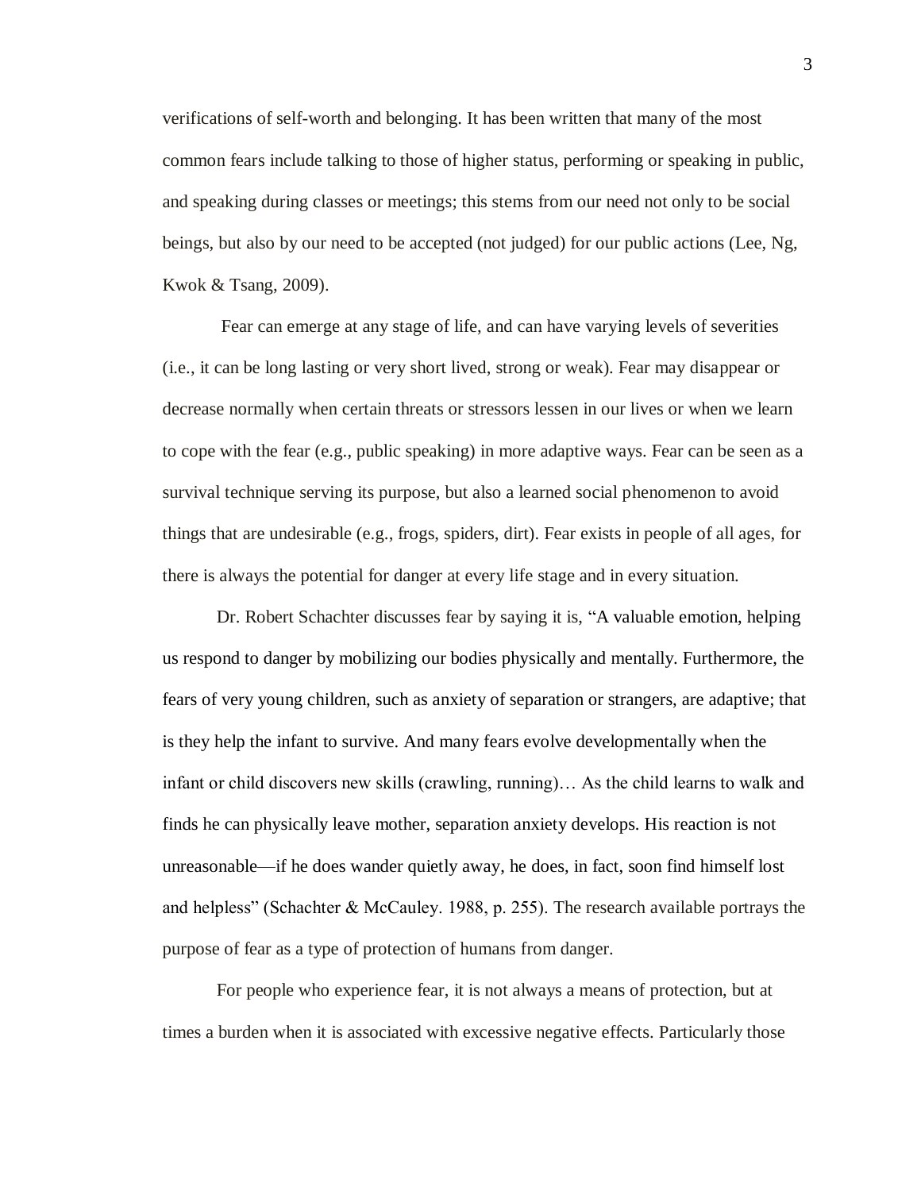verifications of self-worth and belonging. It has been written that many of the most common fears include talking to those of higher status, performing or speaking in public, and speaking during classes or meetings; this stems from our need not only to be social beings, but also by our need to be accepted (not judged) for our public actions (Lee, Ng, Kwok & Tsang, 2009).

Fear can emerge at any stage of life, and can have varying levels of severities (i.e., it can be long lasting or very short lived, strong or weak). Fear may disappear or decrease normally when certain threats or stressors lessen in our lives or when we learn to cope with the fear (e.g., public speaking) in more adaptive ways. Fear can be seen as a survival technique serving its purpose, but also a learned social phenomenon to avoid things that are undesirable (e.g., frogs, spiders, dirt). Fear exists in people of all ages, for there is always the potential for danger at every life stage and in every situation.

Dr. Robert Schachter discusses fear by saying it is, "A valuable emotion, helping us respond to danger by mobilizing our bodies physically and mentally. Furthermore, the fears of very young children, such as anxiety of separation or strangers, are adaptive; that is they help the infant to survive. And many fears evolve developmentally when the infant or child discovers new skills (crawling, running)… As the child learns to walk and finds he can physically leave mother, separation anxiety develops. His reaction is not unreasonable—if he does wander quietly away, he does, in fact, soon find himself lost and helpless" (Schachter & McCauley. 1988, p. 255). The research available portrays the purpose of fear as a type of protection of humans from danger.

For people who experience fear, it is not always a means of protection, but at times a burden when it is associated with excessive negative effects. Particularly those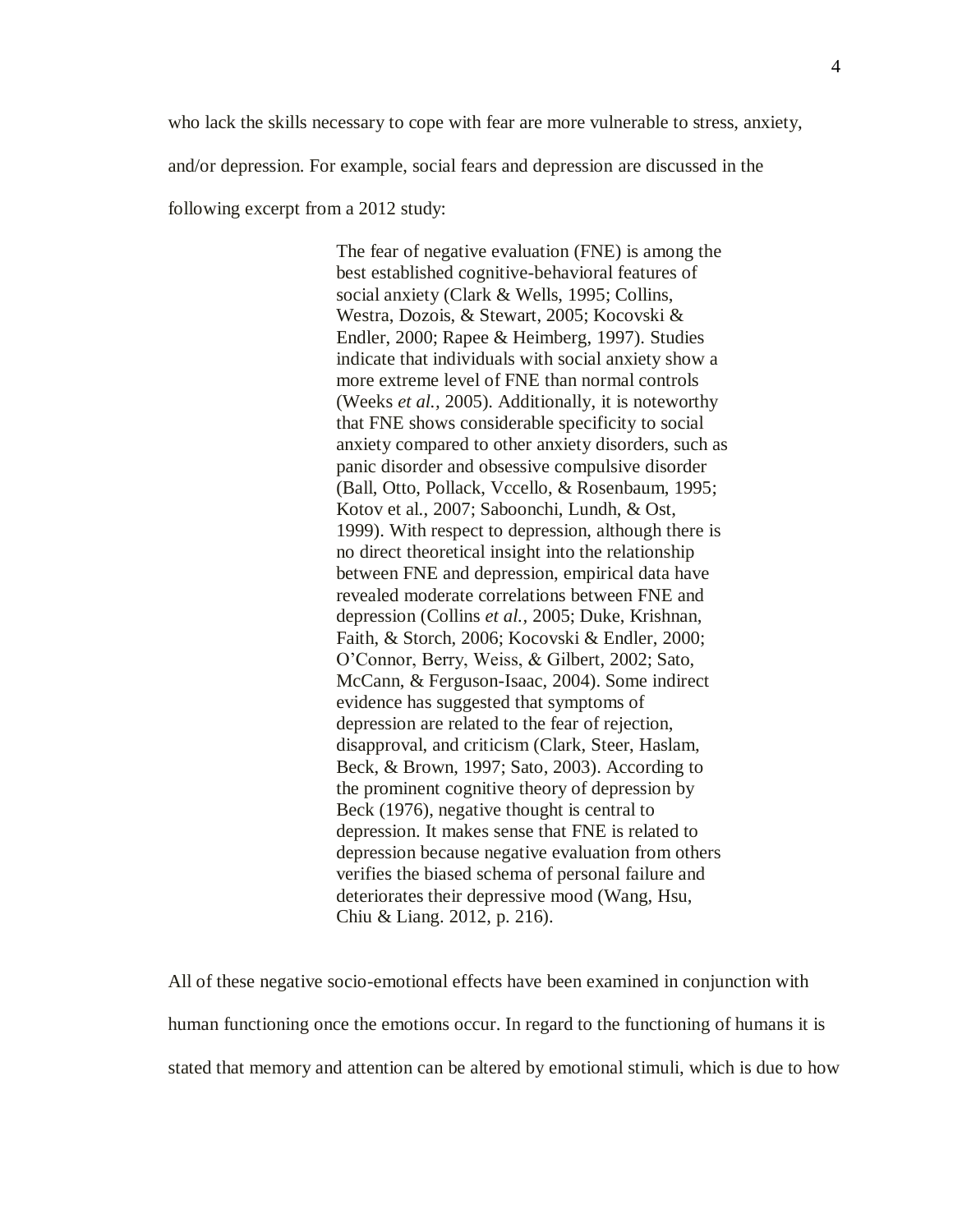who lack the skills necessary to cope with fear are more vulnerable to stress, anxiety, and/or depression. For example, social fears and depression are discussed in the following excerpt from a 2012 study:

> The fear of negative evaluation (FNE) is among the best established cognitive-behavioral features of social anxiety (Clark & Wells, 1995; Collins, Westra, Dozois, & Stewart, 2005; Kocovski & Endler, 2000; Rapee & Heimberg, 1997). Studies indicate that individuals with social anxiety show a more extreme level of FNE than normal controls (Weeks *et al.,* 2005). Additionally, it is noteworthy that FNE shows considerable specificity to social anxiety compared to other anxiety disorders, such as panic disorder and obsessive compulsive disorder (Ball, Otto, Pollack, Vccello, & Rosenbaum, 1995; Kotov et al., 2007; Saboonchi, Lundh, & Ost, 1999). With respect to depression, although there is no direct theoretical insight into the relationship between FNE and depression, empirical data have revealed moderate correlations between FNE and depression (Collins *et al.,* 2005; Duke, Krishnan, Faith, & Storch, 2006; Kocovski & Endler, 2000; O'Connor, Berry, Weiss, & Gilbert, 2002; Sato, McCann, & Ferguson-Isaac, 2004). Some indirect evidence has suggested that symptoms of depression are related to the fear of rejection, disapproval, and criticism (Clark, Steer, Haslam, Beck, & Brown, 1997; Sato, 2003). According to the prominent cognitive theory of depression by Beck (1976), negative thought is central to depression. It makes sense that FNE is related to depression because negative evaluation from others verifies the biased schema of personal failure and deteriorates their depressive mood (Wang, Hsu, Chiu & Liang. 2012, p. 216).

All of these negative socio-emotional effects have been examined in conjunction with human functioning once the emotions occur. In regard to the functioning of humans it is stated that memory and attention can be altered by emotional stimuli, which is due to how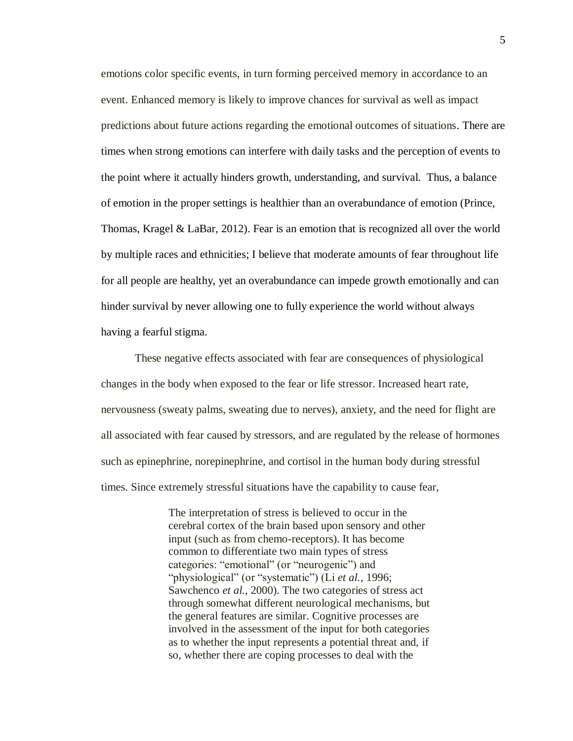emotions color specific events, in turn forming perceived memory in accordance to an event. Enhanced memory is likely to improve chances for survival as well as impact predictions about future actions regarding the emotional outcomes of situations. There are times when strong emotions can interfere with daily tasks and the perception of events to the point where it actually hinders growth, understanding, and survival. Thus, a balance of emotion in the proper settings is healthier than an overabundance of emotion (Prince, Thomas, Kragel & LaBar, 2012). Fear is an emotion that is recognized all over the world by multiple races and ethnicities; I believe that moderate amounts of fear throughout life for all people are healthy, yet an overabundance can impede growth emotionally and can hinder survival by never allowing one to fully experience the world without always having a fearful stigma.

These negative effects associated with fear are consequences of physiological changes in the body when exposed to the fear or life stressor. Increased heart rate, nervousness (sweaty palms, sweating due to nerves), anxiety, and the need for flight are all associated with fear caused by stressors, and are regulated by the release of hormones such as epinephrine, norepinephrine, and cortisol in the human body during stressful times. Since extremely stressful situations have the capability to cause fear,

> The interpretation of stress is believed to occur in the cerebral cortex of the brain based upon sensory and other input (such as from chemo-receptors). It has become common to differentiate two main types of stress categories: "emotional" (or "neurogenic") and "physiological" (or "systematic") (Li *et al.*, 1996; Sawchenco *et al.*, 2000). The two categories of stress act through somewhat different neurological mechanisms, but the general features are similar. Cognitive processes are involved in the assessment of the input for both categories as to whether the input represents a potential threat and, if so, whether there are coping processes to deal with the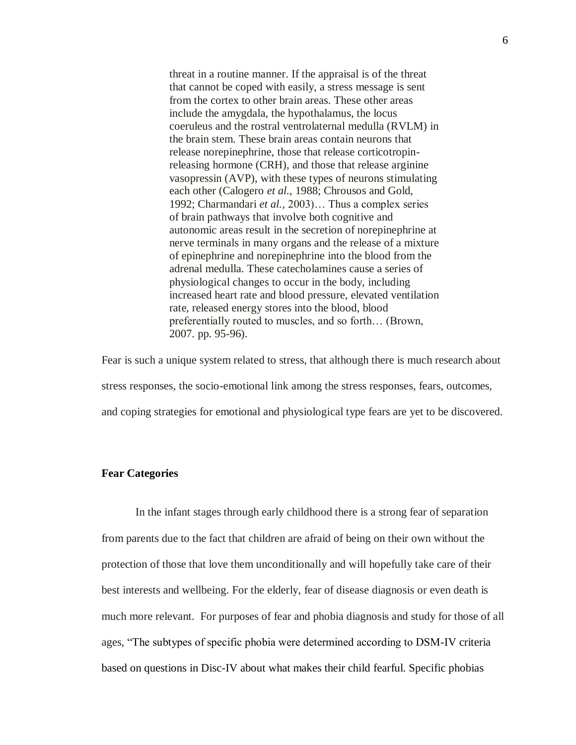> threat in a routine manner. If the appraisal is of the threat that cannot be coped with easily, a stress message is sent from the cortex to other brain areas. These other areas include the amygdala, the hypothalamus, the locus coeruleus and the rostral ventrolateral medulla (RVLM) in the brain stem. These brain areas contain neurons that release norepinephrine, those that release corticotropin-releasing hormone (CRH), and those that release arginine vasopressin (AVP), with these types of neurons stimulating each other (Calogero *et al.,* 1988; Chrousos and Gold, 1992; Charmandari *et al.,* 2003)… Thus a complex series of brain pathways that involve both cognitive and autonomic areas result in the secretion of norepinephrine at nerve terminals in many organs and the release of a mixture of epinephrine and norepinephrine into the blood from the adrenal medulla. These catecholamines cause a series of physiological changes to occur in the body, including increased heart rate and blood pressure, elevated ventilation rate, released energy stores into the blood, blood preferentially routed to muscles, and so forth… (Brown, 2007. pp. 95-96).

Fear is such a unique system related to stress, that although there is much research about stress responses, the socio-emotional link among the stress responses, fears, outcomes, and coping strategies for emotional and physiological type fears are yet to be discovered.

**Fear Categories**

In the infant stages through early childhood there is a strong fear of separation from parents due to the fact that children are afraid of being on their own without the protection of those that love them unconditionally and will hopefully take care of their best interests and wellbeing. For the elderly, fear of disease diagnosis or even death is much more relevant. For purposes of fear and phobia diagnosis and study for those of all ages, "The subtypes of specific phobia were determined according to DSM-IV criteria based on questions in Disc-IV about what makes their child fearful. Specific phobias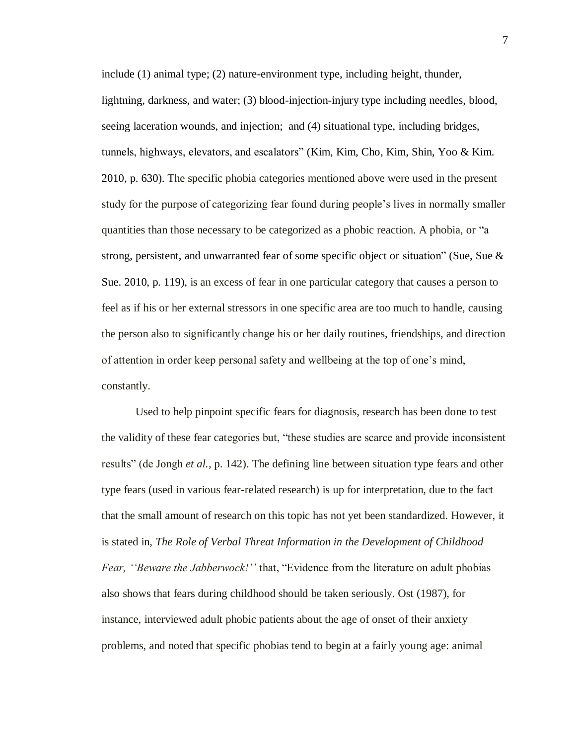include (1) animal type; (2) nature-environment type, including height, thunder, lightning, darkness, and water; (3) blood-injection-injury type including needles, blood, seeing laceration wounds, and injection; and (4) situational type, including bridges, tunnels, highways, elevators, and escalators" (Kim, Kim, Cho, Kim, Shin, Yoo & Kim. 2010, p. 630). The specific phobia categories mentioned above were used in the present study for the purpose of categorizing fear found during people's lives in normally smaller quantities than those necessary to be categorized as a phobic reaction. A phobia, or "a strong, persistent, and unwarranted fear of some specific object or situation" (Sue, Sue & Sue. 2010, p. 119), is an excess of fear in one particular category that causes a person to feel as if his or her external stressors in one specific area are too much to handle, causing the person also to significantly change his or her daily routines, friendships, and direction of attention in order keep personal safety and wellbeing at the top of one's mind, constantly.

Used to help pinpoint specific fears for diagnosis, research has been done to test the validity of these fear categories but, "these studies are scarce and provide inconsistent results" (de Jongh *et al.*, p. 142). The defining line between situation type fears and other type fears (used in various fear-related research) is up for interpretation, due to the fact that the small amount of research on this topic has not yet been standardized. However, it is stated in, *The Role of Verbal Threat Information in the Development of Childhood Fear, ''Beware the Jabberwock!''* that, "Evidence from the literature on adult phobias also shows that fears during childhood should be taken seriously. Ost (1987), for instance, interviewed adult phobic patients about the age of onset of their anxiety problems, and noted that specific phobias tend to begin at a fairly young age: animal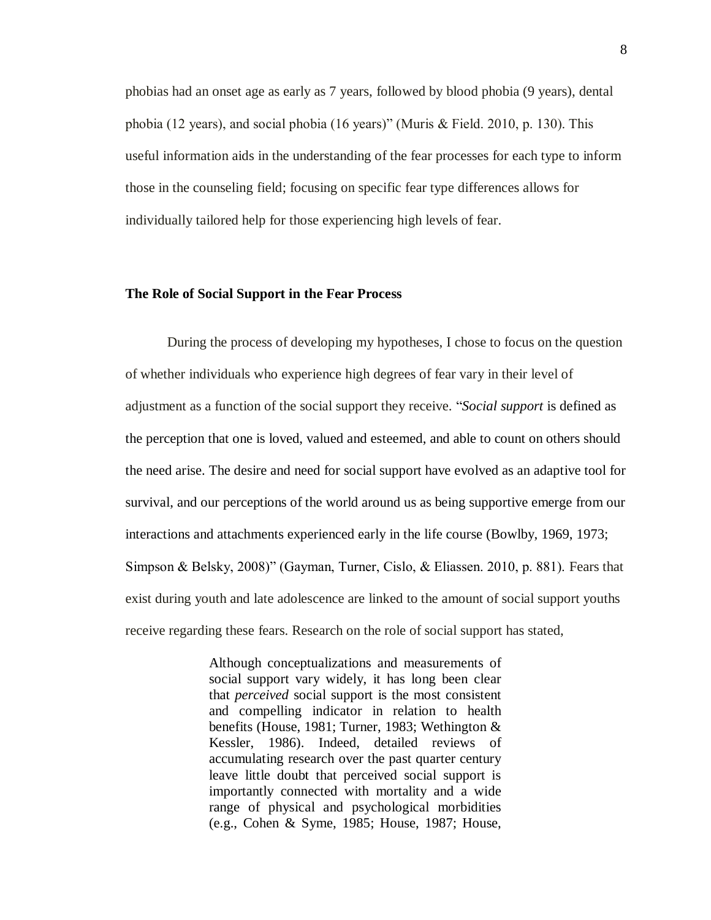phobias had an onset age as early as 7 years, followed by blood phobia (9 years), dental phobia (12 years), and social phobia (16 years)" (Muris & Field. 2010, p. 130). This useful information aids in the understanding of the fear processes for each type to inform those in the counseling field; focusing on specific fear type differences allows for individually tailored help for those experiencing high levels of fear.

**The Role of Social Support in the Fear Process**

During the process of developing my hypotheses, I chose to focus on the question of whether individuals who experience high degrees of fear vary in their level of adjustment as a function of the social support they receive. "*Social support* is defined as the perception that one is loved, valued and esteemed, and able to count on others should the need arise. The desire and need for social support have evolved as an adaptive tool for survival, and our perceptions of the world around us as being supportive emerge from our interactions and attachments experienced early in the life course (Bowlby, 1969, 1973; Simpson & Belsky, 2008)" (Gayman, Turner, Cislo, & Eliassen. 2010, p. 881). Fears that exist during youth and late adolescence are linked to the amount of social support youths receive regarding these fears. Research on the role of social support has stated,

> Although conceptualizations and measurements of social support vary widely, it has long been clear that *perceived* social support is the most consistent and compelling indicator in relation to health benefits (House, 1981; Turner, 1983; Wethington & Kessler, 1986). Indeed, detailed reviews of accumulating research over the past quarter century leave little doubt that perceived social support is importantly connected with mortality and a wide range of physical and psychological morbidities (e.g., Cohen & Syme, 1985; House, 1987; House,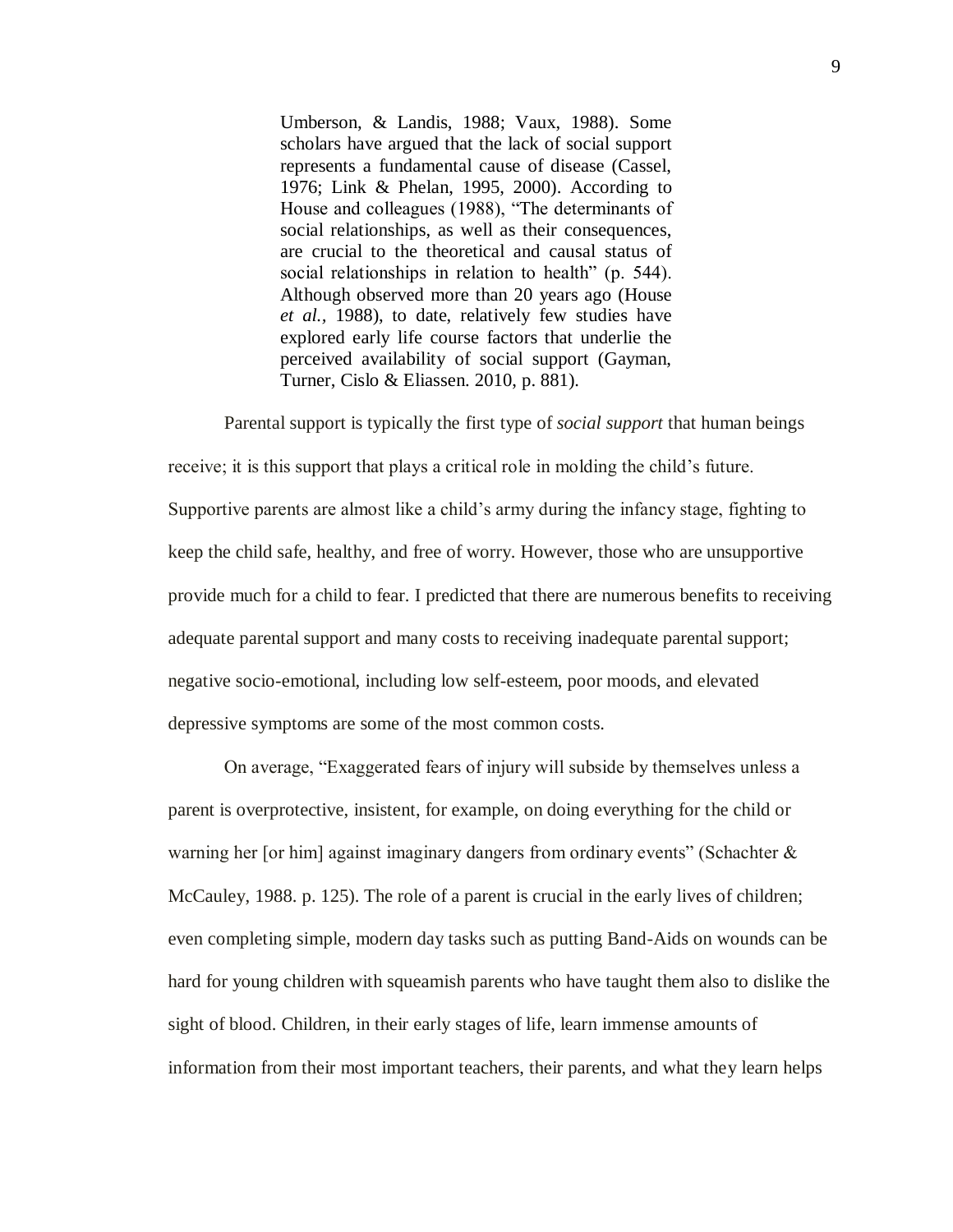> Umberson, & Landis, 1988; Vaux, 1988). Some scholars have argued that the lack of social support represents a fundamental cause of disease (Cassel, 1976; Link & Phelan, 1995, 2000). According to House and colleagues (1988), "The determinants of social relationships, as well as their consequences, are crucial to the theoretical and causal status of social relationships in relation to health" (p. 544). Although observed more than 20 years ago (House *et al.*, 1988), to date, relatively few studies have explored early life course factors that underlie the perceived availability of social support (Gayman, Turner, Cislo & Eliassen. 2010, p. 881).

Parental support is typically the first type of *social support* that human beings receive; it is this support that plays a critical role in molding the child's future. Supportive parents are almost like a child's army during the infancy stage, fighting to keep the child safe, healthy, and free of worry. However, those who are unsupportive provide much for a child to fear. I predicted that there are numerous benefits to receiving adequate parental support and many costs to receiving inadequate parental support; negative socio-emotional, including low self-esteem, poor moods, and elevated depressive symptoms are some of the most common costs.

On average, "Exaggerated fears of injury will subside by themselves unless a parent is overprotective, insistent, for example, on doing everything for the child or warning her [or him] against imaginary dangers from ordinary events" (Schachter & McCauley, 1988. p. 125). The role of a parent is crucial in the early lives of children; even completing simple, modern day tasks such as putting Band-Aids on wounds can be hard for young children with squeamish parents who have taught them also to dislike the sight of blood. Children, in their early stages of life, learn immense amounts of information from their most important teachers, their parents, and what they learn helps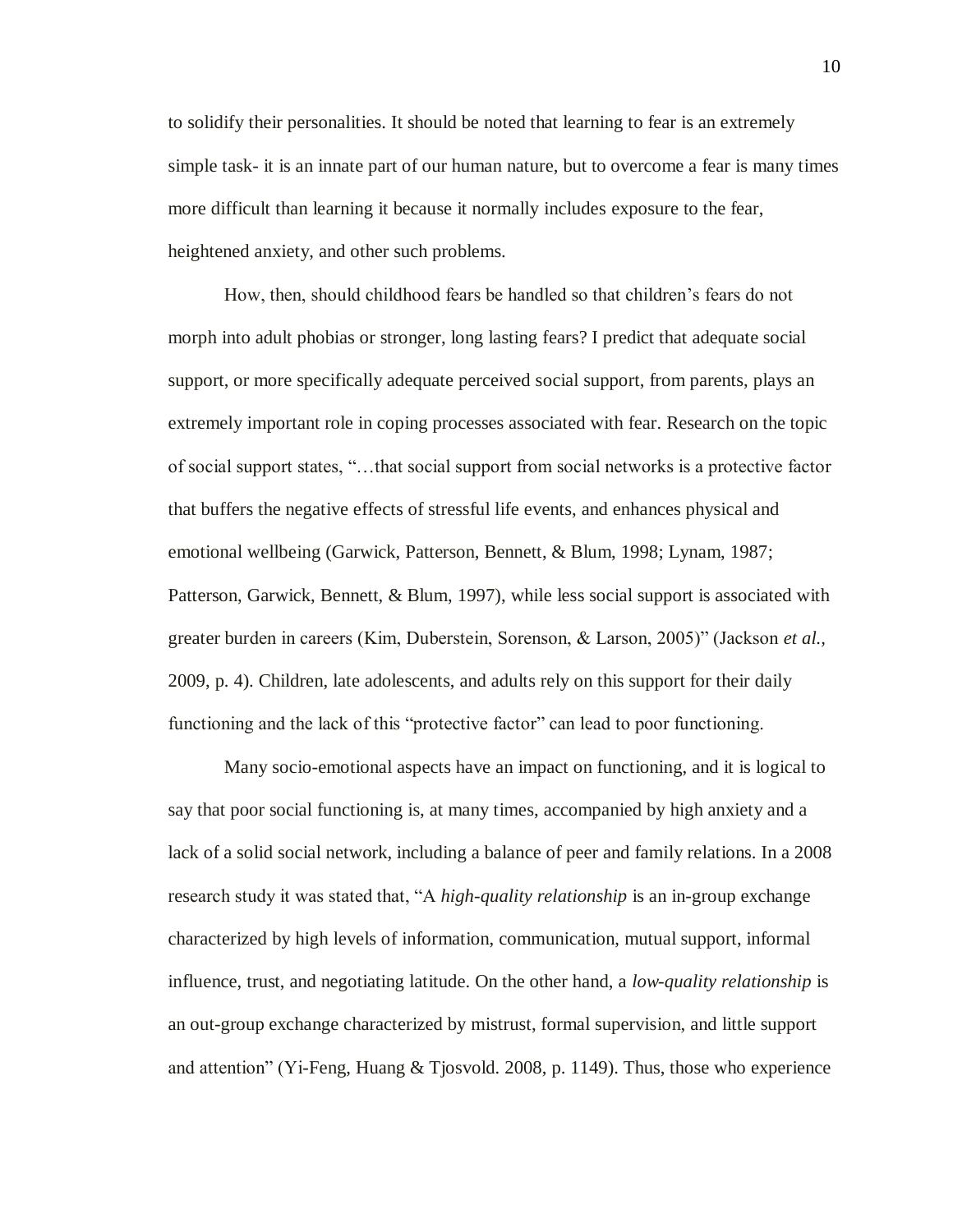to solidify their personalities. It should be noted that learning to fear is an extremely simple task- it is an innate part of our human nature, but to overcome a fear is many times more difficult than learning it because it normally includes exposure to the fear, heightened anxiety, and other such problems.

How, then, should childhood fears be handled so that children's fears do not morph into adult phobias or stronger, long lasting fears? I predict that adequate social support, or more specifically adequate perceived social support, from parents, plays an extremely important role in coping processes associated with fear. Research on the topic of social support states, "…that social support from social networks is a protective factor that buffers the negative effects of stressful life events, and enhances physical and emotional wellbeing (Garwick, Patterson, Bennett, & Blum, 1998; Lynam, 1987; Patterson, Garwick, Bennett, & Blum, 1997), while less social support is associated with greater burden in careers (Kim, Duberstein, Sorenson, & Larson, 2005)" (Jackson *et al.,* 2009, p. 4). Children, late adolescents, and adults rely on this support for their daily functioning and the lack of this "protective factor" can lead to poor functioning.

Many socio-emotional aspects have an impact on functioning, and it is logical to say that poor social functioning is, at many times, accompanied by high anxiety and a lack of a solid social network, including a balance of peer and family relations. In a 2008 research study it was stated that, "A *high-quality relationship* is an in-group exchange characterized by high levels of information, communication, mutual support, informal influence, trust, and negotiating latitude. On the other hand, a *low-quality relationship* is an out-group exchange characterized by mistrust, formal supervision, and little support and attention" (Yi-Feng, Huang & Tjosvold. 2008, p. 1149). Thus, those who experience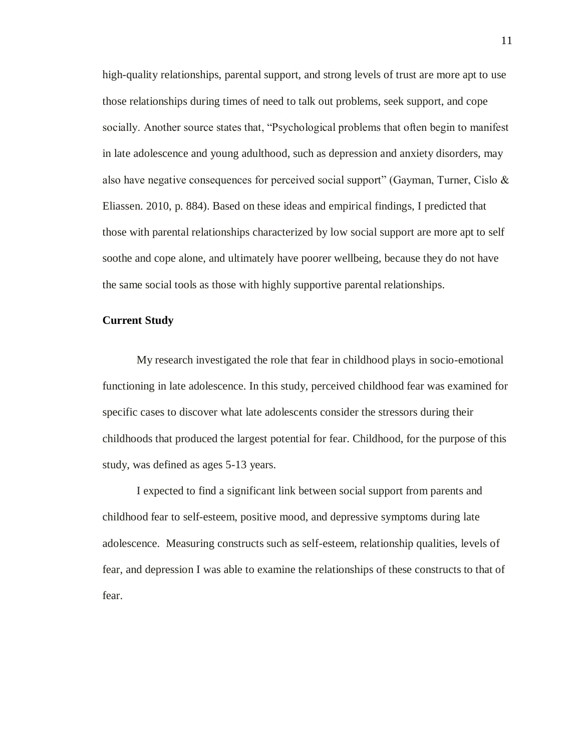high-quality relationships, parental support, and strong levels of trust are more apt to use those relationships during times of need to talk out problems, seek support, and cope socially. Another source states that, "Psychological problems that often begin to manifest in late adolescence and young adulthood, such as depression and anxiety disorders, may also have negative consequences for perceived social support" (Gayman, Turner, Cislo & Eliassen. 2010, p. 884). Based on these ideas and empirical findings, I predicted that those with parental relationships characterized by low social support are more apt to self soothe and cope alone, and ultimately have poorer wellbeing, because they do not have the same social tools as those with highly supportive parental relationships.

## Current Study

My research investigated the role that fear in childhood plays in socio-emotional functioning in late adolescence. In this study, perceived childhood fear was examined for specific cases to discover what late adolescents consider the stressors during their childhoods that produced the largest potential for fear. Childhood, for the purpose of this study, was defined as ages 5-13 years.

I expected to find a significant link between social support from parents and childhood fear to self-esteem, positive mood, and depressive symptoms during late adolescence. Measuring constructs such as self-esteem, relationship qualities, levels of fear, and depression I was able to examine the relationships of these constructs to that of fear.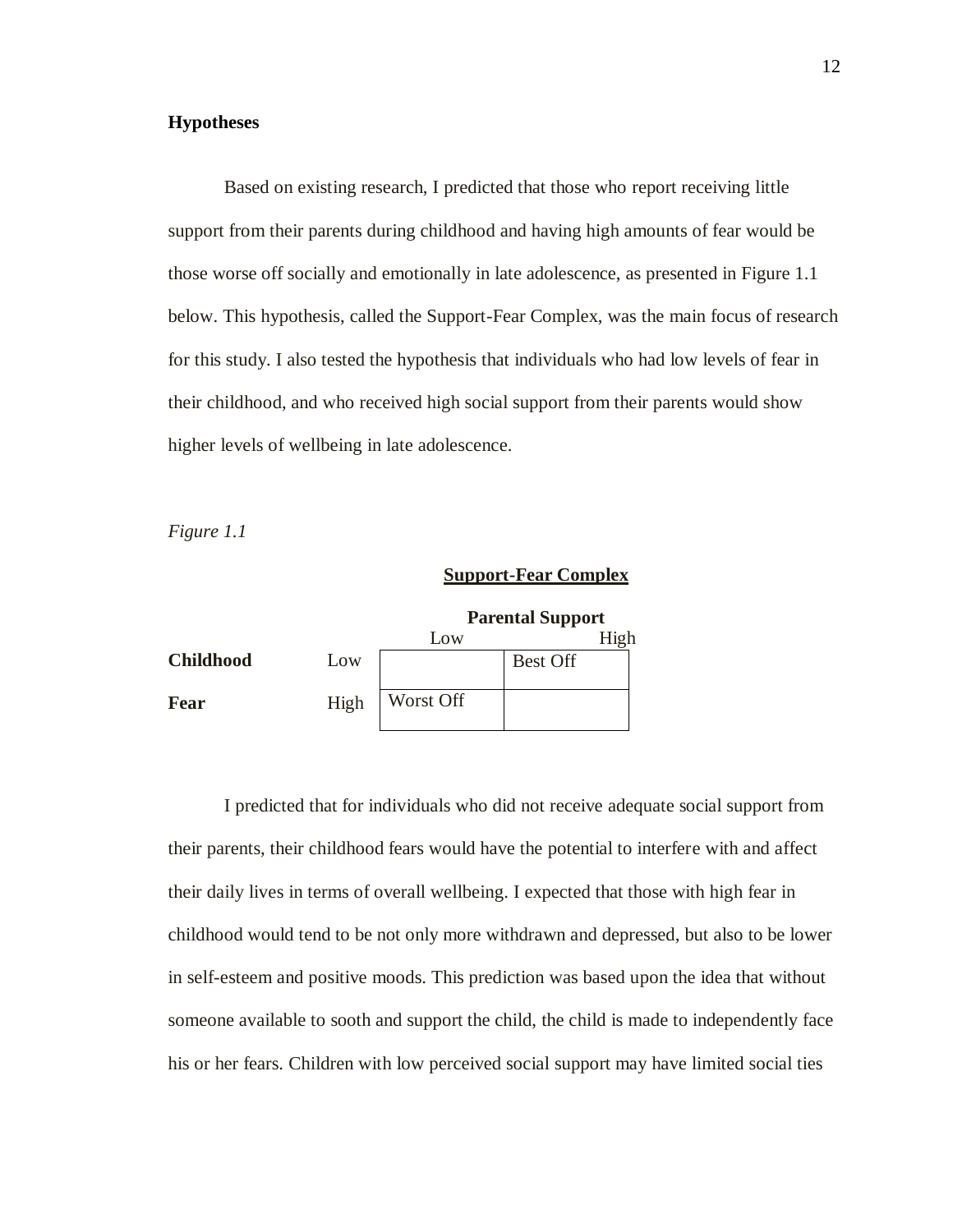### Hypotheses

Based on existing research, I predicted that those who report receiving little support from their parents during childhood and having high amounts of fear would be those worse off socially and emotionally in late adolescence, as presented in Figure 1.1 below. This hypothesis, called the Support-Fear Complex, was the main focus of research for this study. I also tested the hypothesis that individuals who had low levels of fear in their childhood, and who received high social support from their parents would show higher levels of wellbeing in late adolescence.

*Figure 1.1*

**Support-Fear Complex**

| | | **Parental Support** | |
|---|---|---|---|
| | | Low | High |
| **Childhood** | Low | | Best Off |
| **Fear** | High | Worst Off | |

I predicted that for individuals who did not receive adequate social support from their parents, their childhood fears would have the potential to interfere with and affect their daily lives in terms of overall wellbeing. I expected that those with high fear in childhood would tend to be not only more withdrawn and depressed, but also to be lower in self-esteem and positive moods. This prediction was based upon the idea that without someone available to sooth and support the child, the child is made to independently face his or her fears. Children with low perceived social support may have limited social ties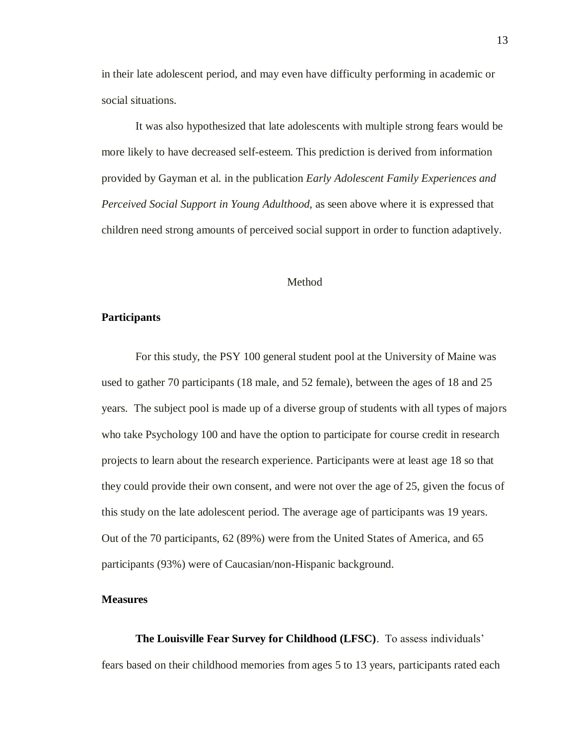in their late adolescent period, and may even have difficulty performing in academic or social situations.

It was also hypothesized that late adolescents with multiple strong fears would be more likely to have decreased self-esteem. This prediction is derived from information provided by Gayman et al. in the publication *Early Adolescent Family Experiences and Perceived Social Support in Young Adulthood,* as seen above where it is expressed that children need strong amounts of perceived social support in order to function adaptively.

# Method

## Participants

For this study, the PSY 100 general student pool at the University of Maine was used to gather 70 participants (18 male, and 52 female), between the ages of 18 and 25 years. The subject pool is made up of a diverse group of students with all types of majors who take Psychology 100 and have the option to participate for course credit in research projects to learn about the research experience. Participants were at least age 18 so that they could provide their own consent, and were not over the age of 25, given the focus of this study on the late adolescent period. The average age of participants was 19 years. Out of the 70 participants, 62 (89%) were from the United States of America, and 65 participants (93%) were of Caucasian/non-Hispanic background.

## Measures

**The Louisville Fear Survey for Childhood (LFSC)**. To assess individuals' fears based on their childhood memories from ages 5 to 13 years, participants rated each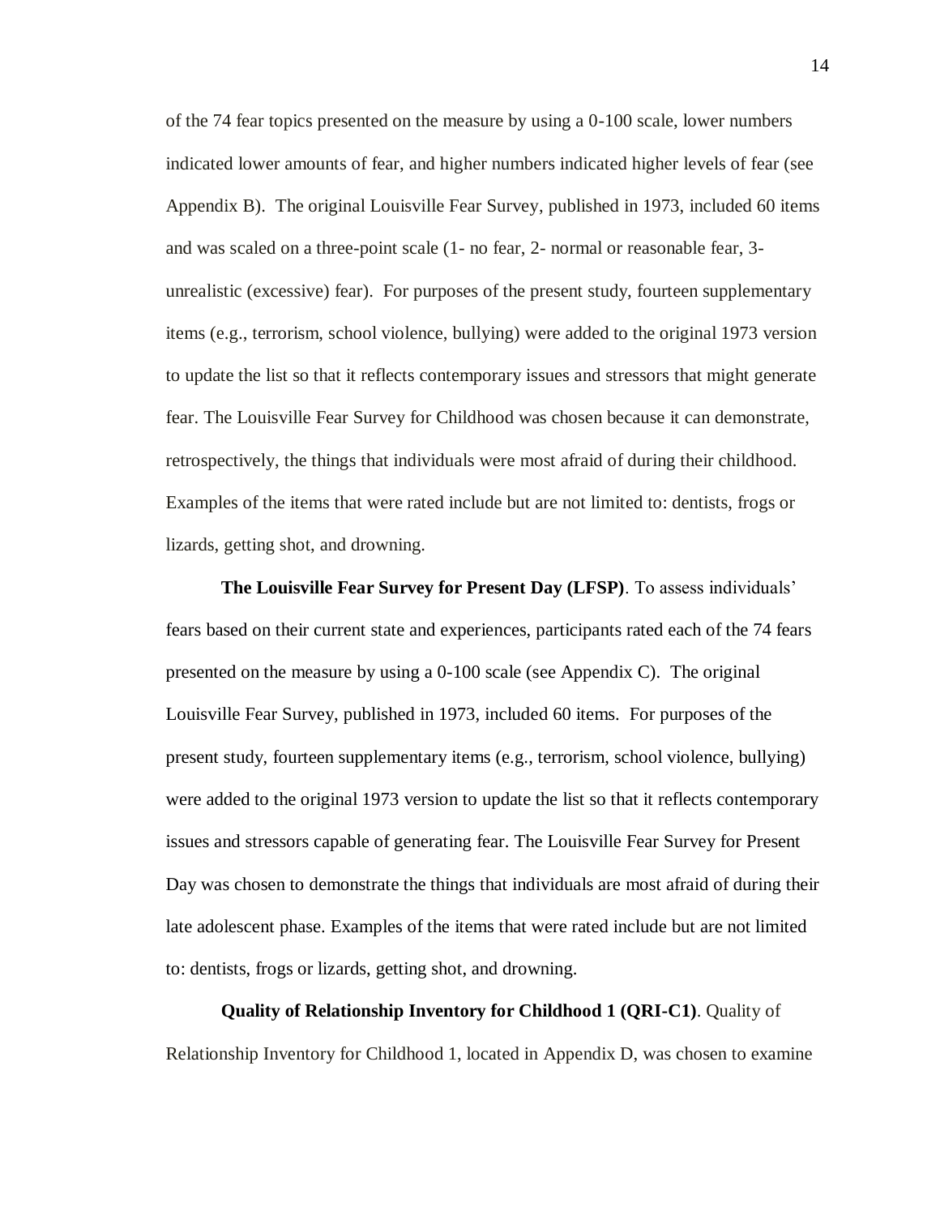of the 74 fear topics presented on the measure by using a 0-100 scale, lower numbers indicated lower amounts of fear, and higher numbers indicated higher levels of fear (see Appendix B). The original Louisville Fear Survey, published in 1973, included 60 items and was scaled on a three-point scale (1- no fear, 2- normal or reasonable fear, 3- unrealistic (excessive) fear). For purposes of the present study, fourteen supplementary items (e.g., terrorism, school violence, bullying) were added to the original 1973 version to update the list so that it reflects contemporary issues and stressors that might generate fear. The Louisville Fear Survey for Childhood was chosen because it can demonstrate, retrospectively, the things that individuals were most afraid of during their childhood. Examples of the items that were rated include but are not limited to: dentists, frogs or lizards, getting shot, and drowning.

**The Louisville Fear Survey for Present Day (LFSP)**. To assess individuals' fears based on their current state and experiences, participants rated each of the 74 fears presented on the measure by using a 0-100 scale (see Appendix C). The original Louisville Fear Survey, published in 1973, included 60 items. For purposes of the present study, fourteen supplementary items (e.g., terrorism, school violence, bullying) were added to the original 1973 version to update the list so that it reflects contemporary issues and stressors capable of generating fear. The Louisville Fear Survey for Present Day was chosen to demonstrate the things that individuals are most afraid of during their late adolescent phase. Examples of the items that were rated include but are not limited to: dentists, frogs or lizards, getting shot, and drowning.

**Quality of Relationship Inventory for Childhood 1 (QRI-C1)**. Quality of Relationship Inventory for Childhood 1, located in Appendix D, was chosen to examine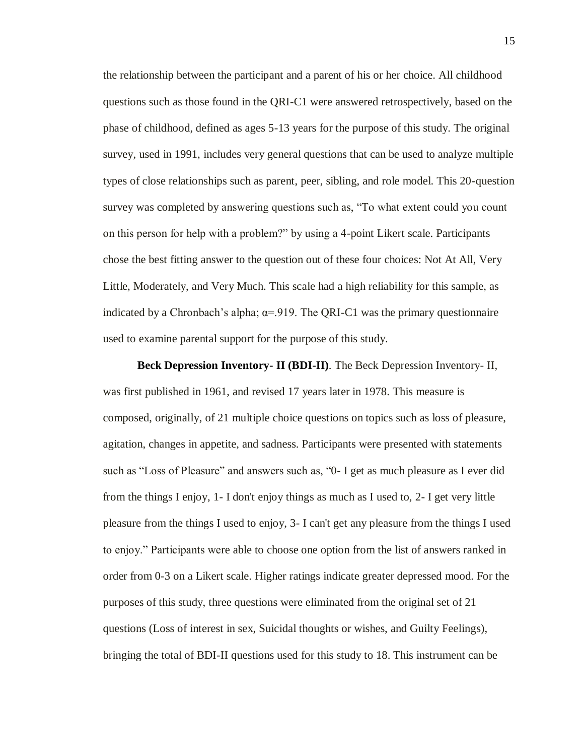the relationship between the participant and a parent of his or her choice. All childhood questions such as those found in the QRI-C1 were answered retrospectively, based on the phase of childhood, defined as ages 5-13 years for the purpose of this study. The original survey, used in 1991, includes very general questions that can be used to analyze multiple types of close relationships such as parent, peer, sibling, and role model. This 20-question survey was completed by answering questions such as, "To what extent could you count on this person for help with a problem?" by using a 4-point Likert scale. Participants chose the best fitting answer to the question out of these four choices: Not At All, Very Little, Moderately, and Very Much. This scale had a high reliability for this sample, as indicated by a Chronbach's alpha; $\alpha$=.919. The QRI-C1 was the primary questionnaire used to examine parental support for the purpose of this study.

**Beck Depression Inventory- II (BDI-II)**. The Beck Depression Inventory- II, was first published in 1961, and revised 17 years later in 1978. This measure is composed, originally, of 21 multiple choice questions on topics such as loss of pleasure, agitation, changes in appetite, and sadness. Participants were presented with statements such as "Loss of Pleasure" and answers such as, "0- I get as much pleasure as I ever did from the things I enjoy, 1- I don't enjoy things as much as I used to, 2- I get very little pleasure from the things I used to enjoy, 3- I can't get any pleasure from the things I used to enjoy." Participants were able to choose one option from the list of answers ranked in order from 0-3 on a Likert scale. Higher ratings indicate greater depressed mood. For the purposes of this study, three questions were eliminated from the original set of 21 questions (Loss of interest in sex, Suicidal thoughts or wishes, and Guilty Feelings), bringing the total of BDI-II questions used for this study to 18. This instrument can be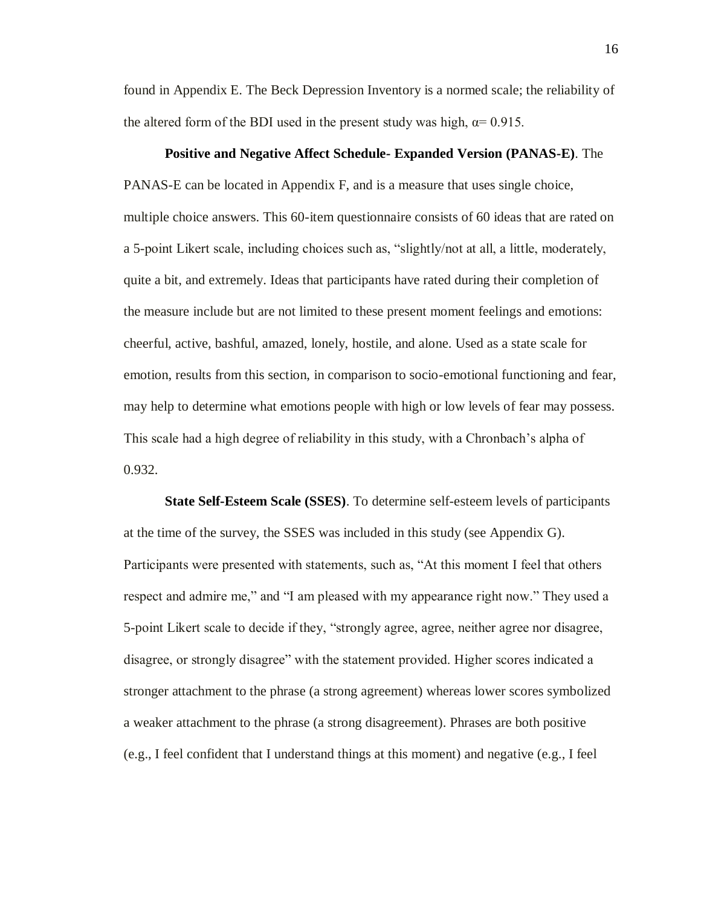found in Appendix E. The Beck Depression Inventory is a normed scale; the reliability of the altered form of the BDI used in the present study was high, $\alpha = 0.915$.

**Positive and Negative Affect Schedule- Expanded Version (PANAS-E)**. The PANAS-E can be located in Appendix F, and is a measure that uses single choice, multiple choice answers. This 60-item questionnaire consists of 60 ideas that are rated on a 5-point Likert scale, including choices such as, "slightly/not at all, a little, moderately, quite a bit, and extremely. Ideas that participants have rated during their completion of the measure include but are not limited to these present moment feelings and emotions: cheerful, active, bashful, amazed, lonely, hostile, and alone. Used as a state scale for emotion, results from this section, in comparison to socio-emotional functioning and fear, may help to determine what emotions people with high or low levels of fear may possess. This scale had a high degree of reliability in this study, with a Chronbach's alpha of 0.932.

**State Self-Esteem Scale (SSES)**. To determine self-esteem levels of participants at the time of the survey, the SSES was included in this study (see Appendix G). Participants were presented with statements, such as, "At this moment I feel that others respect and admire me," and "I am pleased with my appearance right now." They used a 5-point Likert scale to decide if they, "strongly agree, agree, neither agree nor disagree, disagree, or strongly disagree" with the statement provided. Higher scores indicated a stronger attachment to the phrase (a strong agreement) whereas lower scores symbolized a weaker attachment to the phrase (a strong disagreement). Phrases are both positive (e.g., I feel confident that I understand things at this moment) and negative (e.g., I feel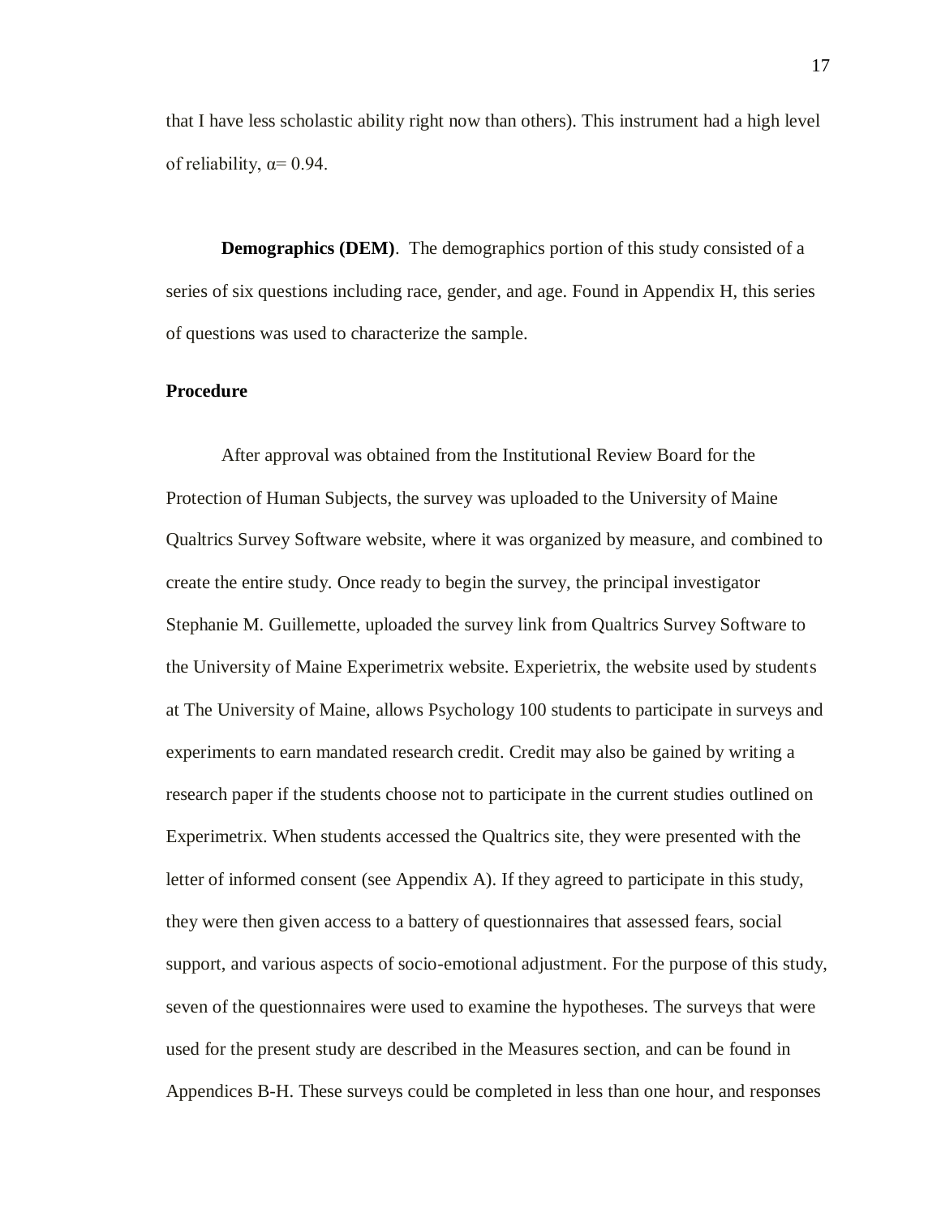that I have less scholastic ability right now than others). This instrument had a high level of reliability, $\alpha = 0.94$.

**Demographics (DEM)**. The demographics portion of this study consisted of a series of six questions including race, gender, and age. Found in Appendix H, this series of questions was used to characterize the sample.

### Procedure

After approval was obtained from the Institutional Review Board for the Protection of Human Subjects, the survey was uploaded to the University of Maine Qualtrics Survey Software website, where it was organized by measure, and combined to create the entire study. Once ready to begin the survey, the principal investigator Stephanie M. Guillemette, uploaded the survey link from Qualtrics Survey Software to the University of Maine Experimetrix website. Experietrix, the website used by students at The University of Maine, allows Psychology 100 students to participate in surveys and experiments to earn mandated research credit. Credit may also be gained by writing a research paper if the students choose not to participate in the current studies outlined on Experimetrix. When students accessed the Qualtrics site, they were presented with the letter of informed consent (see Appendix A). If they agreed to participate in this study, they were then given access to a battery of questionnaires that assessed fears, social support, and various aspects of socio-emotional adjustment. For the purpose of this study, seven of the questionnaires were used to examine the hypotheses. The surveys that were used for the present study are described in the Measures section, and can be found in Appendices B-H. These surveys could be completed in less than one hour, and responses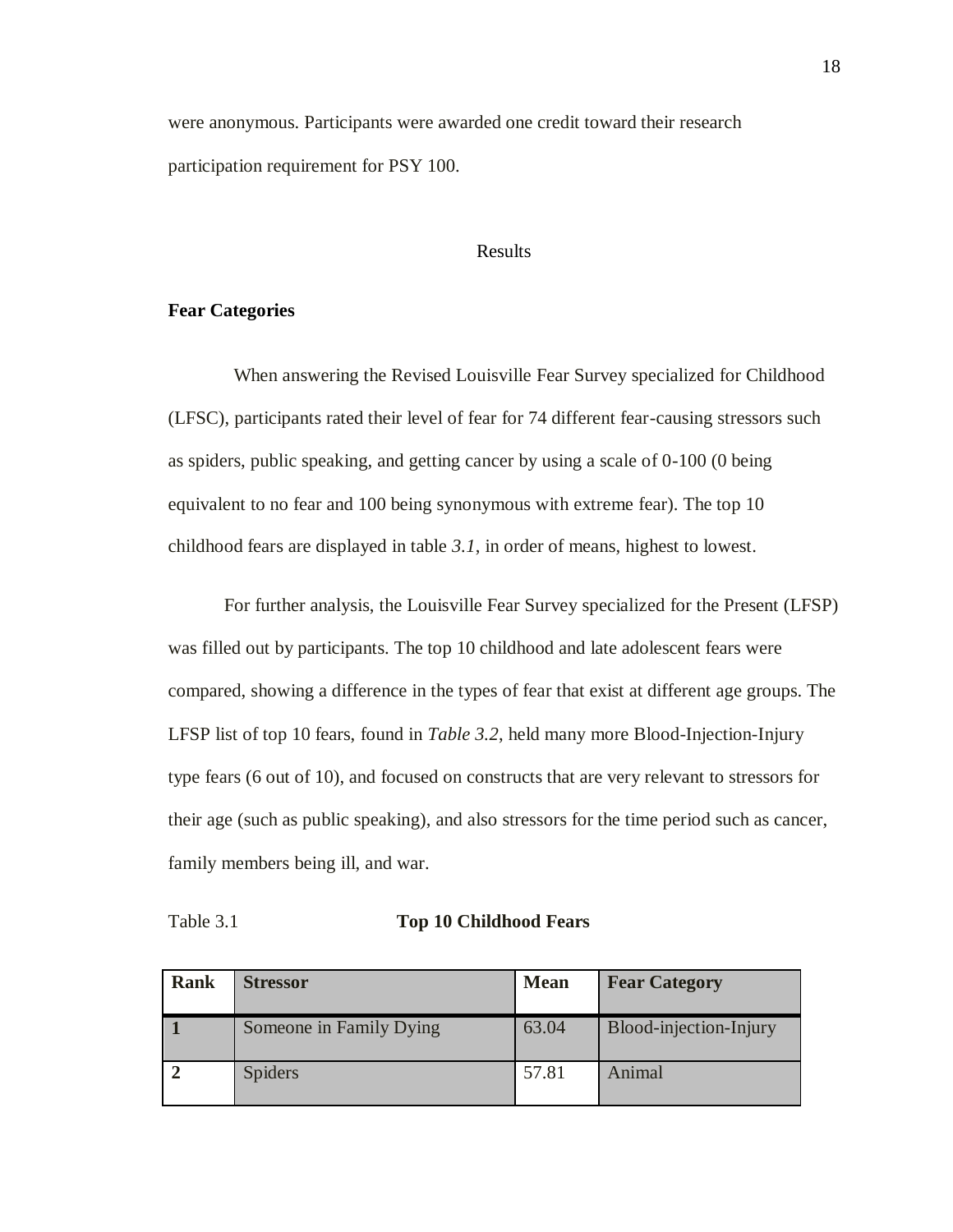were anonymous. Participants were awarded one credit toward their research participation requirement for PSY 100.

# Results

## Fear Categories

When answering the Revised Louisville Fear Survey specialized for Childhood (LFSC), participants rated their level of fear for 74 different fear-causing stressors such as spiders, public speaking, and getting cancer by using a scale of 0-100 (0 being equivalent to no fear and 100 being synonymous with extreme fear). The top 10 childhood fears are displayed in table *3.1*, in order of means, highest to lowest.

For further analysis, the Louisville Fear Survey specialized for the Present (LFSP) was filled out by participants. The top 10 childhood and late adolescent fears were compared, showing a difference in the types of fear that exist at different age groups. The LFSP list of top 10 fears, found in *Table 3.2*, held many more Blood-Injection-Injury type fears (6 out of 10), and focused on constructs that are very relevant to stressors for their age (such as public speaking), and also stressors for the time period such as cancer, family members being ill, and war.

Table 3.1 **Top 10 Childhood Fears**

| **Rank** | **Stressor** | **Mean** | **Fear Category** |
|---|---|---|---|
| **1** | Someone in Family Dying | 63.04 | Blood-injection-Injury |
| **2** | Spiders | 57.81 | Animal |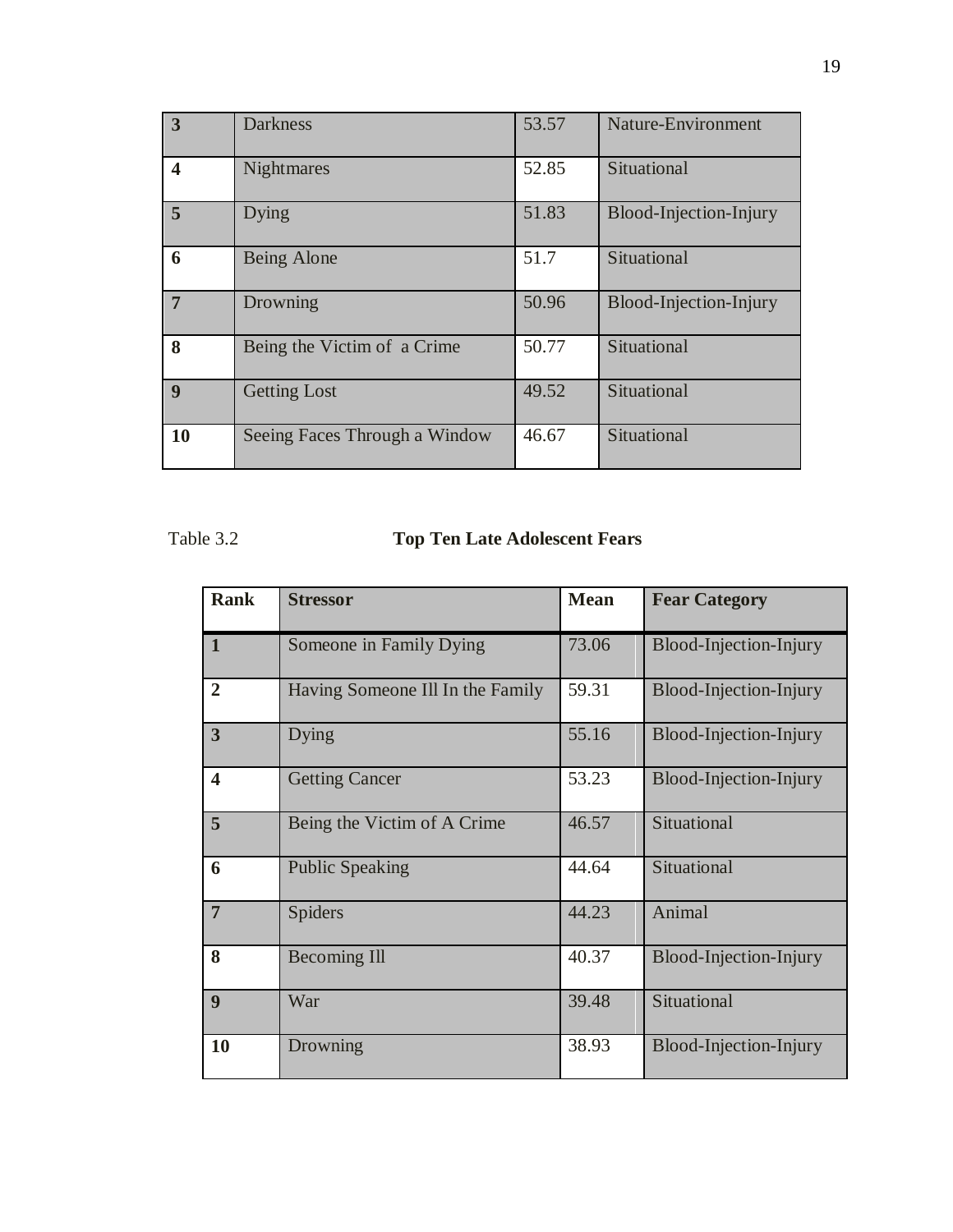| 3 | Darkness | 53.57 | Nature-Environment |
|---|---|---|---|
| 4 | Nightmares | 52.85 | Situational |
| 5 | Dying | 51.83 | Blood-Injection-Injury |
| 6 | Being Alone | 51.7 | Situational |
| 7 | Drowning | 50.96 | Blood-Injection-Injury |
| 8 | Being the Victim of a Crime | 50.77 | Situational |
| 9 | Getting Lost | 49.52 | Situational |
| 10 | Seeing Faces Through a Window | 46.67 | Situational |

Table 3.2 **Top Ten Late Adolescent Fears**

| Rank | Stressor | Mean | Fear Category |
|---|---|---|---|
| 1 | Someone in Family Dying | 73.06 | Blood-Injection-Injury |
| 2 | Having Someone Ill In the Family | 59.31 | Blood-Injection-Injury |
| 3 | Dying | 55.16 | Blood-Injection-Injury |
| 4 | Getting Cancer | 53.23 | Blood-Injection-Injury |
| 5 | Being the Victim of A Crime | 46.57 | Situational |
| 6 | Public Speaking | 44.64 | Situational |
| 7 | Spiders | 44.23 | Animal |
| 8 | Becoming Ill | 40.37 | Blood-Injection-Injury |
| 9 | War | 39.48 | Situational |
| 10 | Drowning | 38.93 | Blood-Injection-Injury |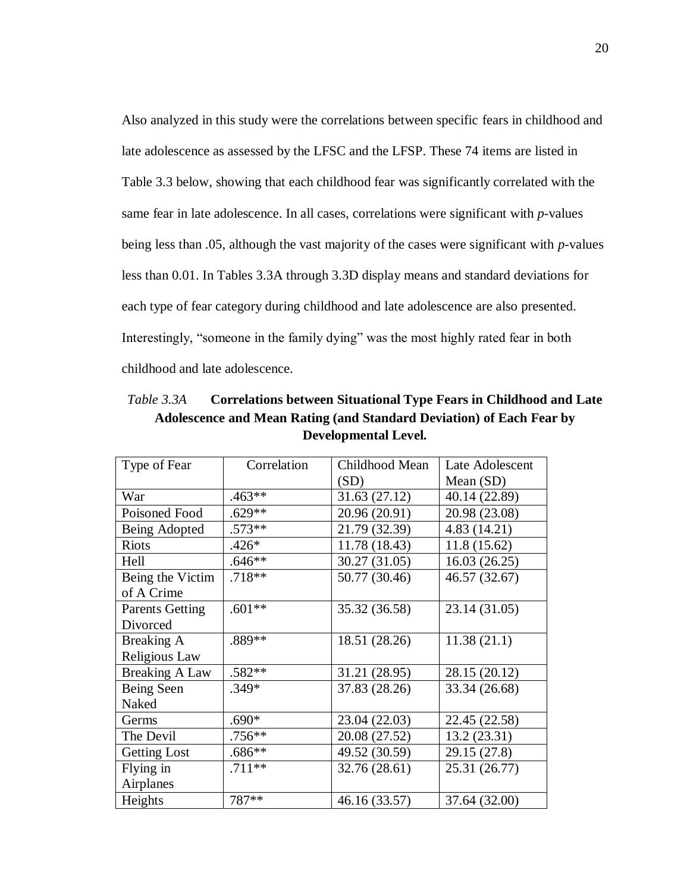Also analyzed in this study were the correlations between specific fears in childhood and late adolescence as assessed by the LFSC and the LFSP. These 74 items are listed in Table 3.3 below, showing that each childhood fear was significantly correlated with the same fear in late adolescence. In all cases, correlations were significant with *p*-values being less than .05, although the vast majority of the cases were significant with *p*-values less than 0.01. In Tables 3.3A through 3.3D display means and standard deviations for each type of fear category during childhood and late adolescence are also presented. Interestingly, "someone in the family dying" was the most highly rated fear in both childhood and late adolescence.

*Table 3.3A* **Correlations between Situational Type Fears in Childhood and Late Adolescence and Mean Rating (and Standard Deviation) of Each Fear by Developmental Level.**

| Type of Fear | Correlation | Childhood Mean (SD) | Late Adolescent Mean (SD) |
|---|---|---|---|
| War | .463** | 31.63 (27.12) | 40.14 (22.89) |
| Poisoned Food | .629** | 20.96 (20.91) | 20.98 (23.08) |
| Being Adopted | .573** | 21.79 (32.39) | 4.83 (14.21) |
| Riots | .426* | 11.78 (18.43) | 11.8 (15.62) |
| Hell | .646** | 30.27 (31.05) | 16.03 (26.25) |
| Being the Victim of A Crime | .718** | 50.77 (30.46) | 46.57 (32.67) |
| Parents Getting Divorced | .601** | 35.32 (36.58) | 23.14 (31.05) |
| Breaking A Religious Law | .889** | 18.51 (28.26) | 11.38 (21.1) |
| Breaking A Law | .582** | 31.21 (28.95) | 28.15 (20.12) |
| Being Seen Naked | .349* | 37.83 (28.26) | 33.34 (26.68) |
| Germs | .690* | 23.04 (22.03) | 22.45 (22.58) |
| The Devil | .756** | 20.08 (27.52) | 13.2 (23.31) |
| Getting Lost | .686** | 49.52 (30.59) | 29.15 (27.8) |
| Flying in Airplanes | .711** | 32.76 (28.61) | 25.31 (26.77) |
| Heights | 787** | 46.16 (33.57) | 37.64 (32.00) |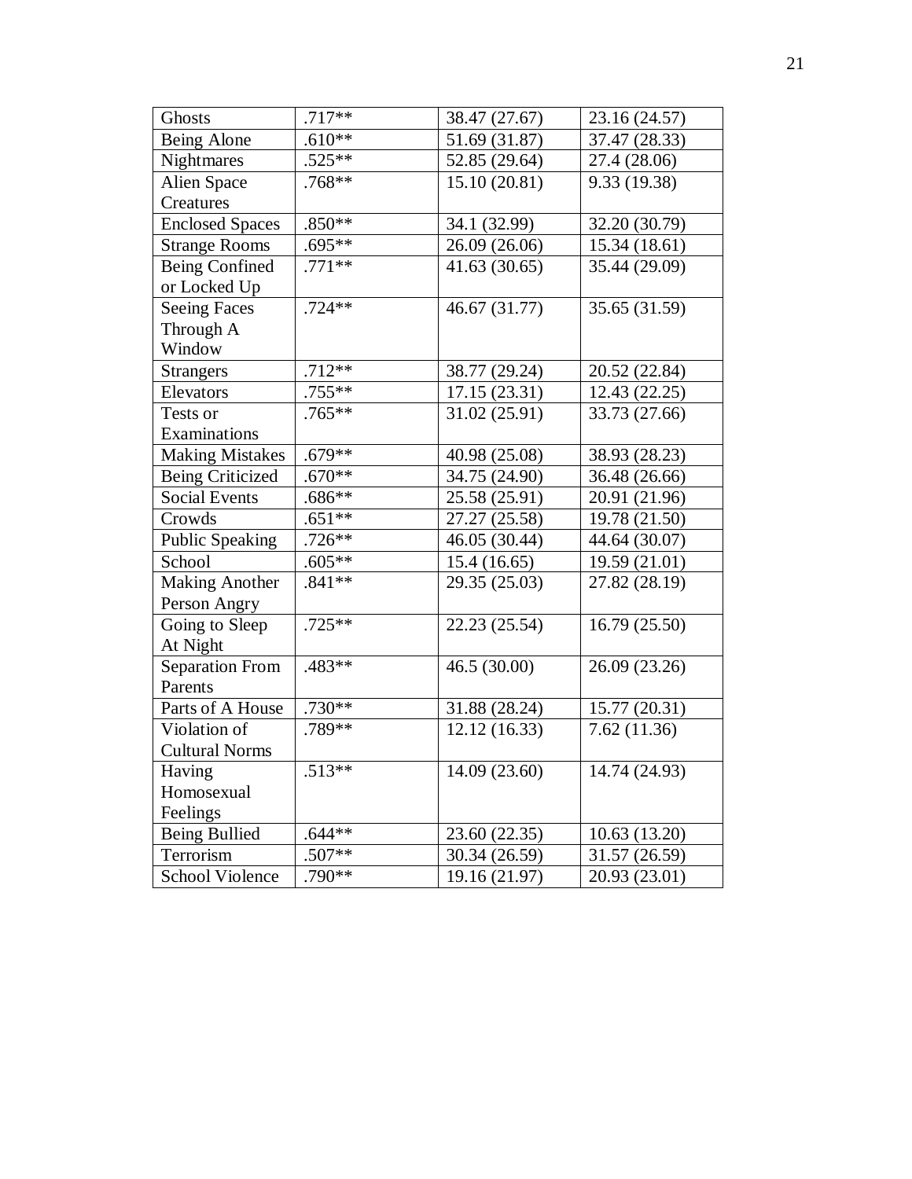| | | | |
|---|---|---|---|
| Ghosts | .717** | 38.47 (27.67) | 23.16 (24.57) |
| Being Alone | .610** | 51.69 (31.87) | 37.47 (28.33) |
| Nightmares | .525** | 52.85 (29.64) | 27.4 (28.06) |
| Alien Space Creatures | .768** | 15.10 (20.81) | 9.33 (19.38) |
| Enclosed Spaces | .850** | 34.1 (32.99) | 32.20 (30.79) |
| Strange Rooms | .695** | 26.09 (26.06) | 15.34 (18.61) |
| Being Confined or Locked Up | .771** | 41.63 (30.65) | 35.44 (29.09) |
| Seeing Faces Through A Window | .724** | 46.67 (31.77) | 35.65 (31.59) |
| Strangers | .712** | 38.77 (29.24) | 20.52 (22.84) |
| Elevators | .755** | 17.15 (23.31) | 12.43 (22.25) |
| Tests or Examinations | .765** | 31.02 (25.91) | 33.73 (27.66) |
| Making Mistakes | .679** | 40.98 (25.08) | 38.93 (28.23) |
| Being Criticized | .670** | 34.75 (24.90) | 36.48 (26.66) |
| Social Events | .686** | 25.58 (25.91) | 20.91 (21.96) |
| Crowds | .651** | 27.27 (25.58) | 19.78 (21.50) |
| Public Speaking | .726** | 46.05 (30.44) | 44.64 (30.07) |
| School | .605** | 15.4 (16.65) | 19.59 (21.01) |
| Making Another Person Angry | .841** | 29.35 (25.03) | 27.82 (28.19) |
| Going to Sleep At Night | .725** | 22.23 (25.54) | 16.79 (25.50) |
| Separation From Parents | .483** | 46.5 (30.00) | 26.09 (23.26) |
| Parts of A House | .730** | 31.88 (28.24) | 15.77 (20.31) |
| Violation of Cultural Norms | .789** | 12.12 (16.33) | 7.62 (11.36) |
| Having Homosexual Feelings | .513** | 14.09 (23.60) | 14.74 (24.93) |
| Being Bullied | .644** | 23.60 (22.35) | 10.63 (13.20) |
| Terrorism | .507** | 30.34 (26.59) | 31.57 (26.59) |
| School Violence | .790** | 19.16 (21.97) | 20.93 (23.01) |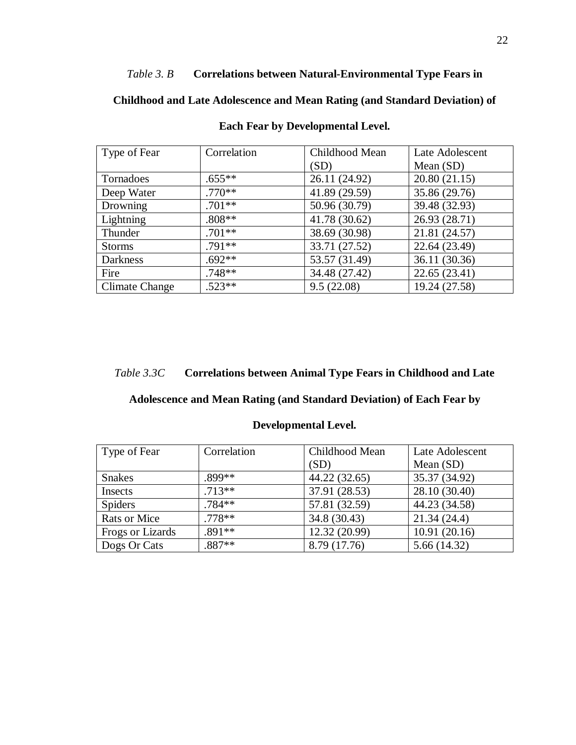*Table 3. B* **Correlations between Natural-Environmental Type Fears in Childhood and Late Adolescence and Mean Rating (and Standard Deviation) of Each Fear by Developmental Level.**

| Type of Fear | Correlation | Childhood Mean (SD) | Late Adolescent Mean (SD) |
|---|---|---|---|
| Tornadoes | .655** | 26.11 (24.92) | 20.80 (21.15) |
| Deep Water | .770** | 41.89 (29.59) | 35.86 (29.76) |
| Drowning | .701** | 50.96 (30.79) | 39.48 (32.93) |
| Lightning | .808** | 41.78 (30.62) | 26.93 (28.71) |
| Thunder | .701** | 38.69 (30.98) | 21.81 (24.57) |
| Storms | .791** | 33.71 (27.52) | 22.64 (23.49) |
| Darkness | .692** | 53.57 (31.49) | 36.11 (30.36) |
| Fire | .748** | 34.48 (27.42) | 22.65 (23.41) |
| Climate Change | .523** | 9.5 (22.08) | 19.24 (27.58) |

*Table 3.3C* **Correlations between Animal Type Fears in Childhood and Late Adolescence and Mean Rating (and Standard Deviation) of Each Fear by Developmental Level.**

| Type of Fear | Correlation | Childhood Mean (SD) | Late Adolescent Mean (SD) |
|---|---|---|---|
| Snakes | .899** | 44.22 (32.65) | 35.37 (34.92) |
| Insects | .713** | 37.91 (28.53) | 28.10 (30.40) |
| Spiders | .784** | 57.81 (32.59) | 44.23 (34.58) |
| Rats or Mice | .778** | 34.8 (30.43) | 21.34 (24.4) |
| Frogs or Lizards | .891** | 12.32 (20.99) | 10.91 (20.16) |
| Dogs Or Cats | .887** | 8.79 (17.76) | 5.66 (14.32) |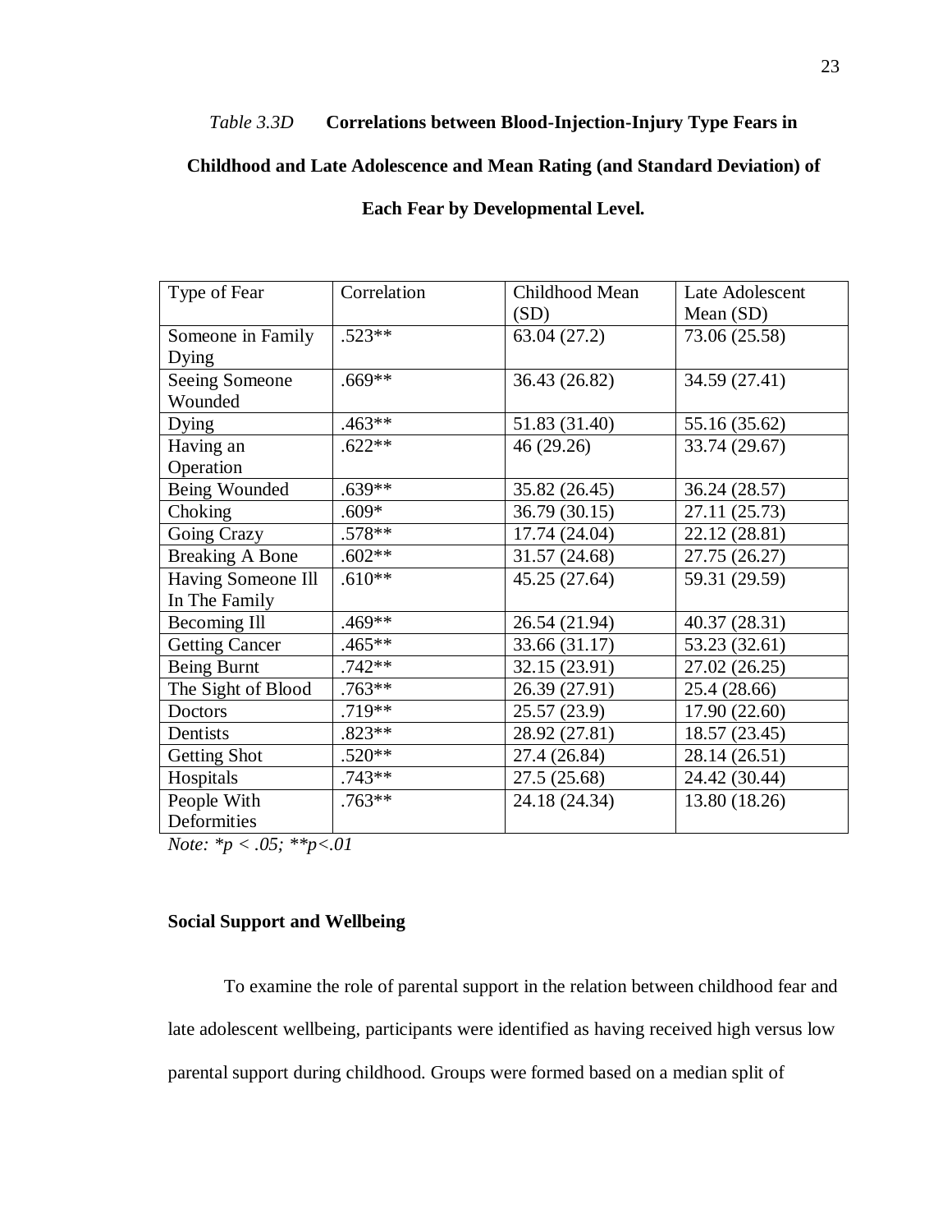*Table 3.3D* **Correlations between Blood-Injection-Injury Type Fears in Childhood and Late Adolescence and Mean Rating (and Standard Deviation) of Each Fear by Developmental Level.**

| Type of Fear | Correlation | Childhood Mean (SD) | Late Adolescent Mean (SD) |
|---|---|---|---|
| Someone in Family Dying | .523** | 63.04 (27.2) | 73.06 (25.58) |
| Seeing Someone Wounded | .669** | 36.43 (26.82) | 34.59 (27.41) |
| Dying | .463** | 51.83 (31.40) | 55.16 (35.62) |
| Having an Operation | .622** | 46 (29.26) | 33.74 (29.67) |
| Being Wounded | .639** | 35.82 (26.45) | 36.24 (28.57) |
| Choking | .609* | 36.79 (30.15) | 27.11 (25.73) |
| Going Crazy | .578** | 17.74 (24.04) | 22.12 (28.81) |
| Breaking A Bone | .602** | 31.57 (24.68) | 27.75 (26.27) |
| Having Someone Ill In The Family | .610** | 45.25 (27.64) | 59.31 (29.59) |
| Becoming Ill | .469** | 26.54 (21.94) | 40.37 (28.31) |
| Getting Cancer | .465** | 33.66 (31.17) | 53.23 (32.61) |
| Being Burnt | .742** | 32.15 (23.91) | 27.02 (26.25) |
| The Sight of Blood | .763** | 26.39 (27.91) | 25.4 (28.66) |
| Doctors | .719** | 25.57 (23.9) | 17.90 (22.60) |
| Dentists | .823** | 28.92 (27.81) | 18.57 (23.45) |
| Getting Shot | .520** | 27.4 (26.84) | 28.14 (26.51) |
| Hospitals | .743** | 27.5 (25.68) | 24.42 (30.44) |
| People With Deformities | .763** | 24.18 (24.34) | 13.80 (18.26) |

*Note:* *$p < .05$; **$p<.01$

**Social Support and Wellbeing**

To examine the role of parental support in the relation between childhood fear and late adolescent wellbeing, participants were identified as having received high versus low parental support during childhood. Groups were formed based on a median split of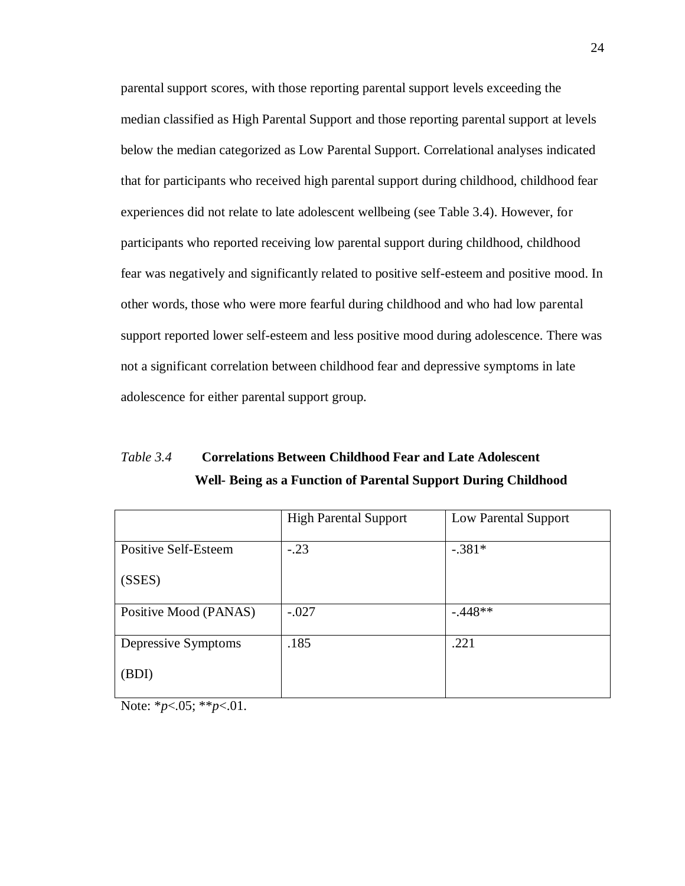parental support scores, with those reporting parental support levels exceeding the median classified as High Parental Support and those reporting parental support at levels below the median categorized as Low Parental Support. Correlational analyses indicated that for participants who received high parental support during childhood, childhood fear experiences did not relate to late adolescent wellbeing (see Table 3.4). However, for participants who reported receiving low parental support during childhood, childhood fear was negatively and significantly related to positive self-esteem and positive mood. In other words, those who were more fearful during childhood and who had low parental support reported lower self-esteem and less positive mood during adolescence. There was not a significant correlation between childhood fear and depressive symptoms in late adolescence for either parental support group.

*Table 3.4* **Correlations Between Childhood Fear and Late Adolescent Well- Being as a Function of Parental Support During Childhood**

| | High Parental Support | Low Parental Support |
|---|---|---|
| Positive Self-Esteem (SSES) | -.23 | -.381* |
| Positive Mood (PANAS) | -.027 | -.448** |
| Depressive Symptoms (BDI) | .185 | .221 |

Note: *$p$<.05; **$p$<.01.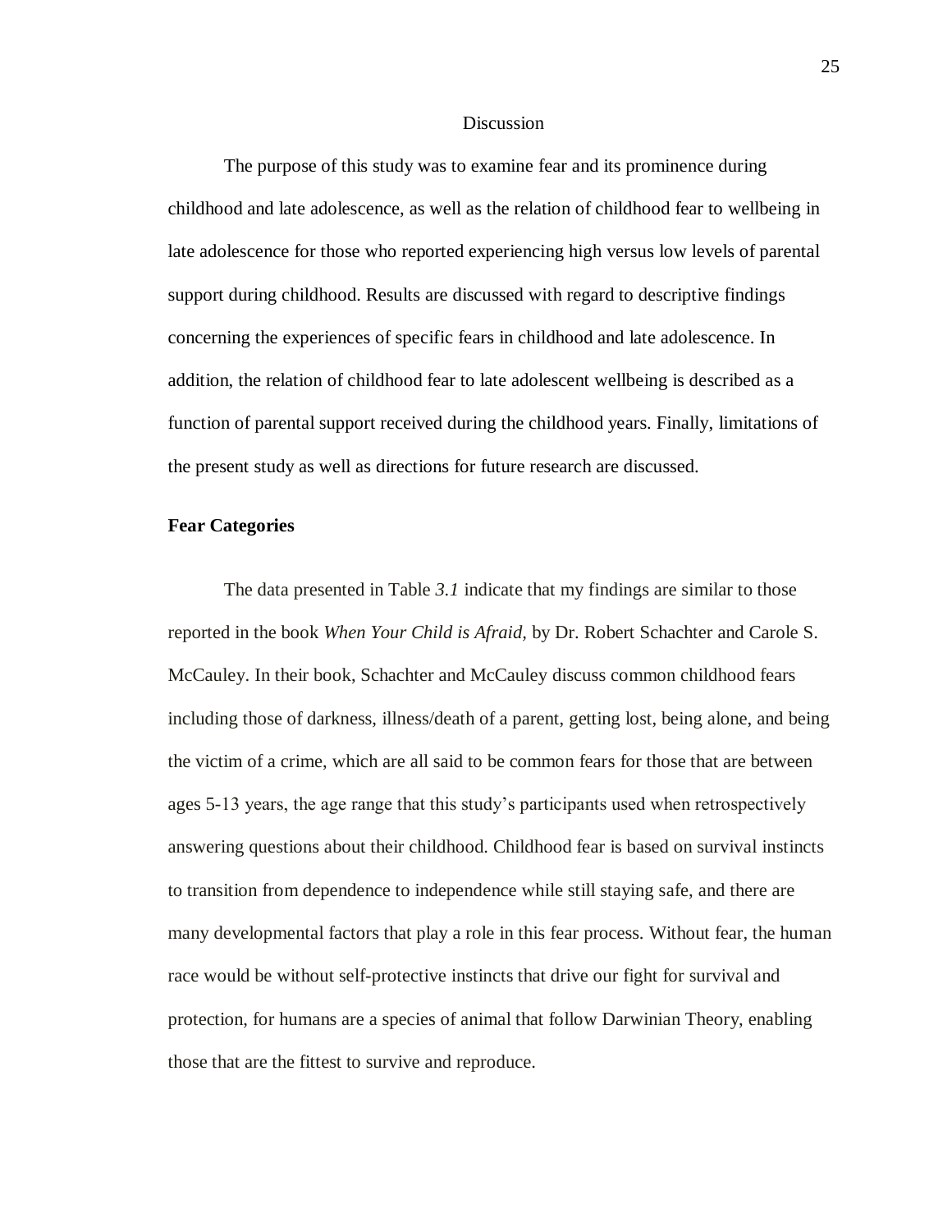# Discussion

The purpose of this study was to examine fear and its prominence during childhood and late adolescence, as well as the relation of childhood fear to wellbeing in late adolescence for those who reported experiencing high versus low levels of parental support during childhood. Results are discussed with regard to descriptive findings concerning the experiences of specific fears in childhood and late adolescence. In addition, the relation of childhood fear to late adolescent wellbeing is described as a function of parental support received during the childhood years. Finally, limitations of the present study as well as directions for future research are discussed.

## Fear Categories

The data presented in Table *3.1* indicate that my findings are similar to those reported in the book *When Your Child is Afraid*, by Dr. Robert Schachter and Carole S. McCauley. In their book, Schachter and McCauley discuss common childhood fears including those of darkness, illness/death of a parent, getting lost, being alone, and being the victim of a crime, which are all said to be common fears for those that are between ages 5-13 years, the age range that this study's participants used when retrospectively answering questions about their childhood. Childhood fear is based on survival instincts to transition from dependence to independence while still staying safe, and there are many developmental factors that play a role in this fear process. Without fear, the human race would be without self-protective instincts that drive our fight for survival and protection, for humans are a species of animal that follow Darwinian Theory, enabling those that are the fittest to survive and reproduce.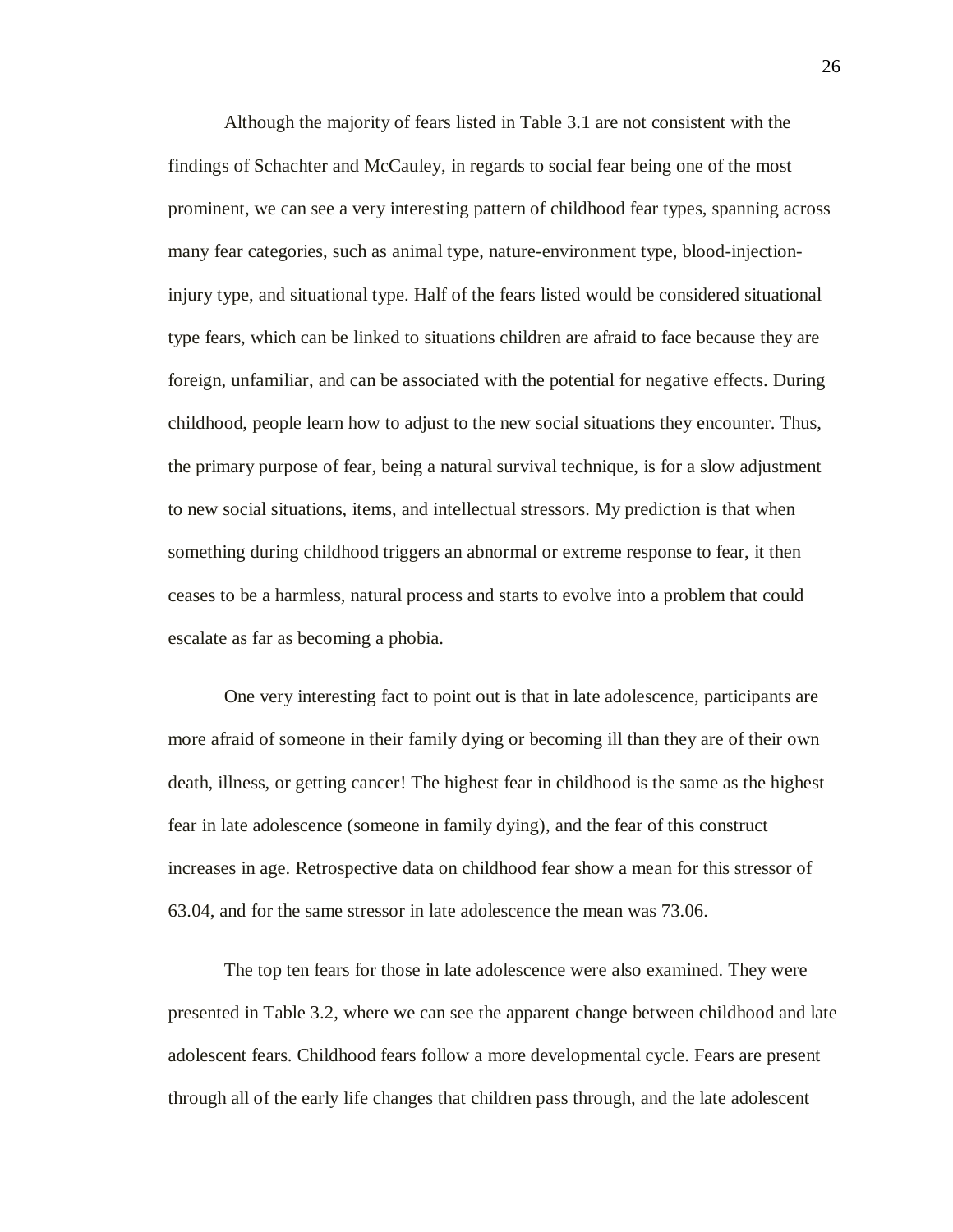Although the majority of fears listed in Table 3.1 are not consistent with the findings of Schachter and McCauley, in regards to social fear being one of the most prominent, we can see a very interesting pattern of childhood fear types, spanning across many fear categories, such as animal type, nature-environment type, blood-injection-injury type, and situational type. Half of the fears listed would be considered situational type fears, which can be linked to situations children are afraid to face because they are foreign, unfamiliar, and can be associated with the potential for negative effects. During childhood, people learn how to adjust to the new social situations they encounter. Thus, the primary purpose of fear, being a natural survival technique, is for a slow adjustment to new social situations, items, and intellectual stressors. My prediction is that when something during childhood triggers an abnormal or extreme response to fear, it then ceases to be a harmless, natural process and starts to evolve into a problem that could escalate as far as becoming a phobia.

One very interesting fact to point out is that in late adolescence, participants are more afraid of someone in their family dying or becoming ill than they are of their own death, illness, or getting cancer! The highest fear in childhood is the same as the highest fear in late adolescence (someone in family dying), and the fear of this construct increases in age. Retrospective data on childhood fear show a mean for this stressor of 63.04, and for the same stressor in late adolescence the mean was 73.06.

The top ten fears for those in late adolescence were also examined. They were presented in Table 3.2, where we can see the apparent change between childhood and late adolescent fears. Childhood fears follow a more developmental cycle. Fears are present through all of the early life changes that children pass through, and the late adolescent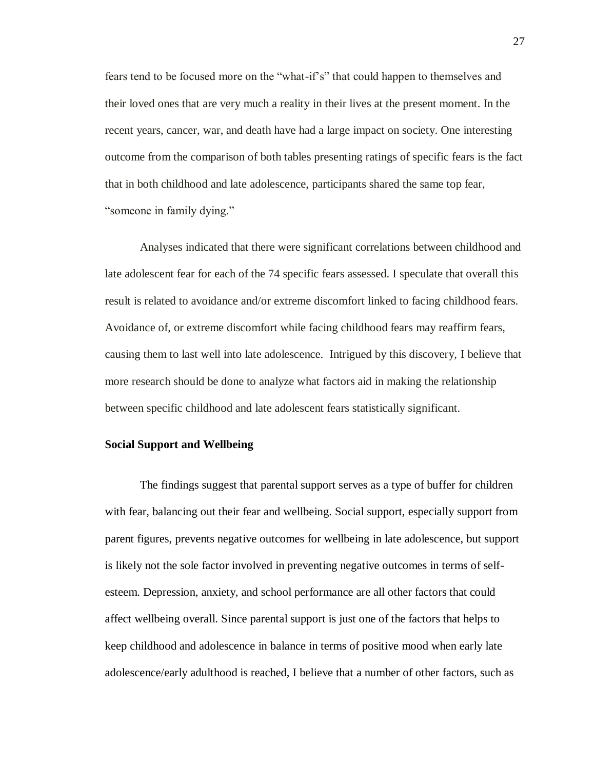fears tend to be focused more on the "what-if's" that could happen to themselves and their loved ones that are very much a reality in their lives at the present moment. In the recent years, cancer, war, and death have had a large impact on society. One interesting outcome from the comparison of both tables presenting ratings of specific fears is the fact that in both childhood and late adolescence, participants shared the same top fear, "someone in family dying."

Analyses indicated that there were significant correlations between childhood and late adolescent fear for each of the 74 specific fears assessed. I speculate that overall this result is related to avoidance and/or extreme discomfort linked to facing childhood fears. Avoidance of, or extreme discomfort while facing childhood fears may reaffirm fears, causing them to last well into late adolescence. Intrigued by this discovery, I believe that more research should be done to analyze what factors aid in making the relationship between specific childhood and late adolescent fears statistically significant.

**Social Support and Wellbeing**

The findings suggest that parental support serves as a type of buffer for children with fear, balancing out their fear and wellbeing. Social support, especially support from parent figures, prevents negative outcomes for wellbeing in late adolescence, but support is likely not the sole factor involved in preventing negative outcomes in terms of self-esteem. Depression, anxiety, and school performance are all other factors that could affect wellbeing overall. Since parental support is just one of the factors that helps to keep childhood and adolescence in balance in terms of positive mood when early late adolescence/early adulthood is reached, I believe that a number of other factors, such as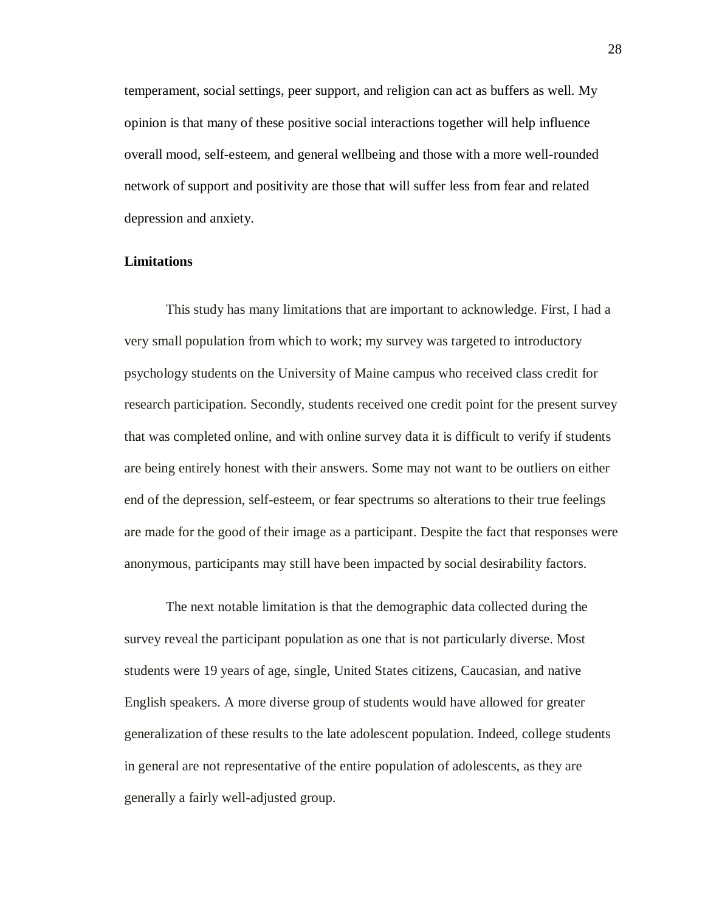temperament, social settings, peer support, and religion can act as buffers as well. My opinion is that many of these positive social interactions together will help influence overall mood, self-esteem, and general wellbeing and those with a more well-rounded network of support and positivity are those that will suffer less from fear and related depression and anxiety.

**Limitations**

This study has many limitations that are important to acknowledge. First, I had a very small population from which to work; my survey was targeted to introductory psychology students on the University of Maine campus who received class credit for research participation. Secondly, students received one credit point for the present survey that was completed online, and with online survey data it is difficult to verify if students are being entirely honest with their answers. Some may not want to be outliers on either end of the depression, self-esteem, or fear spectrums so alterations to their true feelings are made for the good of their image as a participant. Despite the fact that responses were anonymous, participants may still have been impacted by social desirability factors.

The next notable limitation is that the demographic data collected during the survey reveal the participant population as one that is not particularly diverse. Most students were 19 years of age, single, United States citizens, Caucasian, and native English speakers. A more diverse group of students would have allowed for greater generalization of these results to the late adolescent population. Indeed, college students in general are not representative of the entire population of adolescents, as they are generally a fairly well-adjusted group.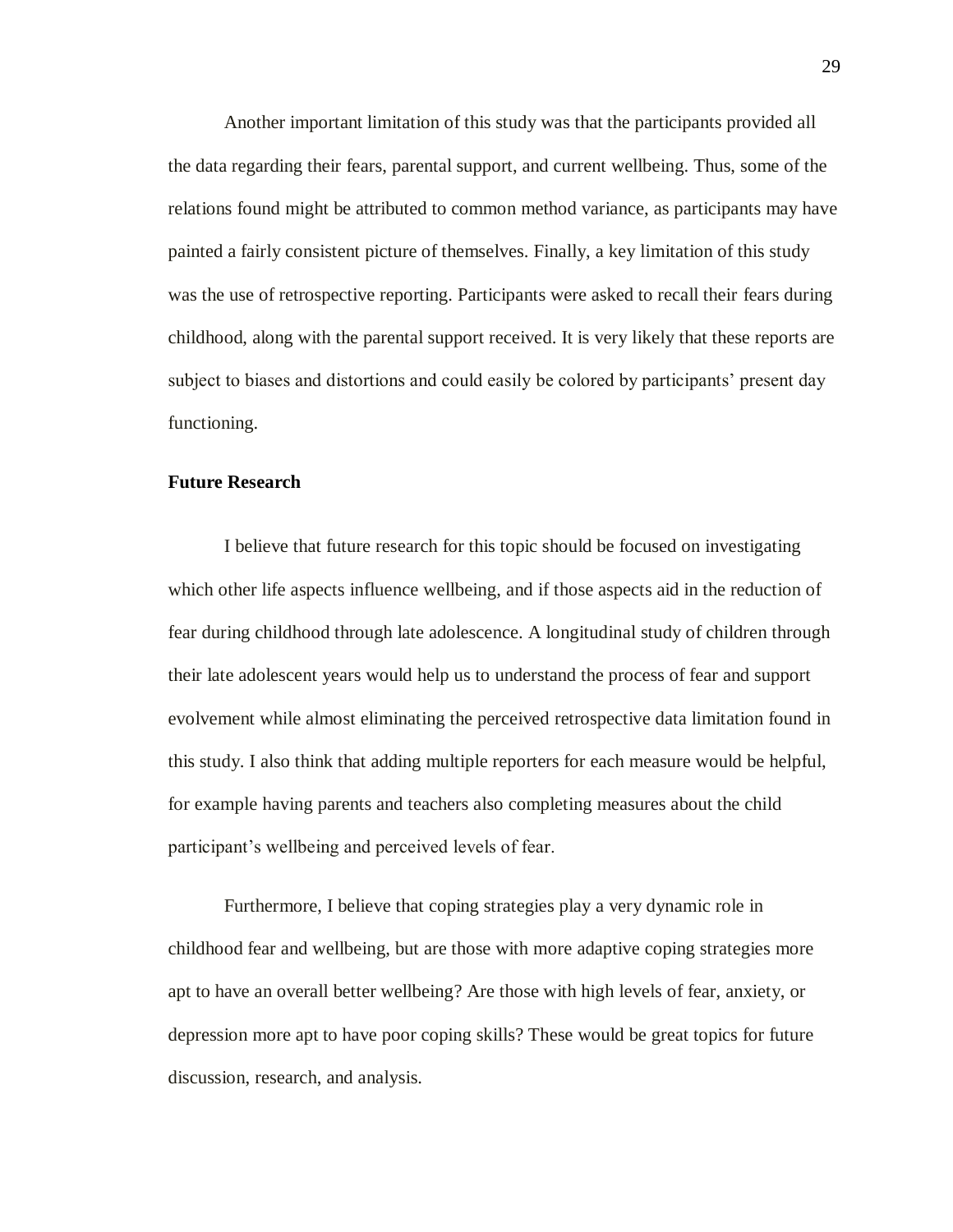Another important limitation of this study was that the participants provided all the data regarding their fears, parental support, and current wellbeing. Thus, some of the relations found might be attributed to common method variance, as participants may have painted a fairly consistent picture of themselves. Finally, a key limitation of this study was the use of retrospective reporting. Participants were asked to recall their fears during childhood, along with the parental support received. It is very likely that these reports are subject to biases and distortions and could easily be colored by participants' present day functioning.

**Future Research**

I believe that future research for this topic should be focused on investigating which other life aspects influence wellbeing, and if those aspects aid in the reduction of fear during childhood through late adolescence. A longitudinal study of children through their late adolescent years would help us to understand the process of fear and support evolvement while almost eliminating the perceived retrospective data limitation found in this study. I also think that adding multiple reporters for each measure would be helpful, for example having parents and teachers also completing measures about the child participant's wellbeing and perceived levels of fear.

Furthermore, I believe that coping strategies play a very dynamic role in childhood fear and wellbeing, but are those with more adaptive coping strategies more apt to have an overall better wellbeing? Are those with high levels of fear, anxiety, or depression more apt to have poor coping skills? These would be great topics for future discussion, research, and analysis.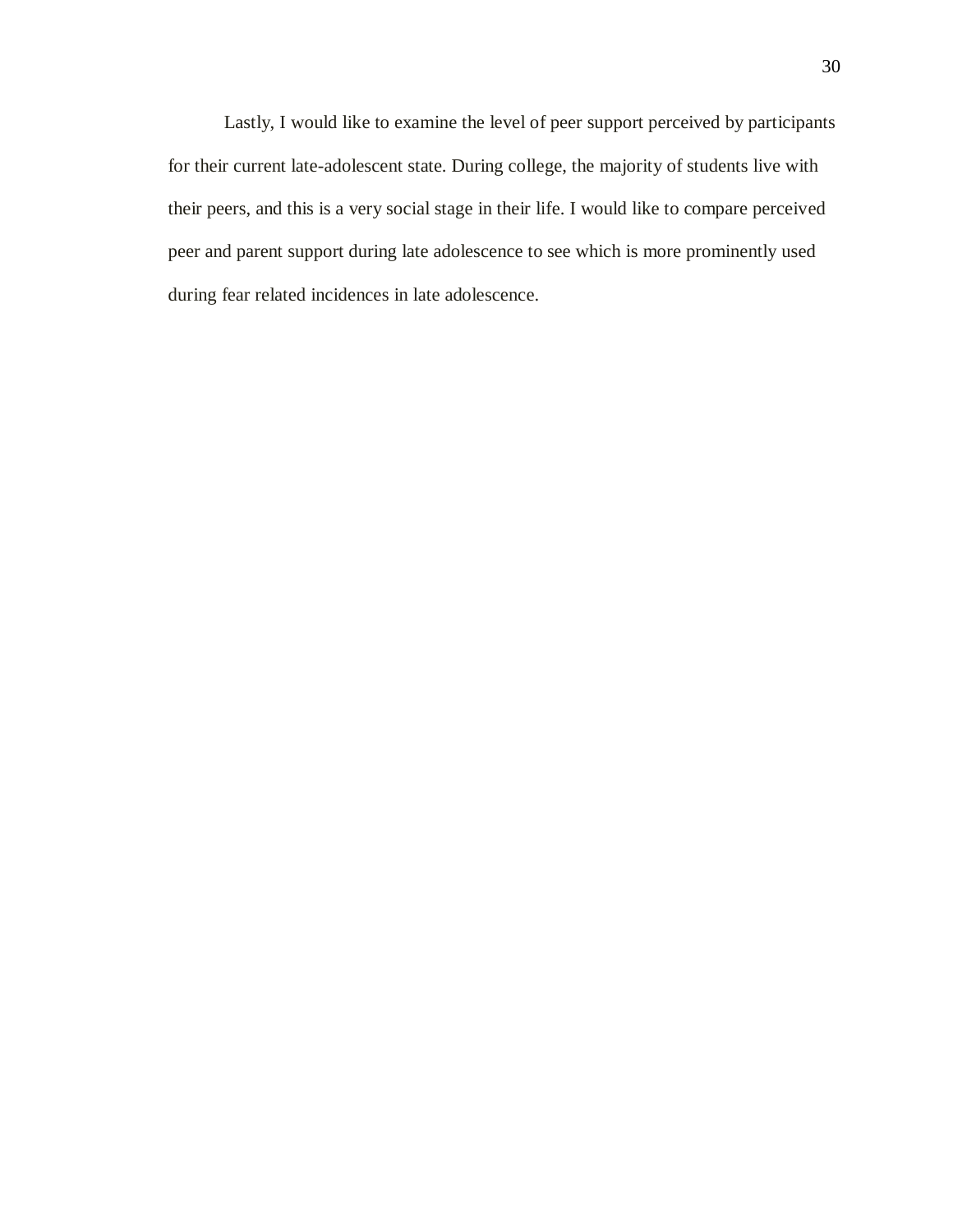Lastly, I would like to examine the level of peer support perceived by participants for their current late-adolescent state. During college, the majority of students live with their peers, and this is a very social stage in their life. I would like to compare perceived peer and parent support during late adolescence to see which is more prominently used during fear related incidences in late adolescence.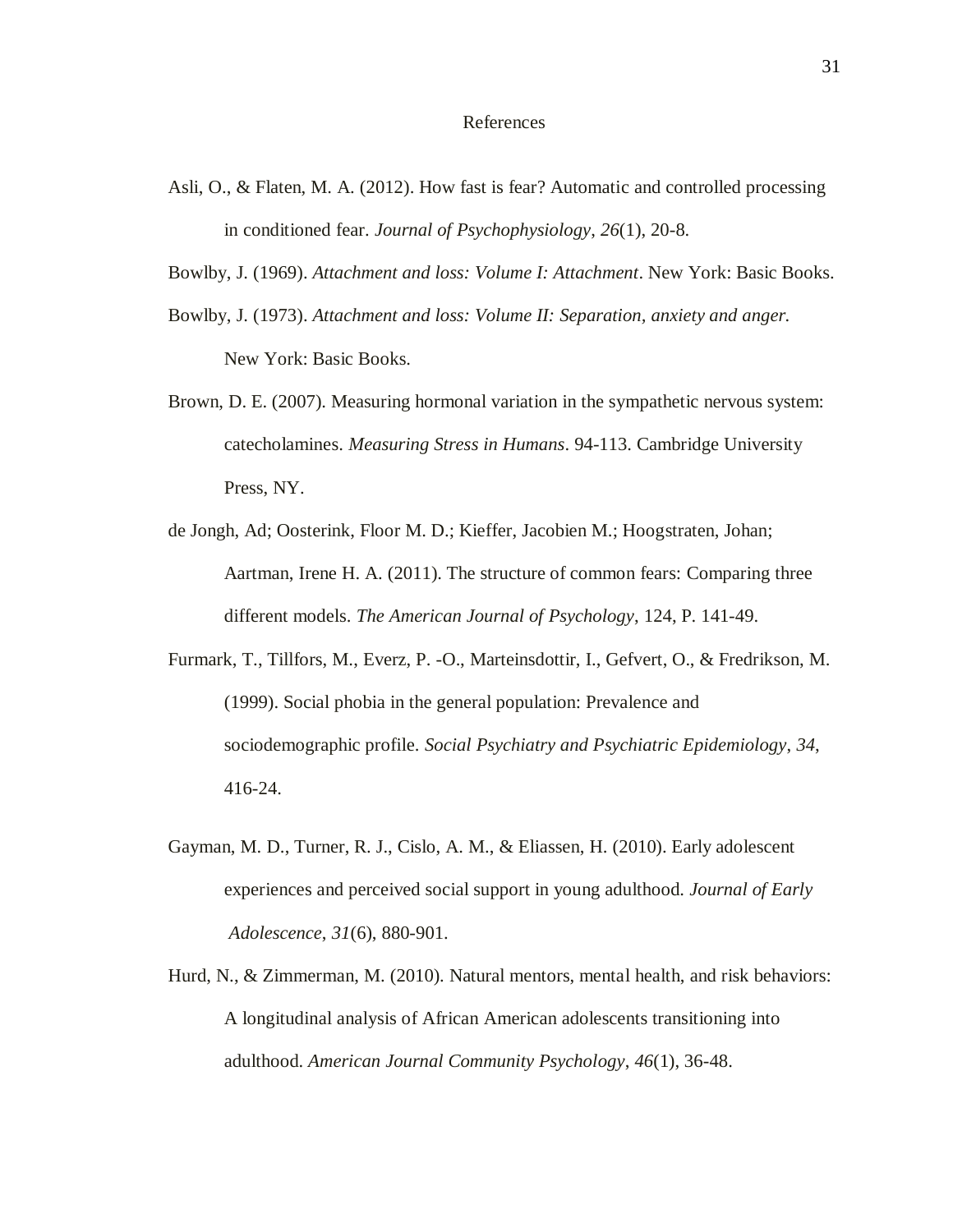# References

Asli, O., & Flaten, M. A. (2012). How fast is fear? Automatic and controlled processing in conditioned fear. *Journal of Psychophysiology*, *26*(1), 20-8.

Bowlby, J. (1969). *Attachment and loss: Volume I: Attachment*. New York: Basic Books.

Bowlby, J. (1973). *Attachment and loss: Volume II: Separation, anxiety and anger.* New York: Basic Books.

Brown, D. E. (2007). Measuring hormonal variation in the sympathetic nervous system: catecholamines. *Measuring Stress in Humans*. 94-113. Cambridge University Press, NY.

de Jongh, Ad; Oosterink, Floor M. D.; Kieffer, Jacobien M.; Hoogstraten, Johan; Aartman, Irene H. A. (2011). The structure of common fears: Comparing three different models. *The American Journal of Psychology*, 124, P. 141-49.

Furmark, T., Tillfors, M., Everz, P. -O., Marteinsdottir, I., Gefvert, O., & Fredrikson, M. (1999). Social phobia in the general population: Prevalence and sociodemographic profile. *Social Psychiatry and Psychiatric Epidemiology*, *34*, 416-24.

Gayman, M. D., Turner, R. J., Cislo, A. M., & Eliassen, H. (2010). Early adolescent experiences and perceived social support in young adulthood. *Journal of Early Adolescence*, *31*(6), 880-901.

Hurd, N., & Zimmerman, M. (2010). Natural mentors, mental health, and risk behaviors: A longitudinal analysis of African American adolescents transitioning into adulthood. *American Journal Community Psychology*, *46*(1), 36-48.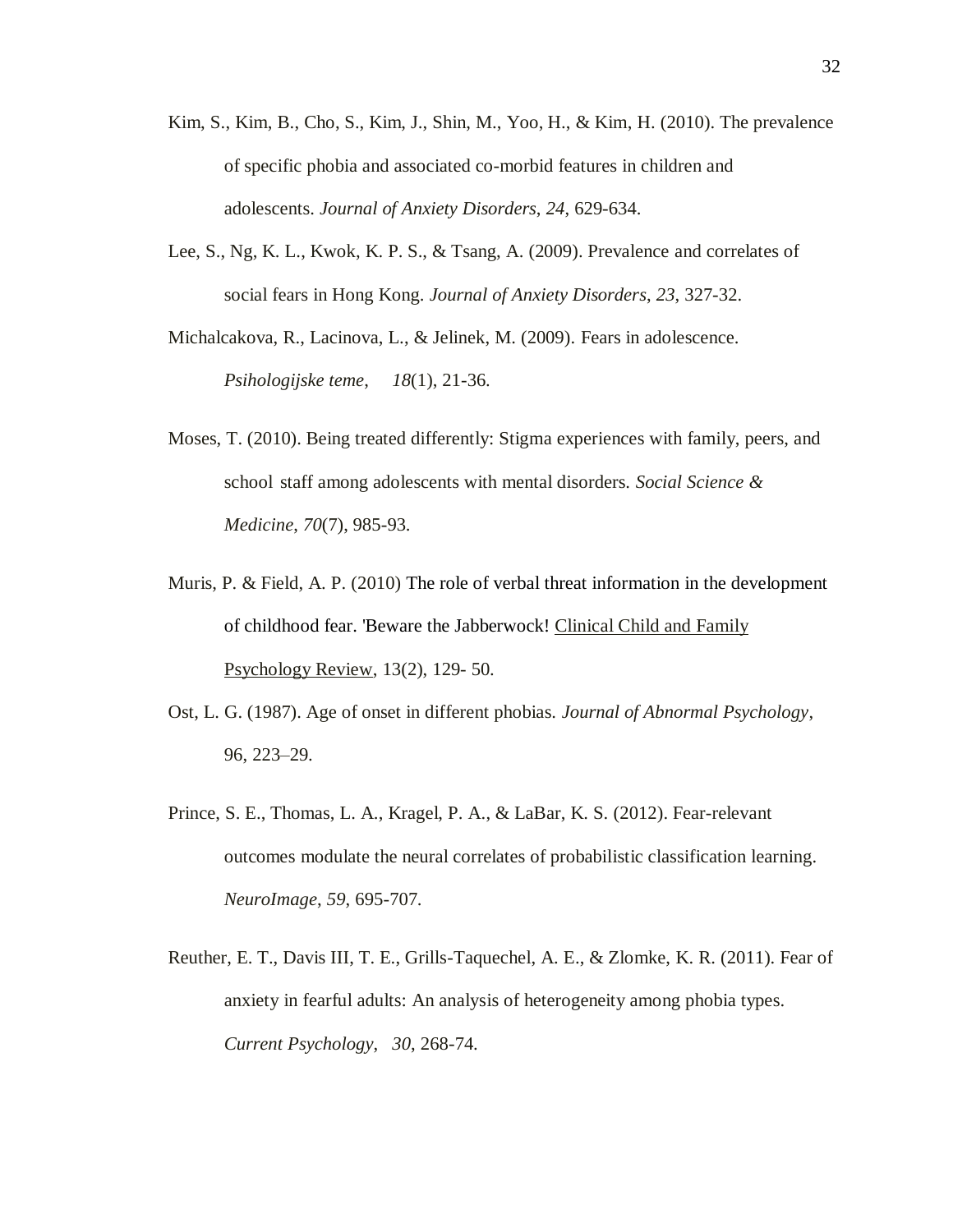Kim, S., Kim, B., Cho, S., Kim, J., Shin, M., Yoo, H., & Kim, H. (2010). The prevalence of specific phobia and associated co-morbid features in children and adolescents. *Journal of Anxiety Disorders*, *24*, 629-634.

Lee, S., Ng, K. L., Kwok, K. P. S., & Tsang, A. (2009). Prevalence and correlates of social fears in Hong Kong. *Journal of Anxiety Disorders*, *23*, 327-32.

Michalcakova, R., Lacinova, L., & Jelinek, M. (2009). Fears in adolescence. *Psihologijske teme*, *18*(1), 21-36.

Moses, T. (2010). Being treated differently: Stigma experiences with family, peers, and school staff among adolescents with mental disorders. *Social Science & Medicine*, *70*(7), 985-93.

Muris, P. & Field, A. P. (2010) The role of verbal threat information in the development of childhood fear. 'Beware the Jabberwock! Clinical Child and Family Psychology Review, 13(2), 129- 50.

Ost, L. G. (1987). Age of onset in different phobias. *Journal of Abnormal Psychology*, 96, 223–29.

Prince, S. E., Thomas, L. A., Kragel, P. A., & LaBar, K. S. (2012). Fear-relevant outcomes modulate the neural correlates of probabilistic classification learning. *NeuroImage*, *59*, 695-707.

Reuther, E. T., Davis III, T. E., Grills-Taquechel, A. E., & Zlomke, K. R. (2011). Fear of anxiety in fearful adults: An analysis of heterogeneity among phobia types. *Current Psychology*, *30*, 268-74.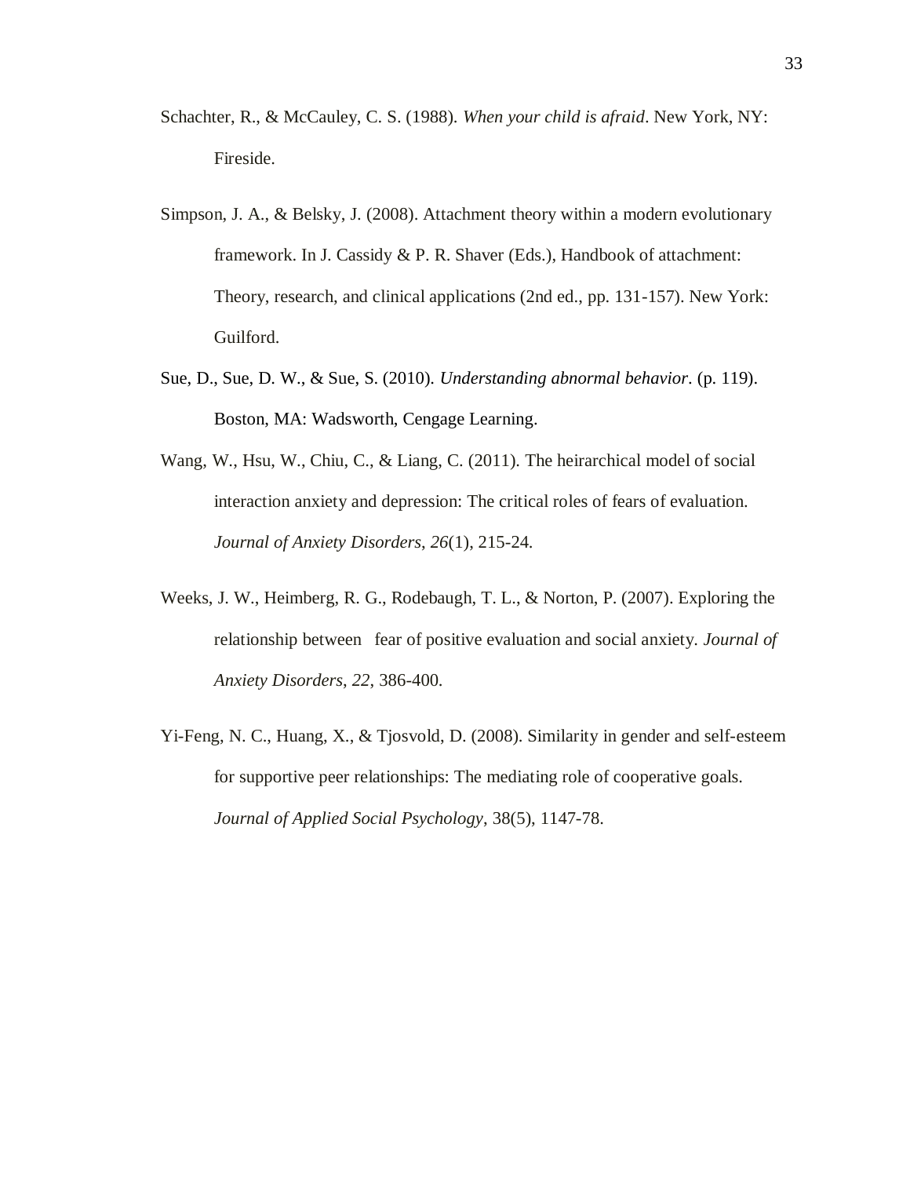Schachter, R., & McCauley, C. S. (1988). *When your child is afraid*. New York, NY: Fireside.

Simpson, J. A., & Belsky, J. (2008). Attachment theory within a modern evolutionary framework. In J. Cassidy & P. R. Shaver (Eds.), Handbook of attachment: Theory, research, and clinical applications (2nd ed., pp. 131-157). New York: Guilford.

Sue, D., Sue, D. W., & Sue, S. (2010). *Understanding abnormal behavior*. (p. 119). Boston, MA: Wadsworth, Cengage Learning.

Wang, W., Hsu, W., Chiu, C., & Liang, C. (2011). The heirarchical model of social interaction anxiety and depression: The critical roles of fears of evaluation. *Journal of Anxiety Disorders*, *26*(1), 215-24.

Weeks, J. W., Heimberg, R. G., Rodebaugh, T. L., & Norton, P. (2007). Exploring the relationship between fear of positive evaluation and social anxiety. *Journal of Anxiety Disorders*, *22*, 386-400.

Yi-Feng, N. C., Huang, X., & Tjosvold, D. (2008). Similarity in gender and self-esteem for supportive peer relationships: The mediating role of cooperative goals. *Journal of Applied Social Psychology*, 38(5), 1147-78.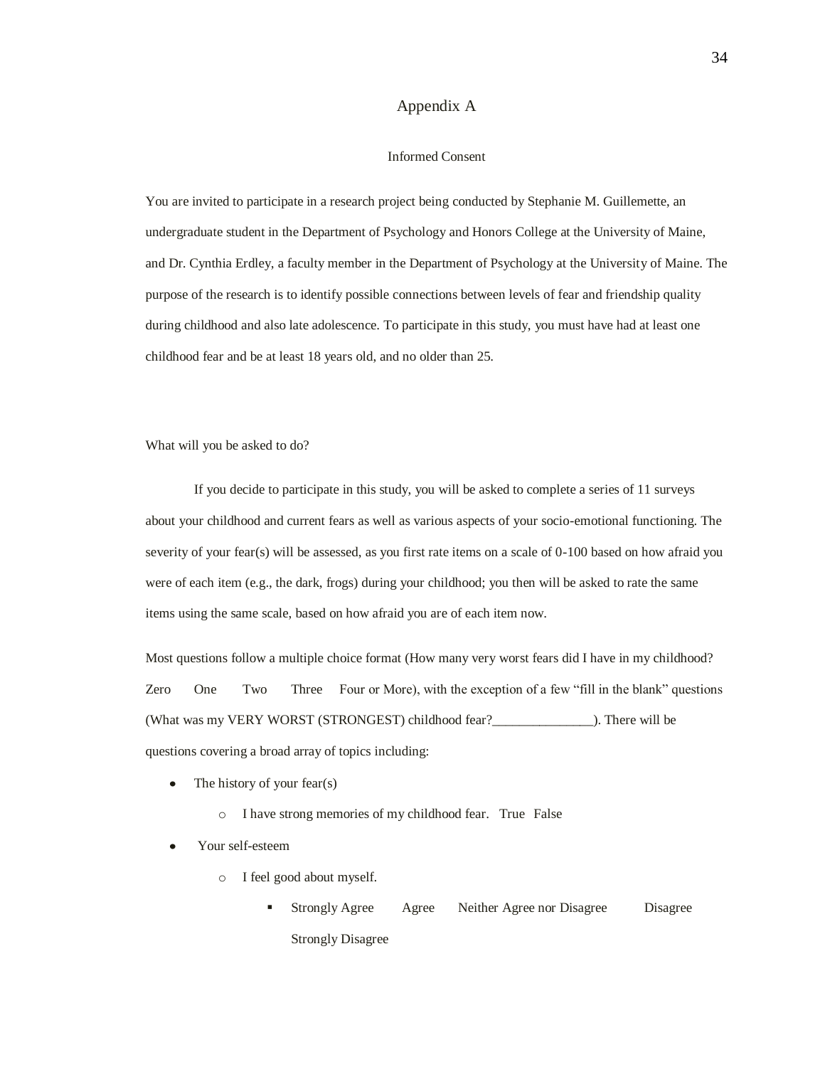# Appendix A

## Informed Consent

You are invited to participate in a research project being conducted by Stephanie M. Guillemette, an undergraduate student in the Department of Psychology and Honors College at the University of Maine, and Dr. Cynthia Erdley, a faculty member in the Department of Psychology at the University of Maine. The purpose of the research is to identify possible connections between levels of fear and friendship quality during childhood and also late adolescence. To participate in this study, you must have had at least one childhood fear and be at least 18 years old, and no older than 25.

What will you be asked to do?

If you decide to participate in this study, you will be asked to complete a series of 11 surveys about your childhood and current fears as well as various aspects of your socio-emotional functioning. The severity of your fear(s) will be assessed, as you first rate items on a scale of 0-100 based on how afraid you were of each item (e.g., the dark, frogs) during your childhood; you then will be asked to rate the same items using the same scale, based on how afraid you are of each item now.

Most questions follow a multiple choice format (How many very worst fears did I have in my childhood? Zero One Two Three Four or More), with the exception of a few "fill in the blank" questions (What was my VERY WORST (STRONGEST) childhood fear?_______________). There will be questions covering a broad array of topics including:

- The history of your fear(s)
    - I have strong memories of my childhood fear. True False
- Your self-esteem
    - I feel good about myself.
        - Strongly Agree Agree Neither Agree nor Disagree Disagree Strongly Disagree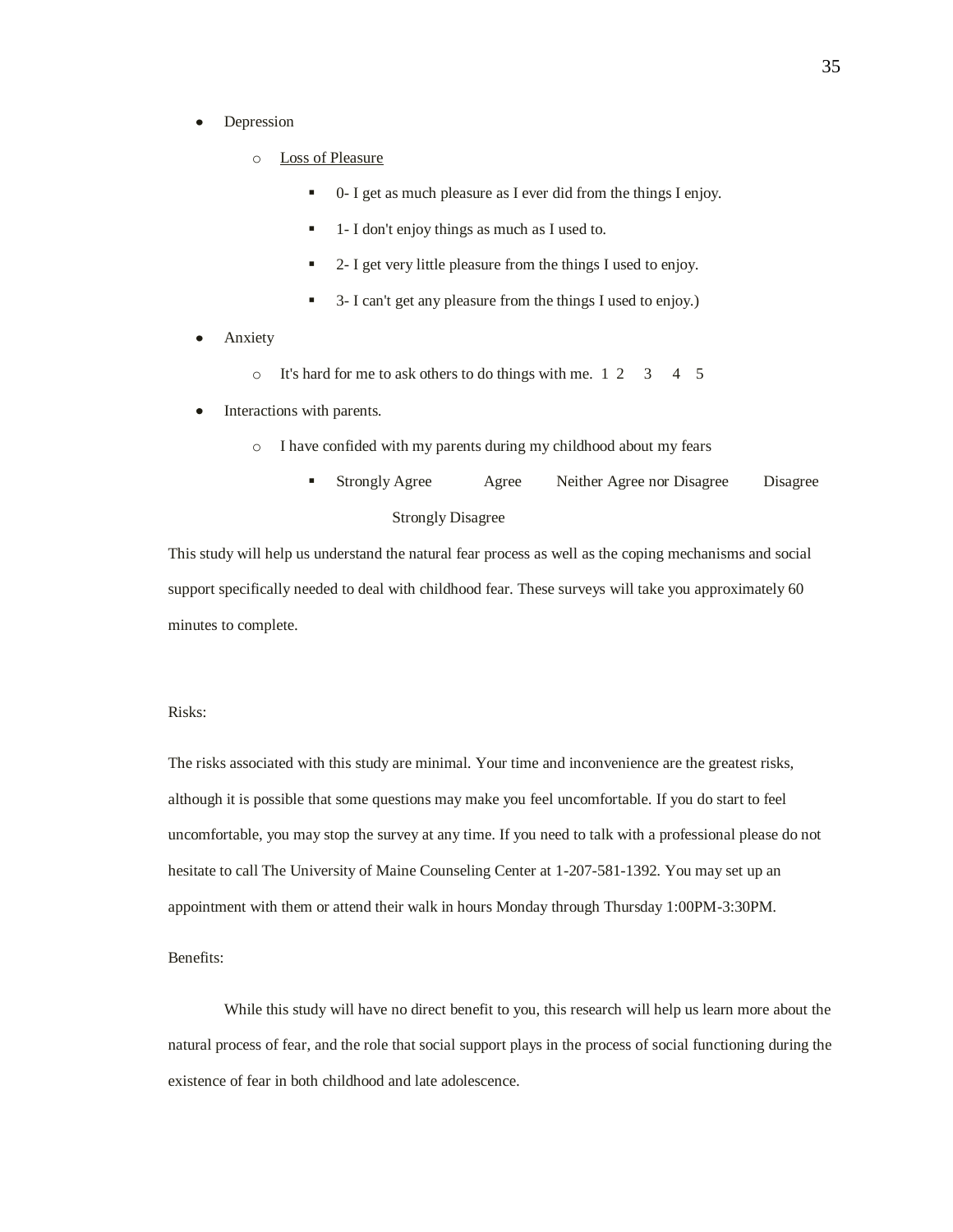- Depression
  - <u>Loss of Pleasure</u>
    - 0- I get as much pleasure as I ever did from the things I enjoy.
    - 1- I don't enjoy things as much as I used to.
    - 2- I get very little pleasure from the things I used to enjoy.
    - 3- I can't get any pleasure from the things I used to enjoy.)
- Anxiety
  - It's hard for me to ask others to do things with me. 1 2 3 4 5
- Interactions with parents.
  - I have confided with my parents during my childhood about my fears
    - Strongly Agree Agree Neither Agree nor Disagree Disagree Strongly Disagree

This study will help us understand the natural fear process as well as the coping mechanisms and social support specifically needed to deal with childhood fear. These surveys will take you approximately 60 minutes to complete.

Risks:

The risks associated with this study are minimal. Your time and inconvenience are the greatest risks, although it is possible that some questions may make you feel uncomfortable. If you do start to feel uncomfortable, you may stop the survey at any time. If you need to talk with a professional please do not hesitate to call The University of Maine Counseling Center at 1-207-581-1392. You may set up an appointment with them or attend their walk in hours Monday through Thursday 1:00PM-3:30PM.

Benefits:

While this study will have no direct benefit to you, this research will help us learn more about the natural process of fear, and the role that social support plays in the process of social functioning during the existence of fear in both childhood and late adolescence.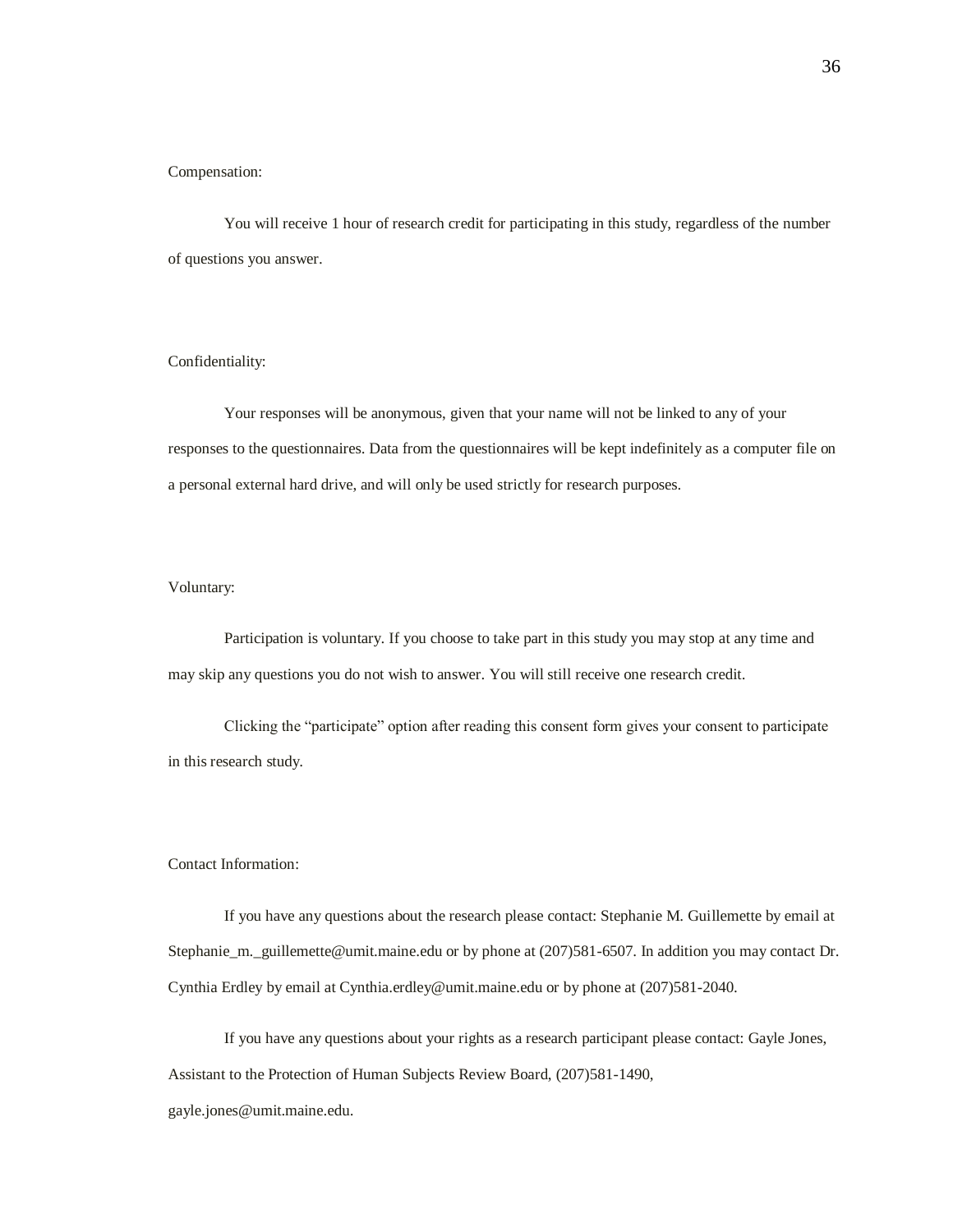Compensation:

You will receive 1 hour of research credit for participating in this study, regardless of the number of questions you answer.

Confidentiality:

Your responses will be anonymous, given that your name will not be linked to any of your responses to the questionnaires. Data from the questionnaires will be kept indefinitely as a computer file on a personal external hard drive, and will only be used strictly for research purposes.

Voluntary:

Participation is voluntary. If you choose to take part in this study you may stop at any time and may skip any questions you do not wish to answer. You will still receive one research credit.

Clicking the "participate" option after reading this consent form gives your consent to participate in this research study.

Contact Information:

If you have any questions about the research please contact: Stephanie M. Guillemette by email at Stephanie_m._guillemette@umit.maine.edu or by phone at (207)581-6507. In addition you may contact Dr. Cynthia Erdley by email at Cynthia.erdley@umit.maine.edu or by phone at (207)581-2040.

If you have any questions about your rights as a research participant please contact: Gayle Jones, Assistant to the Protection of Human Subjects Review Board, (207)581-1490, gayle.jones@umit.maine.edu.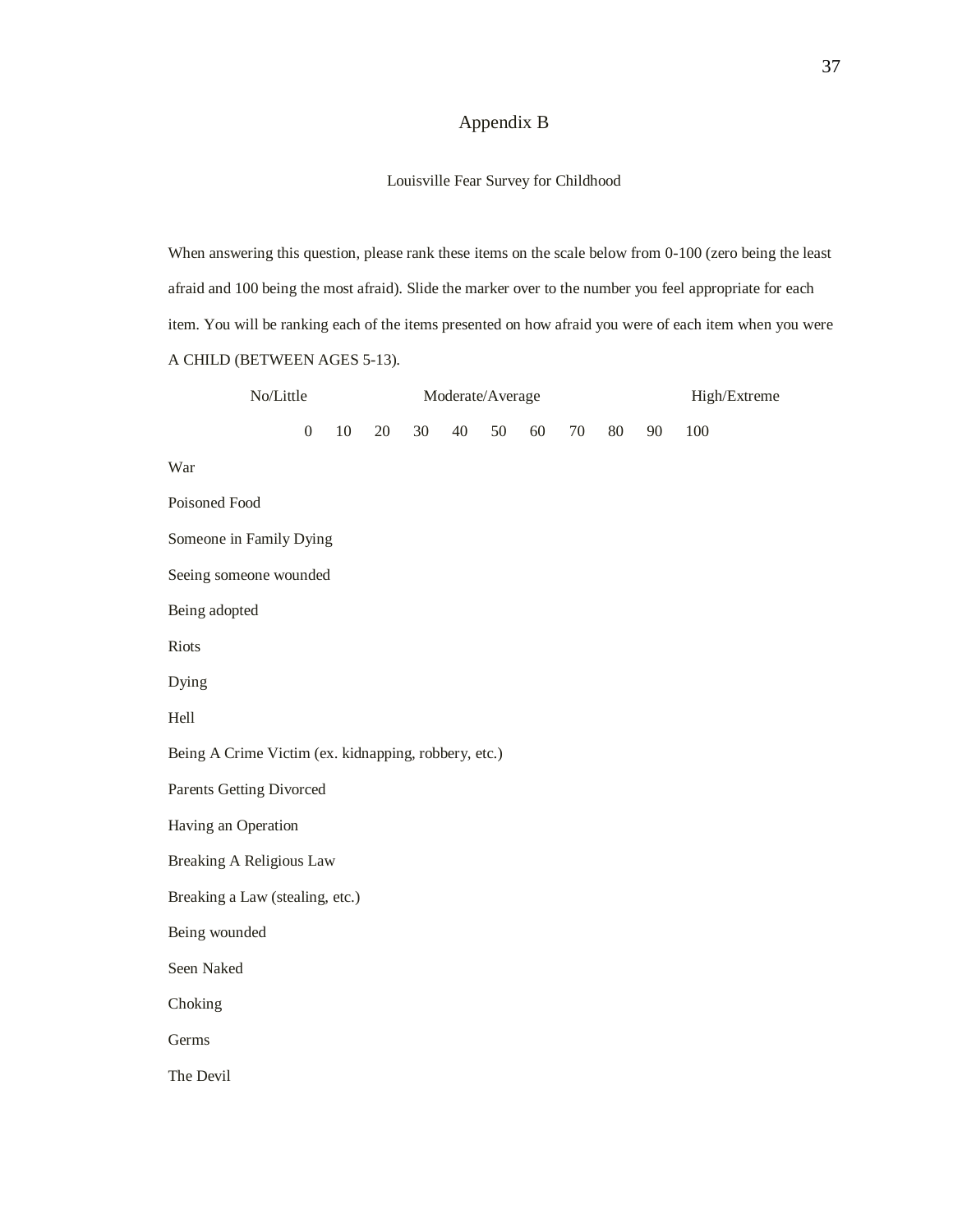# Appendix B

## Louisville Fear Survey for Childhood

When answering this question, please rank these items on the scale below from 0-100 (zero being the least afraid and 100 being the most afraid). Slide the marker over to the number you feel appropriate for each item. You will be ranking each of the items presented on how afraid you were of each item when you were A CHILD (BETWEEN AGES 5-13).

| No/Little | | | | Moderate/Average | | | | | High/Extreme | |
|---|---|---|---|---|---|---|---|---|---|---|
| 0 | 10 | 20 | 30 | 40 | 50 | 60 | 70 | 80 | 90 | 100 |

War

Poisoned Food

Someone in Family Dying

Seeing someone wounded

Being adopted

Riots

Dying

Hell

Being A Crime Victim (ex. kidnapping, robbery, etc.)

Parents Getting Divorced

Having an Operation

Breaking A Religious Law

Breaking a Law (stealing, etc.)

Being wounded

Seen Naked

Choking

Germs

The Devil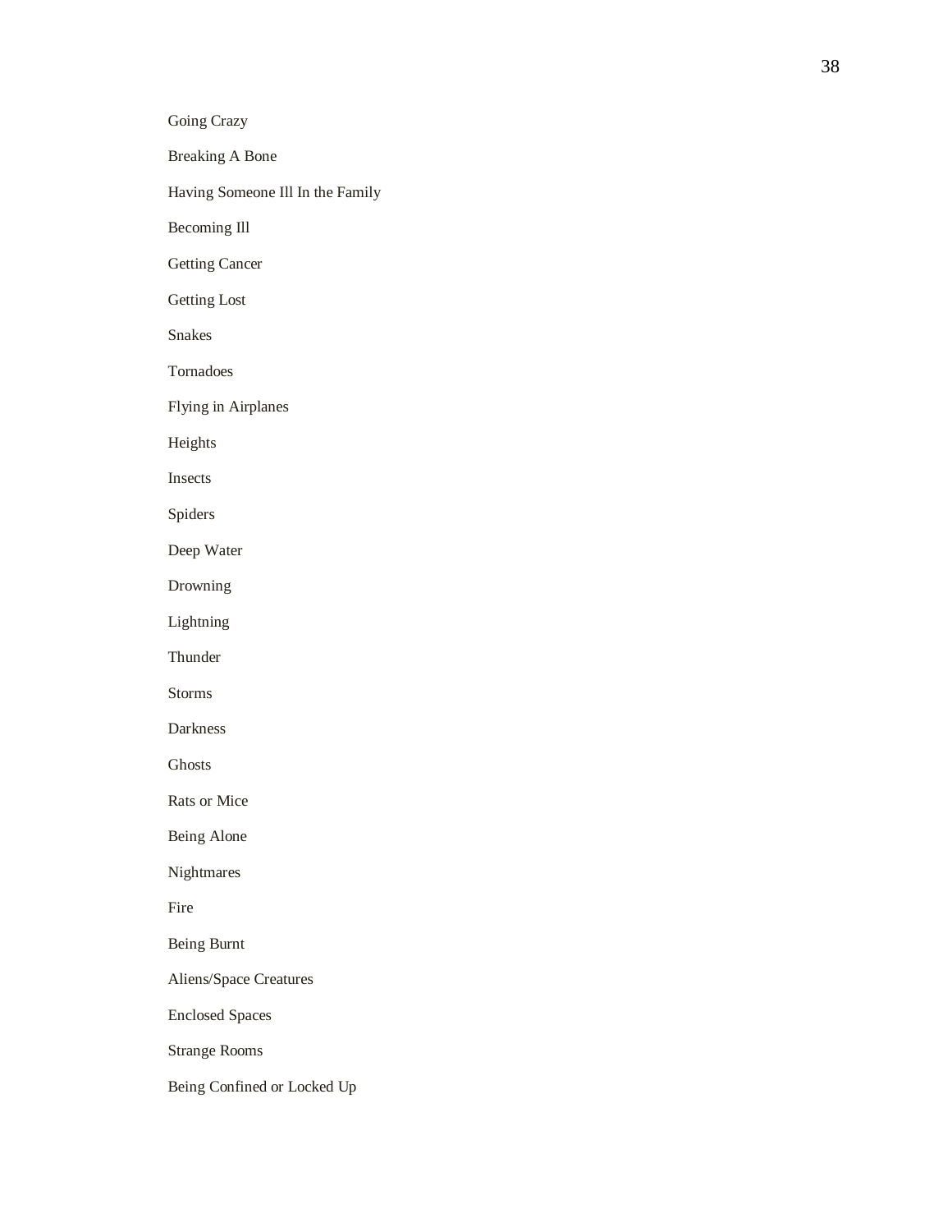Going Crazy

Breaking A Bone

Having Someone Ill In the Family

Becoming Ill

Getting Cancer

Getting Lost

Snakes

Tornadoes

Flying in Airplanes

Heights

Insects

Spiders

Deep Water

Drowning

Lightning

Thunder

Storms

Darkness

Ghosts

Rats or Mice

Being Alone

Nightmares

Fire

Being Burnt

Aliens/Space Creatures

Enclosed Spaces

Strange Rooms

Being Confined or Locked Up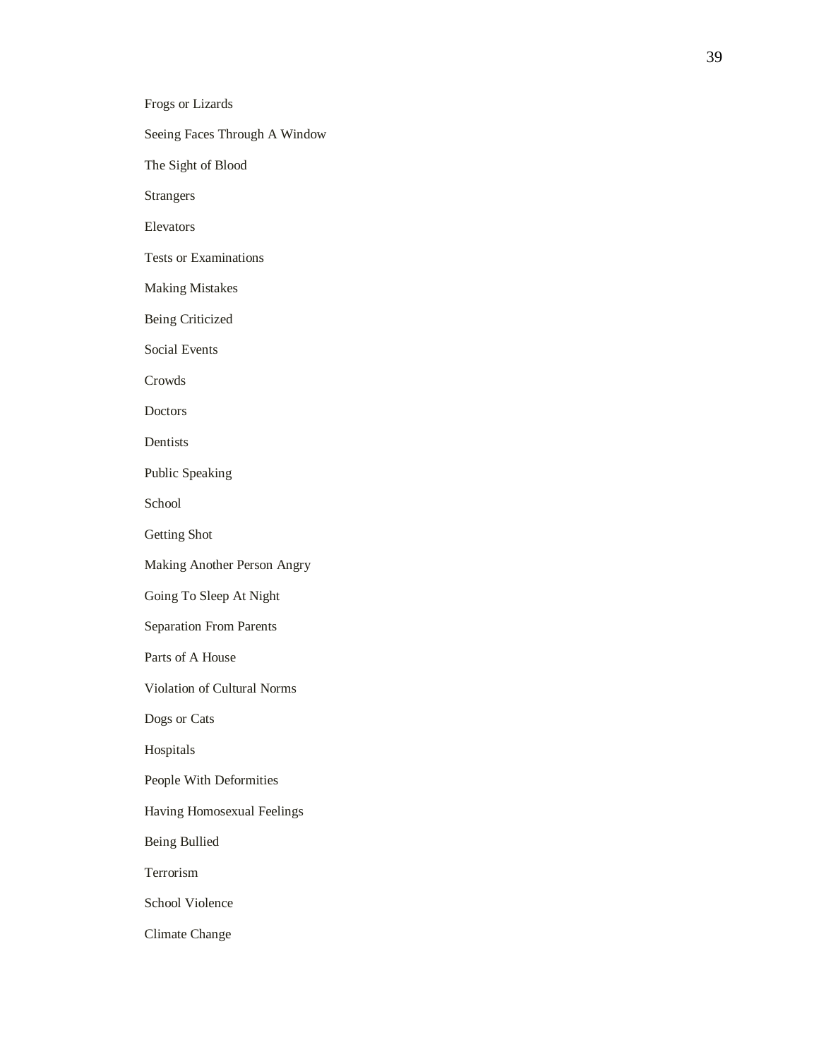Frogs or Lizards

Seeing Faces Through A Window

The Sight of Blood

Strangers

Elevators

Tests or Examinations

Making Mistakes

Being Criticized

Social Events

Crowds

Doctors

Dentists

Public Speaking

School

Getting Shot

Making Another Person Angry

Going To Sleep At Night

Separation From Parents

Parts of A House

Violation of Cultural Norms

Dogs or Cats

Hospitals

People With Deformities

Having Homosexual Feelings

Being Bullied

Terrorism

School Violence

Climate Change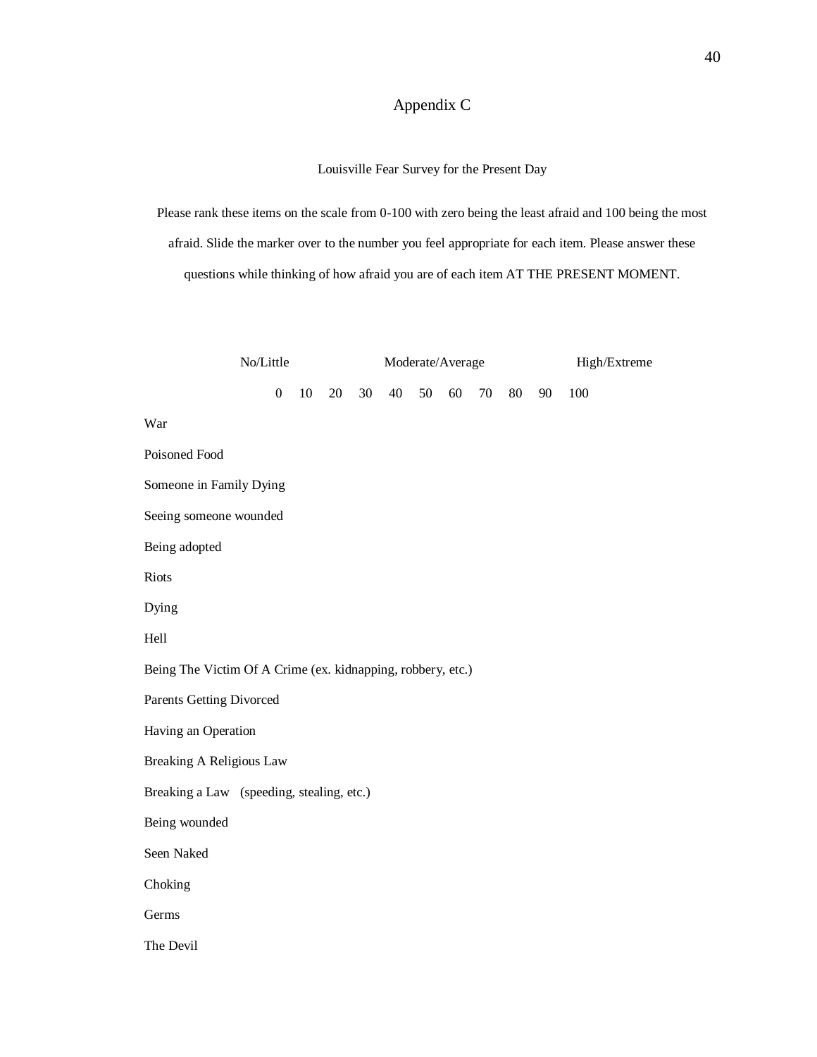# Appendix C

## Louisville Fear Survey for the Present Day

Please rank these items on the scale from 0-100 with zero being the least afraid and 100 being the most afraid. Slide the marker over to the number you feel appropriate for each item. Please answer these questions while thinking of how afraid you are of each item AT THE PRESENT MOMENT.

No/Little Moderate/Average High/Extreme

0 10 20 30 40 50 60 70 80 90 100

War

Poisoned Food

Someone in Family Dying

Seeing someone wounded

Being adopted

Riots

Dying

Hell

Being The Victim Of A Crime (ex. kidnapping, robbery, etc.)

Parents Getting Divorced

Having an Operation

Breaking A Religious Law

Breaking a Law (speeding, stealing, etc.)

Being wounded

Seen Naked

Choking

Germs

The Devil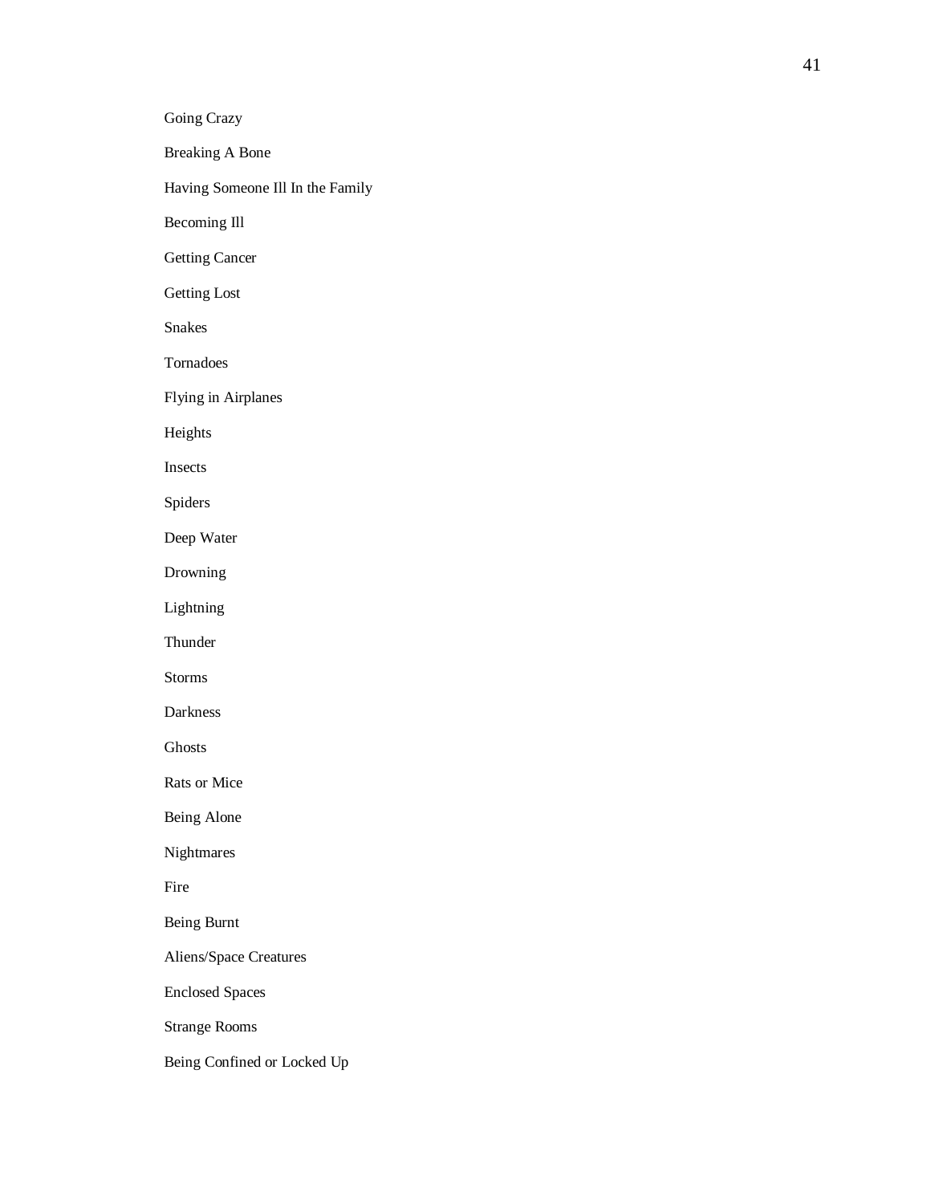Going Crazy

Breaking A Bone

Having Someone Ill In the Family

Becoming Ill

Getting Cancer

Getting Lost

Snakes

Tornadoes

Flying in Airplanes

Heights

Insects

Spiders

Deep Water

Drowning

Lightning

Thunder

Storms

Darkness

Ghosts

Rats or Mice

Being Alone

Nightmares

Fire

Being Burnt

Aliens/Space Creatures

Enclosed Spaces

Strange Rooms

Being Confined or Locked Up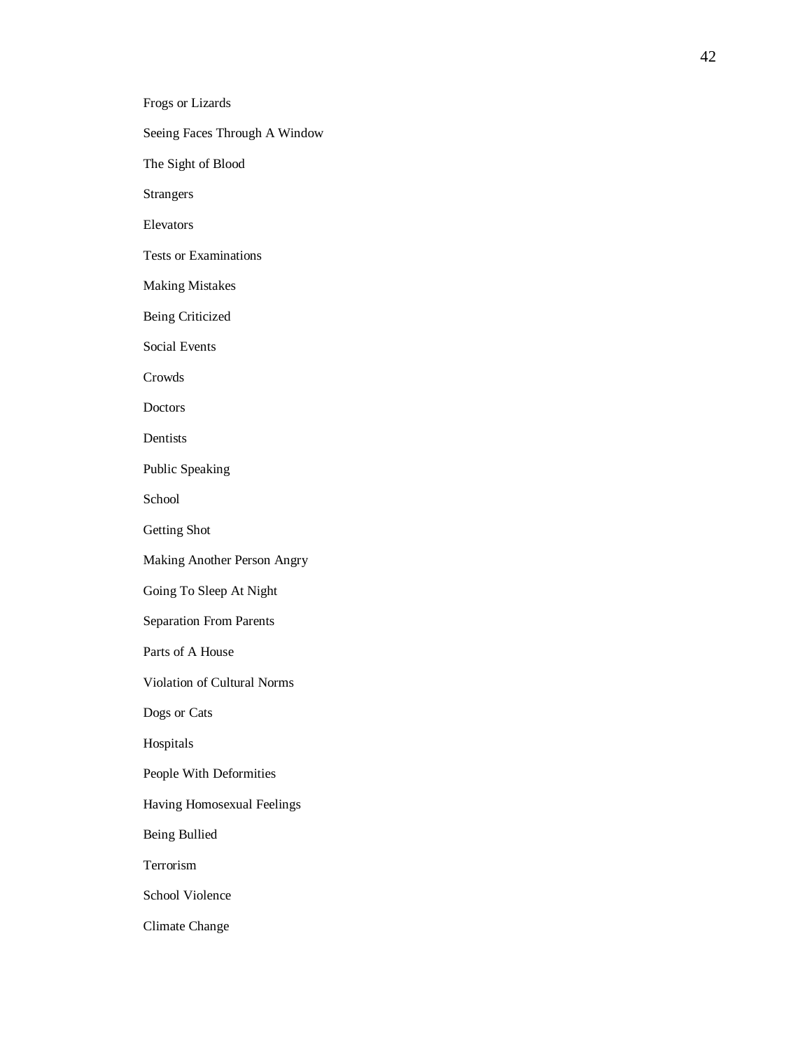Frogs or Lizards

Seeing Faces Through A Window

The Sight of Blood

Strangers

Elevators

Tests or Examinations

Making Mistakes

Being Criticized

Social Events

Crowds

Doctors

Dentists

Public Speaking

School

Getting Shot

Making Another Person Angry

Going To Sleep At Night

Separation From Parents

Parts of A House

Violation of Cultural Norms

Dogs or Cats

Hospitals

People With Deformities

Having Homosexual Feelings

Being Bullied

Terrorism

School Violence

Climate Change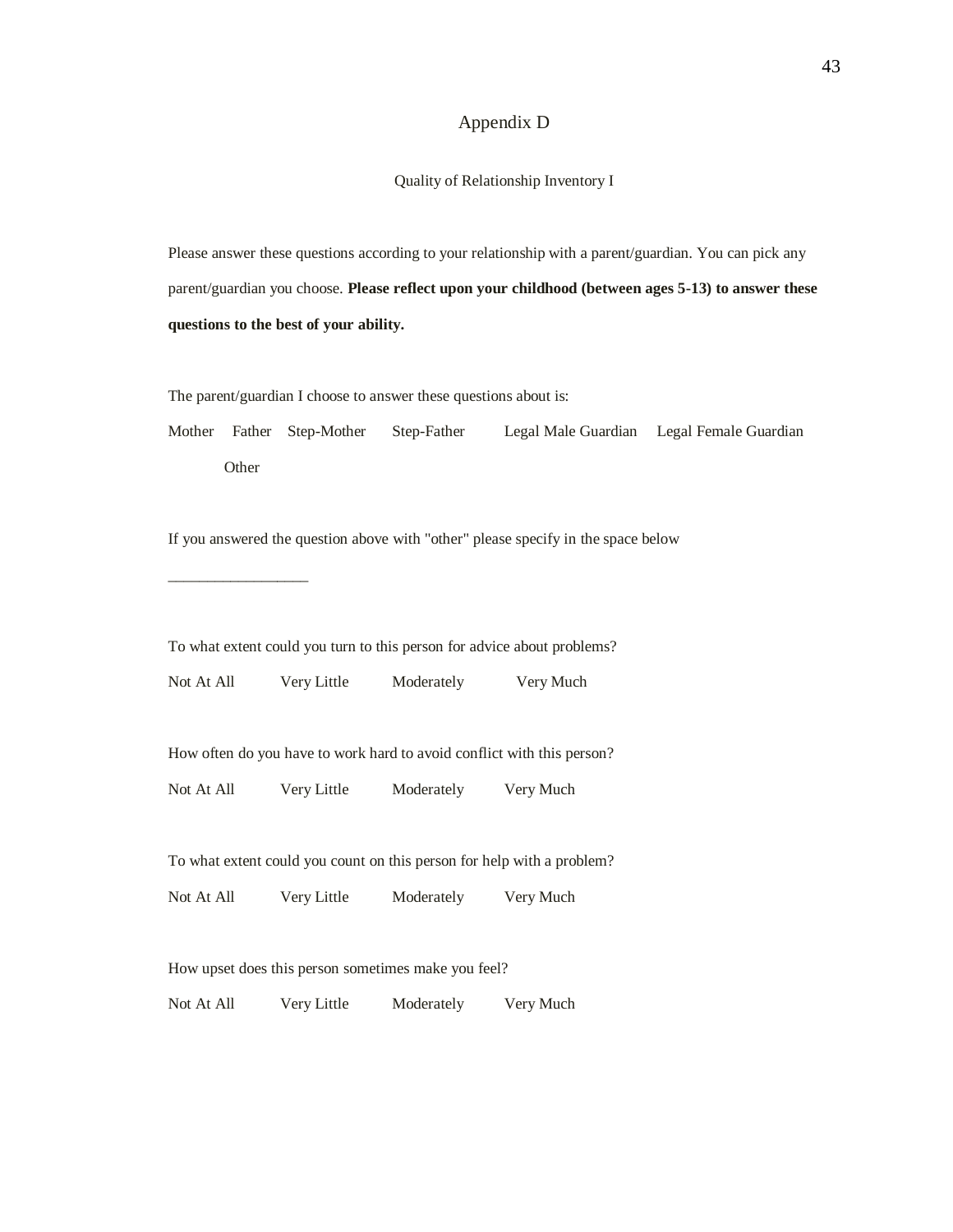# Appendix D

## Quality of Relationship Inventory I

Please answer these questions according to your relationship with a parent/guardian. You can pick any parent/guardian you choose. **Please reflect upon your childhood (between ages 5-13) to answer these questions to the best of your ability.**

The parent/guardian I choose to answer these questions about is:

Mother   Father   Step-Mother   Step-Father   Legal Male Guardian   Legal Female Guardian   Other

If you answered the question above with "other" please specify in the space below

__________________

To what extent could you turn to this person for advice about problems?

Not At All   Very Little   Moderately   Very Much

How often do you have to work hard to avoid conflict with this person?

Not At All   Very Little   Moderately   Very Much

To what extent could you count on this person for help with a problem?

Not At All   Very Little   Moderately   Very Much

How upset does this person sometimes make you feel?

Not At All   Very Little   Moderately   Very Much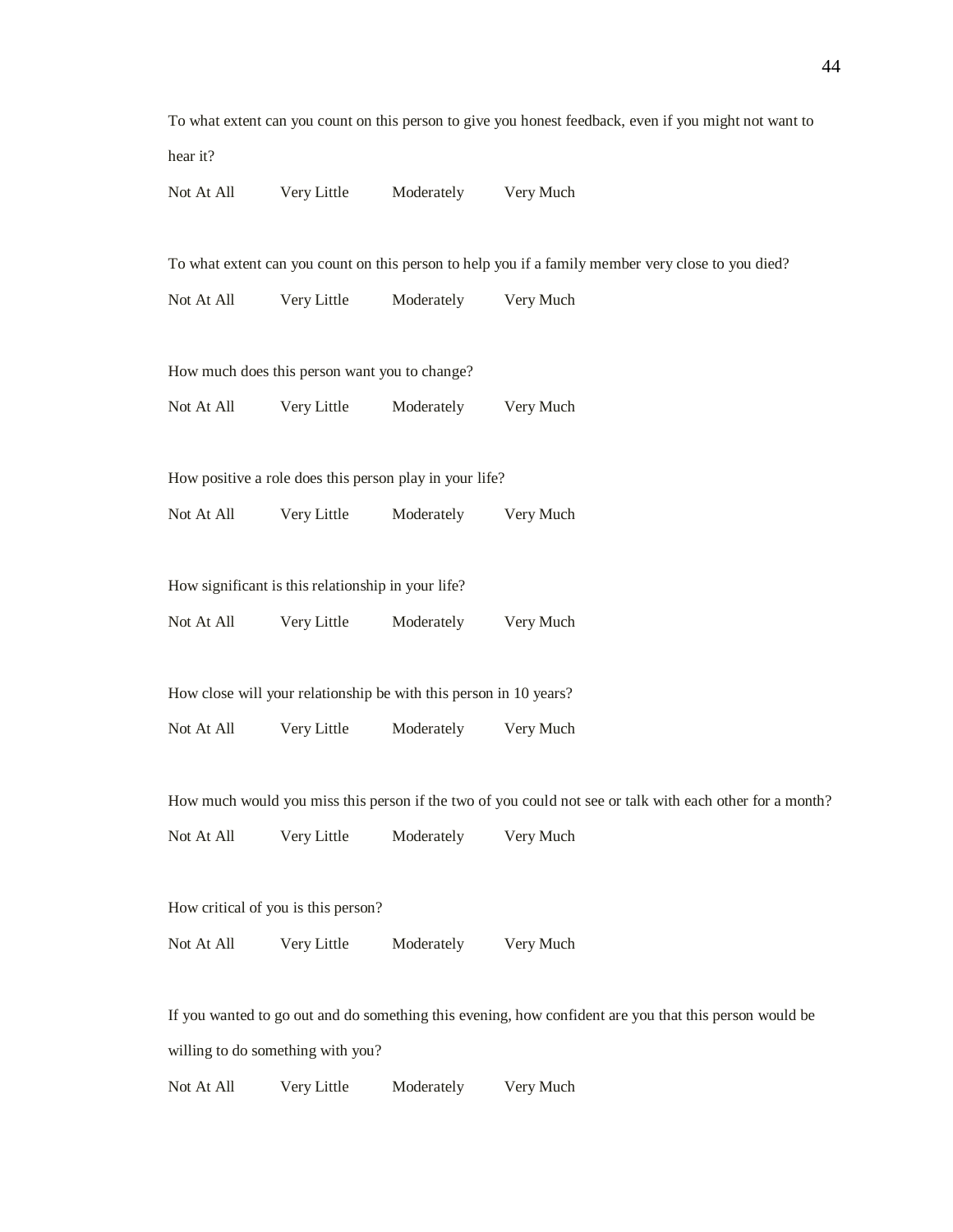To what extent can you count on this person to give you honest feedback, even if you might not want to hear it?

Not At All        Very Little        Moderately        Very Much

To what extent can you count on this person to help you if a family member very close to you died?

Not At All        Very Little        Moderately        Very Much

How much does this person want you to change?

Not At All        Very Little        Moderately        Very Much

How positive a role does this person play in your life?

Not At All        Very Little        Moderately        Very Much

How significant is this relationship in your life?

Not At All        Very Little        Moderately        Very Much

How close will your relationship be with this person in 10 years?

Not At All        Very Little        Moderately        Very Much

How much would you miss this person if the two of you could not see or talk with each other for a month?

Not At All        Very Little        Moderately        Very Much

How critical of you is this person?

Not At All        Very Little        Moderately        Very Much

If you wanted to go out and do something this evening, how confident are you that this person would be willing to do something with you?

Not At All        Very Little        Moderately        Very Much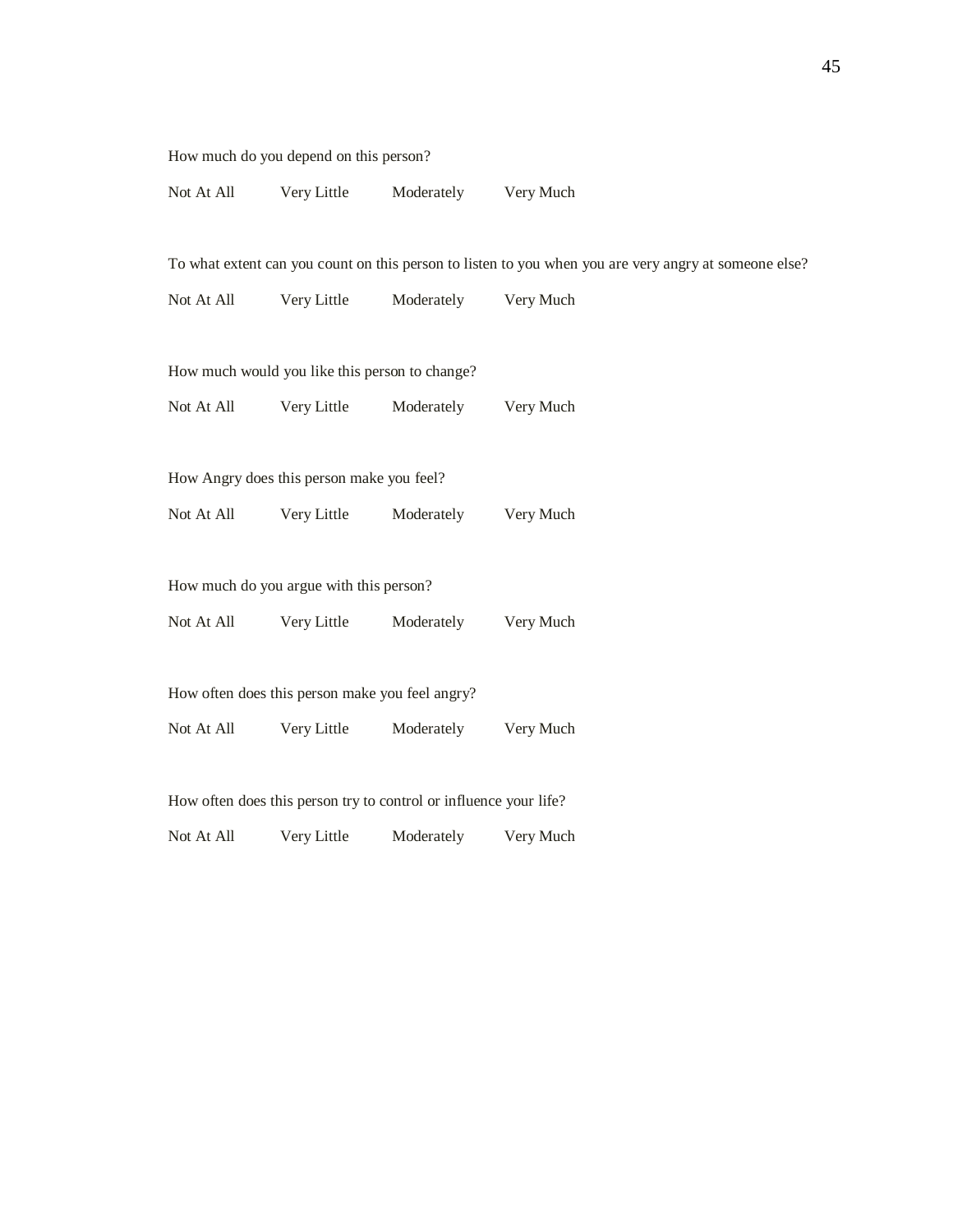How much do you depend on this person?

Not At All Very Little Moderately Very Much

To what extent can you count on this person to listen to you when you are very angry at someone else?

Not At All Very Little Moderately Very Much

How much would you like this person to change?

Not At All Very Little Moderately Very Much

How Angry does this person make you feel?

Not At All Very Little Moderately Very Much

How much do you argue with this person?

Not At All Very Little Moderately Very Much

How often does this person make you feel angry?

Not At All Very Little Moderately Very Much

How often does this person try to control or influence your life?

Not At All Very Little Moderately Very Much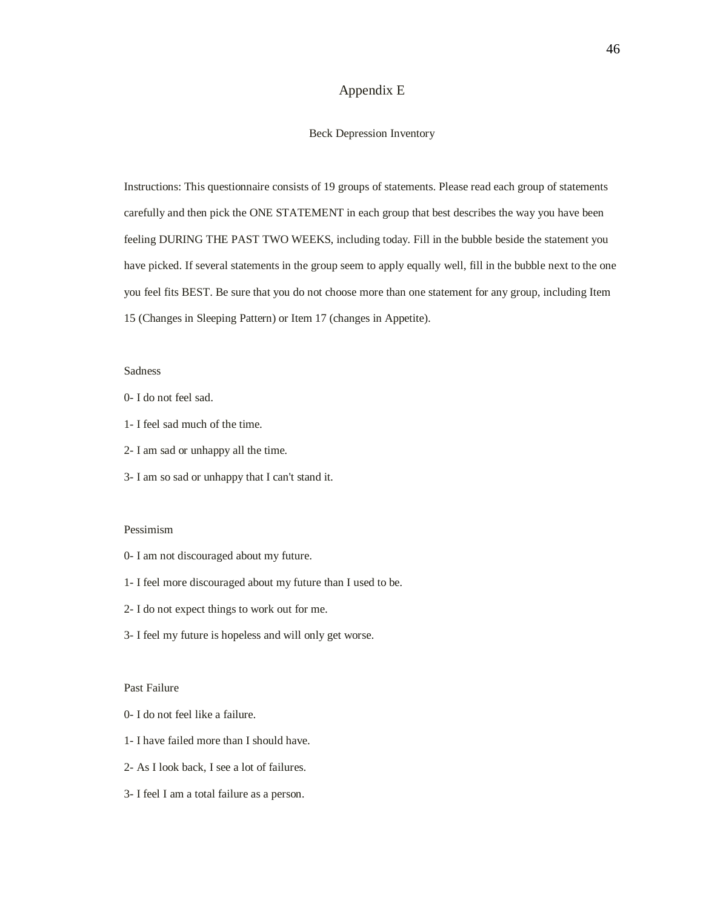## Appendix E

### Beck Depression Inventory

Instructions: This questionnaire consists of 19 groups of statements. Please read each group of statements carefully and then pick the ONE STATEMENT in each group that best describes the way you have been feeling DURING THE PAST TWO WEEKS, including today. Fill in the bubble beside the statement you have picked. If several statements in the group seem to apply equally well, fill in the bubble next to the one you feel fits BEST. Be sure that you do not choose more than one statement for any group, including Item 15 (Changes in Sleeping Pattern) or Item 17 (changes in Appetite).

Sadness

0- I do not feel sad.

1- I feel sad much of the time.

2- I am sad or unhappy all the time.

3- I am so sad or unhappy that I can't stand it.

Pessimism

0- I am not discouraged about my future.

1- I feel more discouraged about my future than I used to be.

2- I do not expect things to work out for me.

3- I feel my future is hopeless and will only get worse.

Past Failure

0- I do not feel like a failure.

1- I have failed more than I should have.

2- As I look back, I see a lot of failures.

3- I feel I am a total failure as a person.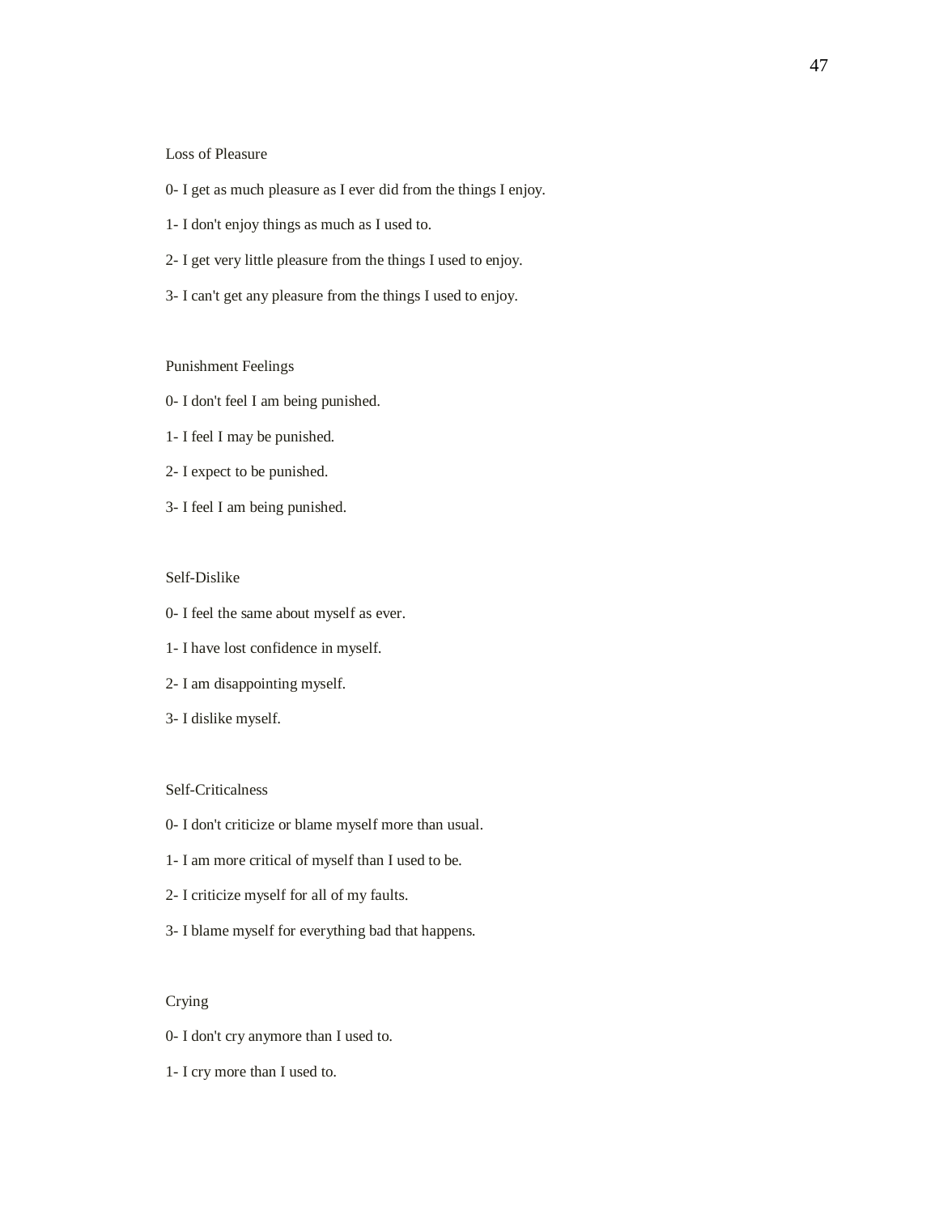Loss of Pleasure

0- I get as much pleasure as I ever did from the things I enjoy.

1- I don't enjoy things as much as I used to.

2- I get very little pleasure from the things I used to enjoy.

3- I can't get any pleasure from the things I used to enjoy.

Punishment Feelings

0- I don't feel I am being punished.

1- I feel I may be punished.

2- I expect to be punished.

3- I feel I am being punished.

Self-Dislike

0- I feel the same about myself as ever.

1- I have lost confidence in myself.

2- I am disappointing myself.

3- I dislike myself.

Self-Criticalness

0- I don't criticize or blame myself more than usual.

1- I am more critical of myself than I used to be.

2- I criticize myself for all of my faults.

3- I blame myself for everything bad that happens.

Crying

0- I don't cry anymore than I used to.

1- I cry more than I used to.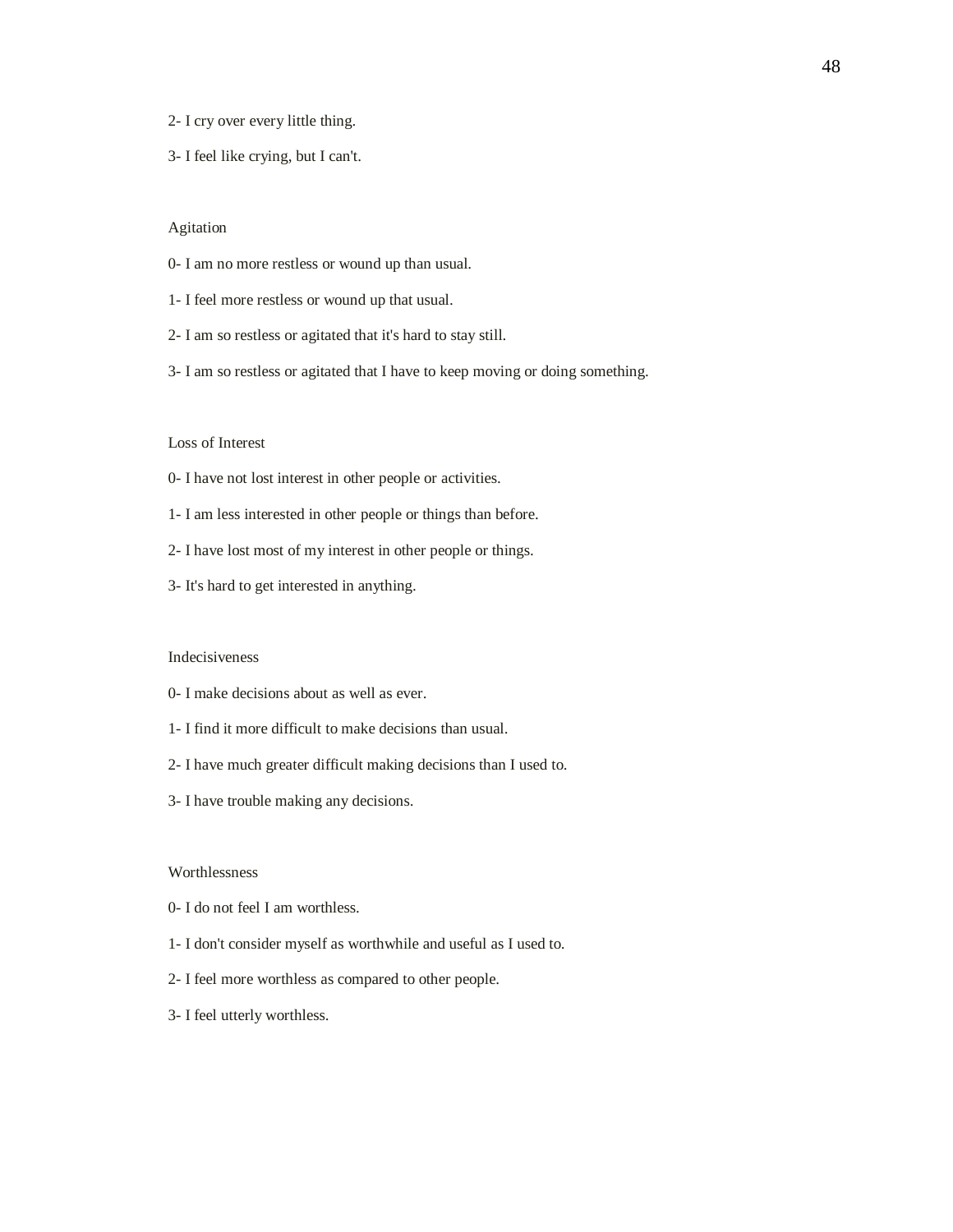2- I cry over every little thing.

3- I feel like crying, but I can't.

Agitation

0- I am no more restless or wound up than usual.

1- I feel more restless or wound up that usual.

2- I am so restless or agitated that it's hard to stay still.

3- I am so restless or agitated that I have to keep moving or doing something.

Loss of Interest

0- I have not lost interest in other people or activities.

1- I am less interested in other people or things than before.

2- I have lost most of my interest in other people or things.

3- It's hard to get interested in anything.

Indecisiveness

0- I make decisions about as well as ever.

1- I find it more difficult to make decisions than usual.

2- I have much greater difficult making decisions than I used to.

3- I have trouble making any decisions.

Worthlessness

0- I do not feel I am worthless.

1- I don't consider myself as worthwhile and useful as I used to.

2- I feel more worthless as compared to other people.

3- I feel utterly worthless.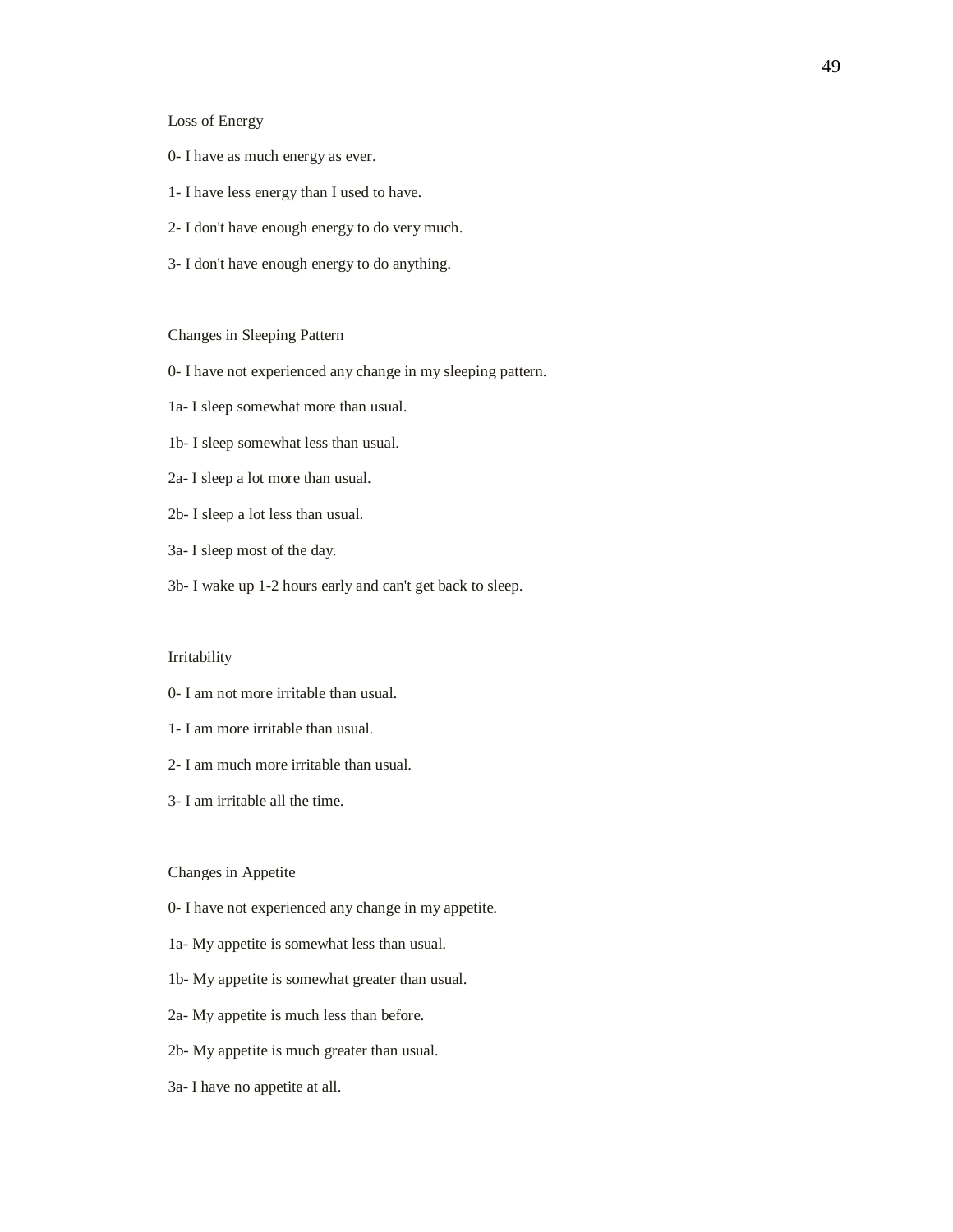Loss of Energy

0- I have as much energy as ever.

1- I have less energy than I used to have.

2- I don't have enough energy to do very much.

3- I don't have enough energy to do anything.

Changes in Sleeping Pattern

0- I have not experienced any change in my sleeping pattern.

1a- I sleep somewhat more than usual.

1b- I sleep somewhat less than usual.

2a- I sleep a lot more than usual.

2b- I sleep a lot less than usual.

3a- I sleep most of the day.

3b- I wake up 1-2 hours early and can't get back to sleep.

Irritability

0- I am not more irritable than usual.

1- I am more irritable than usual.

2- I am much more irritable than usual.

3- I am irritable all the time.

Changes in Appetite

0- I have not experienced any change in my appetite.

1a- My appetite is somewhat less than usual.

1b- My appetite is somewhat greater than usual.

2a- My appetite is much less than before.

2b- My appetite is much greater than usual.

3a- I have no appetite at all.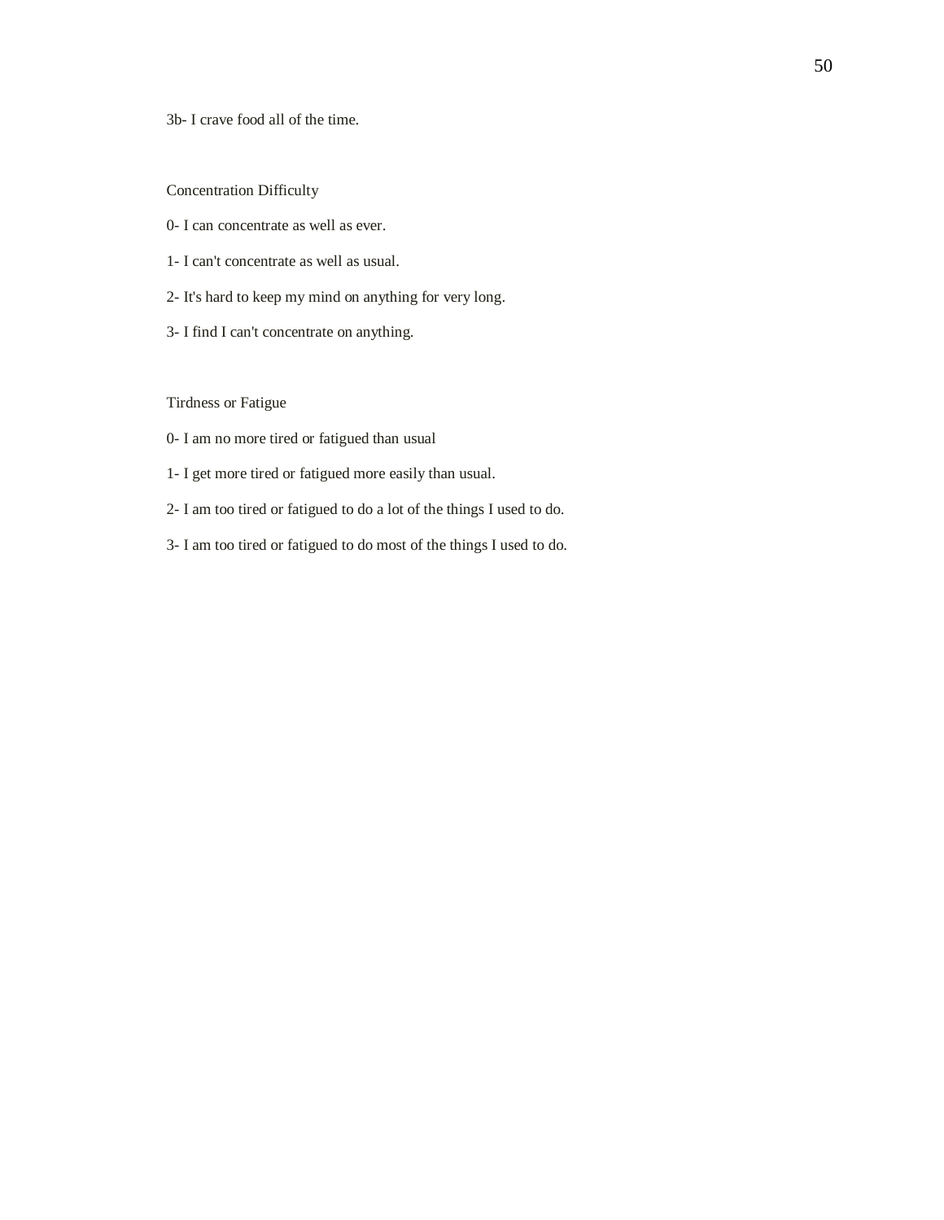3b- I crave food all of the time.

Concentration Difficulty

0- I can concentrate as well as ever.

1- I can't concentrate as well as usual.

2- It's hard to keep my mind on anything for very long.

3- I find I can't concentrate on anything.

Tirdness or Fatigue

0- I am no more tired or fatigued than usual

1- I get more tired or fatigued more easily than usual.

2- I am too tired or fatigued to do a lot of the things I used to do.

3- I am too tired or fatigued to do most of the things I used to do.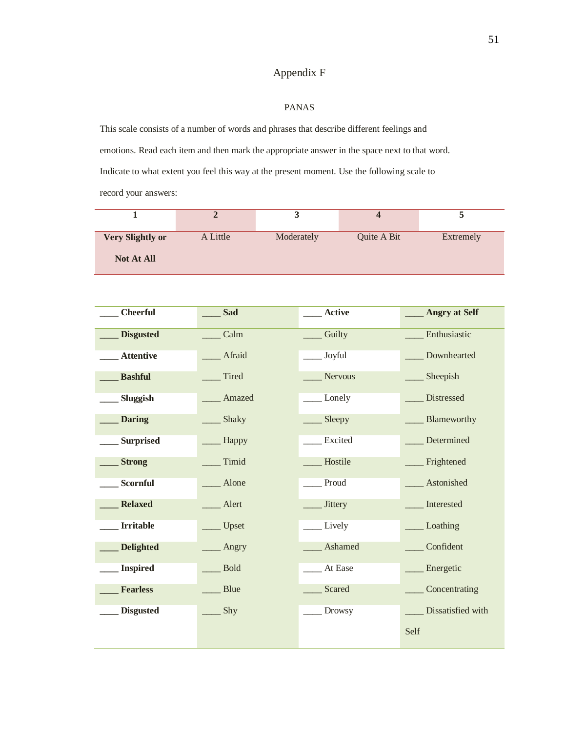# Appendix F

## PANAS

This scale consists of a number of words and phrases that describe different feelings and emotions. Read each item and then mark the appropriate answer in the space next to that word. Indicate to what extent you feel this way at the present moment. Use the following scale to record your answers:

| 1 | 2 | 3 | 4 | 5 |
|---|---|---|---|---|
| **Very Slightly or Not At All** | A Little | Moderately | Quite A Bit | Extremely |

| ____ **Cheerful** | ____ **Sad** | ____ **Active** | ____ **Angry at Self** |
|---|---|---|---|
| ____ **Disgusted** | ____ Calm | ____ Guilty | ____ Enthusiastic |
| ____ **Attentive** | ____ Afraid | ____ Joyful | ____ Downhearted |
| ____ **Bashful** | ____ Tired | ____ Nervous | ____ Sheepish |
| ____ **Sluggish** | ____ Amazed | ____ Lonely | ____ Distressed |
| ____ **Daring** | ____ Shaky | ____ Sleepy | ____ Blameworthy |
| ____ **Surprised** | ____ Happy | ____ Excited | ____ Determined |
| ____ **Strong** | ____ Timid | ____ Hostile | ____ Frightened |
| ____ **Scornful** | ____ Alone | ____ Proud | ____ Astonished |
| ____ **Relaxed** | ____ Alert | ____ Jittery | ____ Interested |
| ____ **Irritable** | ____ Upset | ____ Lively | ____ Loathing |
| ____ **Delighted** | ____ Angry | ____ Ashamed | ____ Confident |
| ____ **Inspired** | ____ Bold | ____ At Ease | ____ Energetic |
| ____ **Fearless** | ____ Blue | ____ Scared | ____ Concentrating |
| ____ **Disgusted** | ____ Shy | ____ Drowsy | ____ Dissatisfied with Self |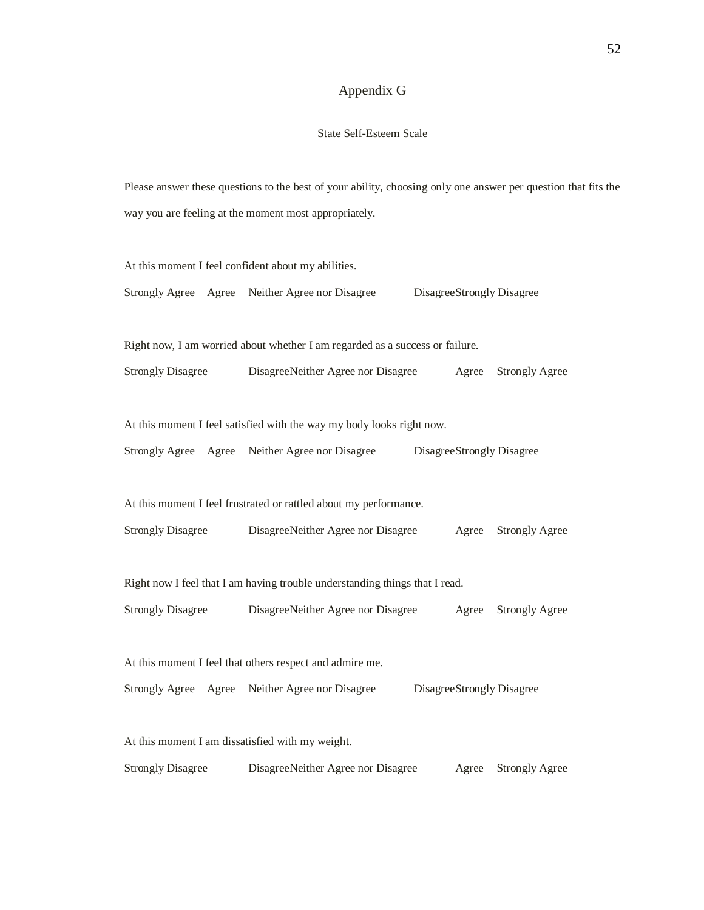# Appendix G

## State Self-Esteem Scale

Please answer these questions to the best of your ability, choosing only one answer per question that fits the way you are feeling at the moment most appropriately.

At this moment I feel confident about my abilities.

Strongly Agree  Agree  Neither Agree nor Disagree  Disagree  Strongly Disagree

Right now, I am worried about whether I am regarded as a success or failure.

Strongly Disagree  Disagree  Neither Agree nor Disagree  Agree  Strongly Agree

At this moment I feel satisfied with the way my body looks right now.

Strongly Agree  Agree  Neither Agree nor Disagree  Disagree  Strongly Disagree

At this moment I feel frustrated or rattled about my performance.

Strongly Disagree  Disagree  Neither Agree nor Disagree  Agree  Strongly Agree

Right now I feel that I am having trouble understanding things that I read.

Strongly Disagree  Disagree  Neither Agree nor Disagree  Agree  Strongly Agree

At this moment I feel that others respect and admire me.

Strongly Agree  Agree  Neither Agree nor Disagree  Disagree  Strongly Disagree

At this moment I am dissatisfied with my weight.

Strongly Disagree  Disagree  Neither Agree nor Disagree  Agree  Strongly Agree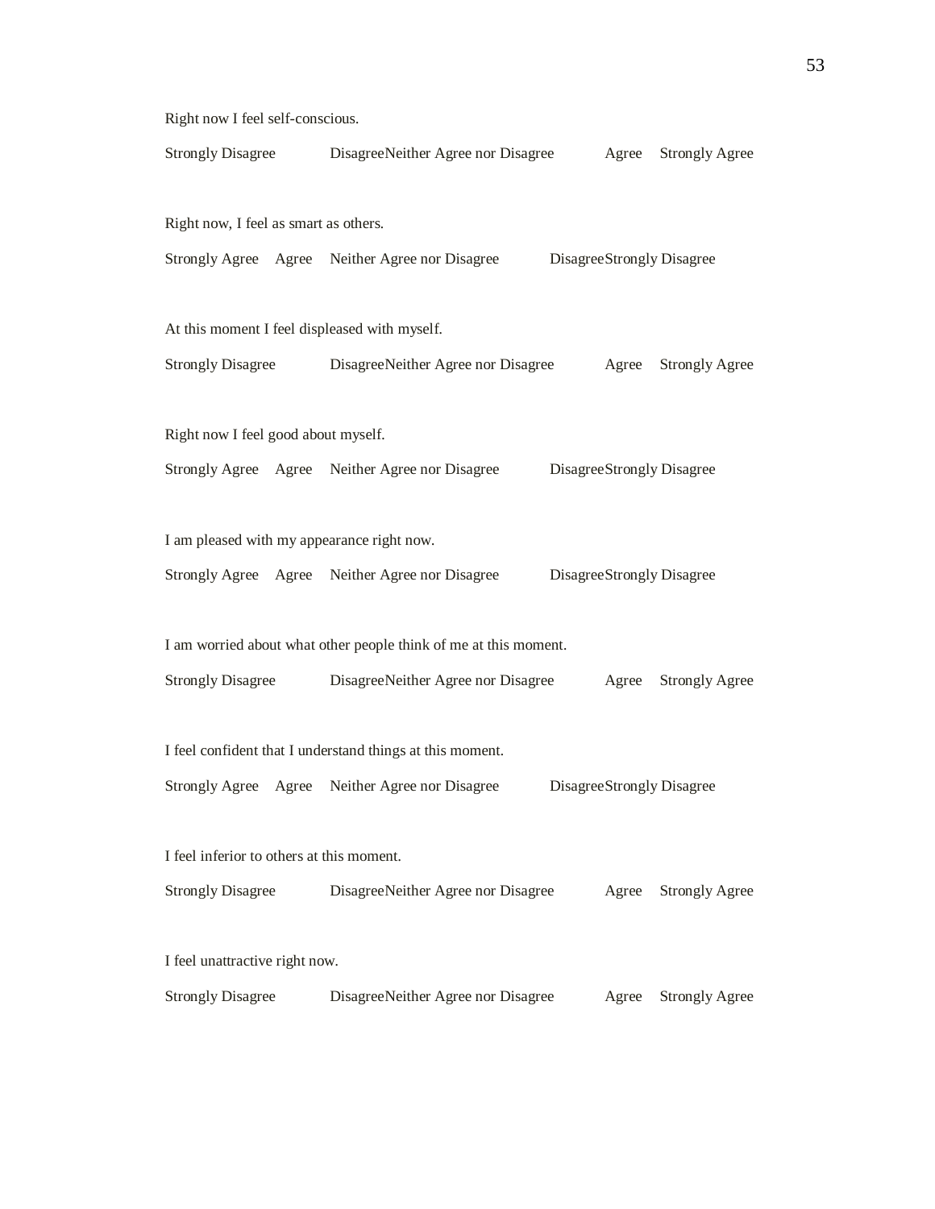Right now I feel self-conscious.

Strongly Disagree    Disagree    Neither Agree nor Disagree    Agree    Strongly Agree

Right now, I feel as smart as others.

Strongly Agree    Agree    Neither Agree nor Disagree    Disagree    Strongly Disagree

At this moment I feel displeased with myself.

Strongly Disagree    Disagree    Neither Agree nor Disagree    Agree    Strongly Agree

Right now I feel good about myself.

Strongly Agree    Agree    Neither Agree nor Disagree    Disagree    Strongly Disagree

I am pleased with my appearance right now.

Strongly Agree    Agree    Neither Agree nor Disagree    Disagree    Strongly Disagree

I am worried about what other people think of me at this moment.

Strongly Disagree    Disagree    Neither Agree nor Disagree    Agree    Strongly Agree

I feel confident that I understand things at this moment.

Strongly Agree    Agree    Neither Agree nor Disagree    Disagree    Strongly Disagree

I feel inferior to others at this moment.

Strongly Disagree    Disagree    Neither Agree nor Disagree    Agree    Strongly Agree

I feel unattractive right now.

Strongly Disagree    Disagree    Neither Agree nor Disagree    Agree    Strongly Agree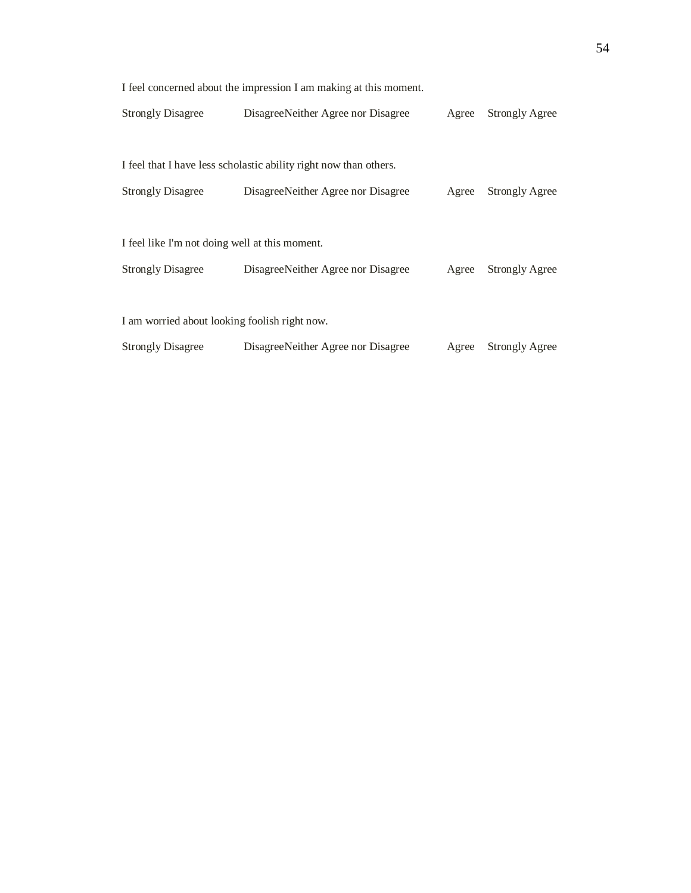I feel concerned about the impression I am making at this moment.

Strongly Disagree     Disagree     Neither Agree nor Disagree     Agree     Strongly Agree

I feel that I have less scholastic ability right now than others.

Strongly Disagree     Disagree     Neither Agree nor Disagree     Agree     Strongly Agree

I feel like I'm not doing well at this moment.

Strongly Disagree     Disagree     Neither Agree nor Disagree     Agree     Strongly Agree

I am worried about looking foolish right now.

Strongly Disagree     Disagree     Neither Agree nor Disagree     Agree     Strongly Agree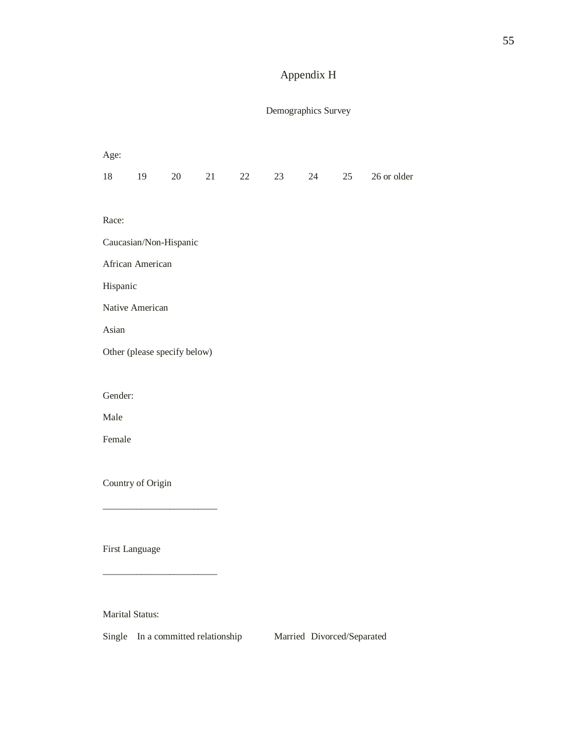# Appendix H

## Demographics Survey

Age:

18 19 20 21 22 23 24 25 26 or older

Race:

Caucasian/Non-Hispanic

African American

Hispanic

Native American

Asian

Other (please specify below)

Gender:

Male

Female

Country of Origin

________________________

First Language

________________________

Marital Status:

Single In a committed relationship Married Divorced/Separated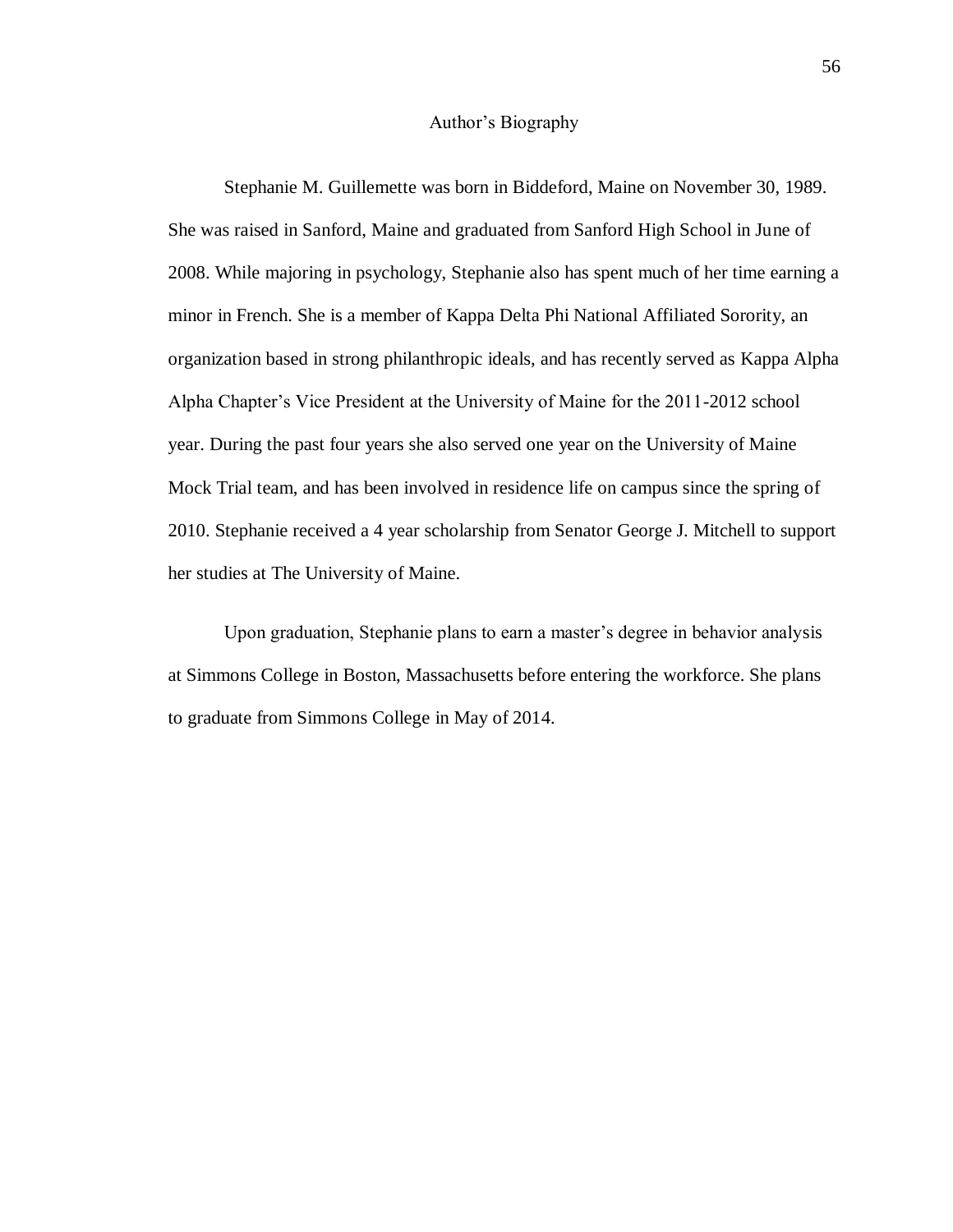# Author's Biography

Stephanie M. Guillemette was born in Biddeford, Maine on November 30, 1989. She was raised in Sanford, Maine and graduated from Sanford High School in June of 2008. While majoring in psychology, Stephanie also has spent much of her time earning a minor in French. She is a member of Kappa Delta Phi National Affiliated Sorority, an organization based in strong philanthropic ideals, and has recently served as Kappa Alpha Alpha Chapter's Vice President at the University of Maine for the 2011-2012 school year. During the past four years she also served one year on the University of Maine Mock Trial team, and has been involved in residence life on campus since the spring of 2010. Stephanie received a 4 year scholarship from Senator George J. Mitchell to support her studies at The University of Maine.

Upon graduation, Stephanie plans to earn a master's degree in behavior analysis at Simmons College in Boston, Massachusetts before entering the workforce. She plans to graduate from Simmons College in May of 2014.